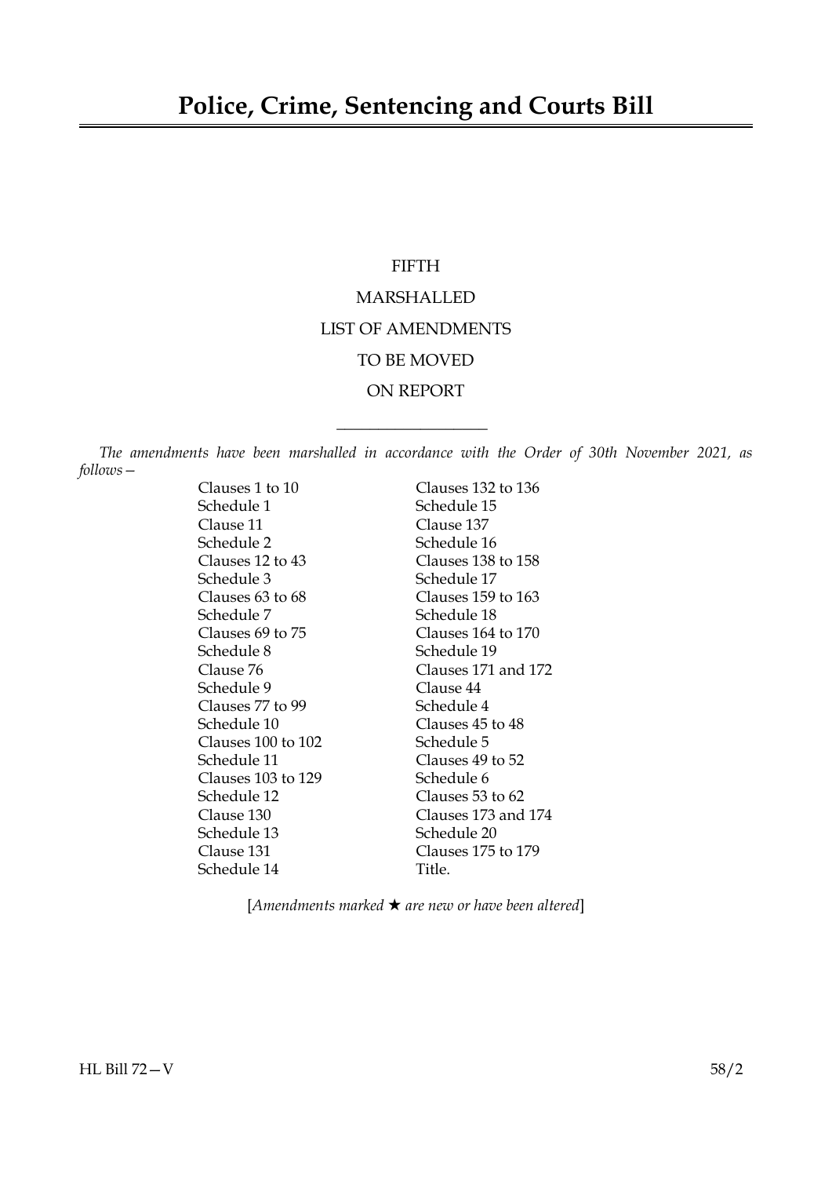# Police, Crime, Sentencing and Courts Bill

FIFTH

MARSHALLED

LIST OF AMENDMENTS

TO BE MOVED

ON REPORT

---

*The amendments have been marshalled in accordance with the Order of 30th November 2021, as follows—*

Clauses 1 to 10
Schedule 1
Clause 11
Schedule 2
Clauses 12 to 43
Schedule 3
Clauses 63 to 68
Schedule 7
Clauses 69 to 75
Schedule 8
Clause 76
Schedule 9
Clauses 77 to 99
Schedule 10
Clauses 100 to 102
Schedule 11
Clauses 103 to 129
Schedule 12
Clause 130
Schedule 13
Clause 131
Schedule 14
Clauses 132 to 136
Schedule 15
Clause 137
Schedule 16
Clauses 138 to 158
Schedule 17
Clauses 159 to 163
Schedule 18
Clauses 164 to 170
Schedule 19
Clauses 171 and 172
Clause 44
Schedule 4
Clauses 45 to 48
Schedule 5
Clauses 49 to 52
Schedule 6
Clauses 53 to 62
Clauses 173 and 174
Schedule 20
Clauses 175 to 179
Title.

[*Amendments marked ★ are new or have been altered*]

HL Bill 72—V 58/2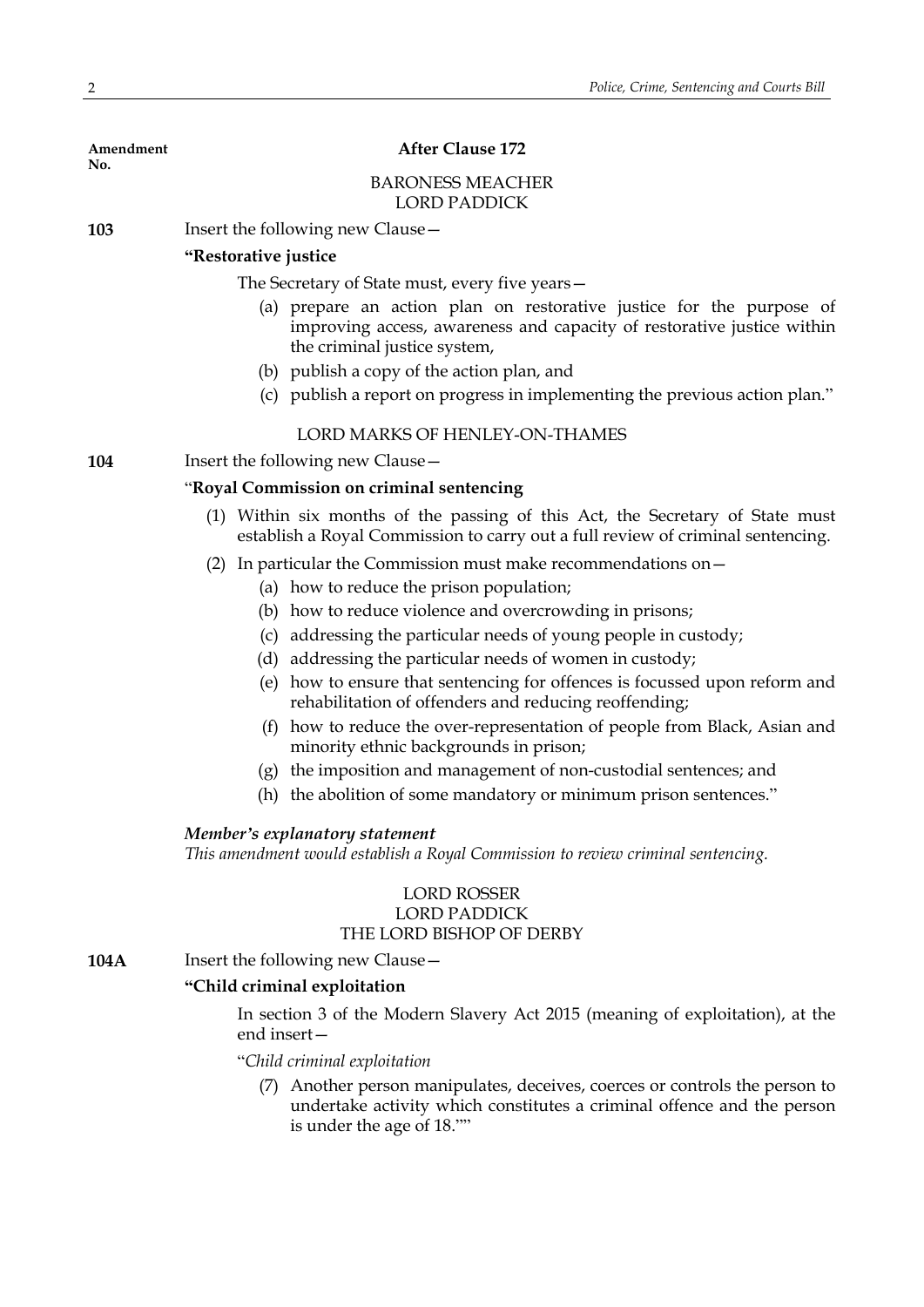Amendment No.

## After Clause 172

BARONESS MEACHER
LORD PADDICK

**103** Insert the following new Clause—

**"Restorative justice**

The Secretary of State must, every five years—

(a) prepare an action plan on restorative justice for the purpose of improving access, awareness and capacity of restorative justice within the criminal justice system,

(b) publish a copy of the action plan, and

(c) publish a report on progress in implementing the previous action plan."

LORD MARKS OF HENLEY-ON-THAMES

**104** Insert the following new Clause—

"**Royal Commission on criminal sentencing**

(1) Within six months of the passing of this Act, the Secretary of State must establish a Royal Commission to carry out a full review of criminal sentencing.

(2) In particular the Commission must make recommendations on—

(a) how to reduce the prison population;

(b) how to reduce violence and overcrowding in prisons;

(c) addressing the particular needs of young people in custody;

(d) addressing the particular needs of women in custody;

(e) how to ensure that sentencing for offences is focussed upon reform and rehabilitation of offenders and reducing reoffending;

(f) how to reduce the over-representation of people from Black, Asian and minority ethnic backgrounds in prison;

(g) the imposition and management of non-custodial sentences; and

(h) the abolition of some mandatory or minimum prison sentences."

***Member's explanatory statement***
*This amendment would establish a Royal Commission to review criminal sentencing.*

LORD ROSSER
LORD PADDICK
THE LORD BISHOP OF DERBY

**104A** Insert the following new Clause—

**"Child criminal exploitation**

In section 3 of the Modern Slavery Act 2015 (meaning of exploitation), at the end insert—

"*Child criminal exploitation*

(7) Another person manipulates, deceives, coerces or controls the person to undertake activity which constitutes a criminal offence and the person is under the age of 18.""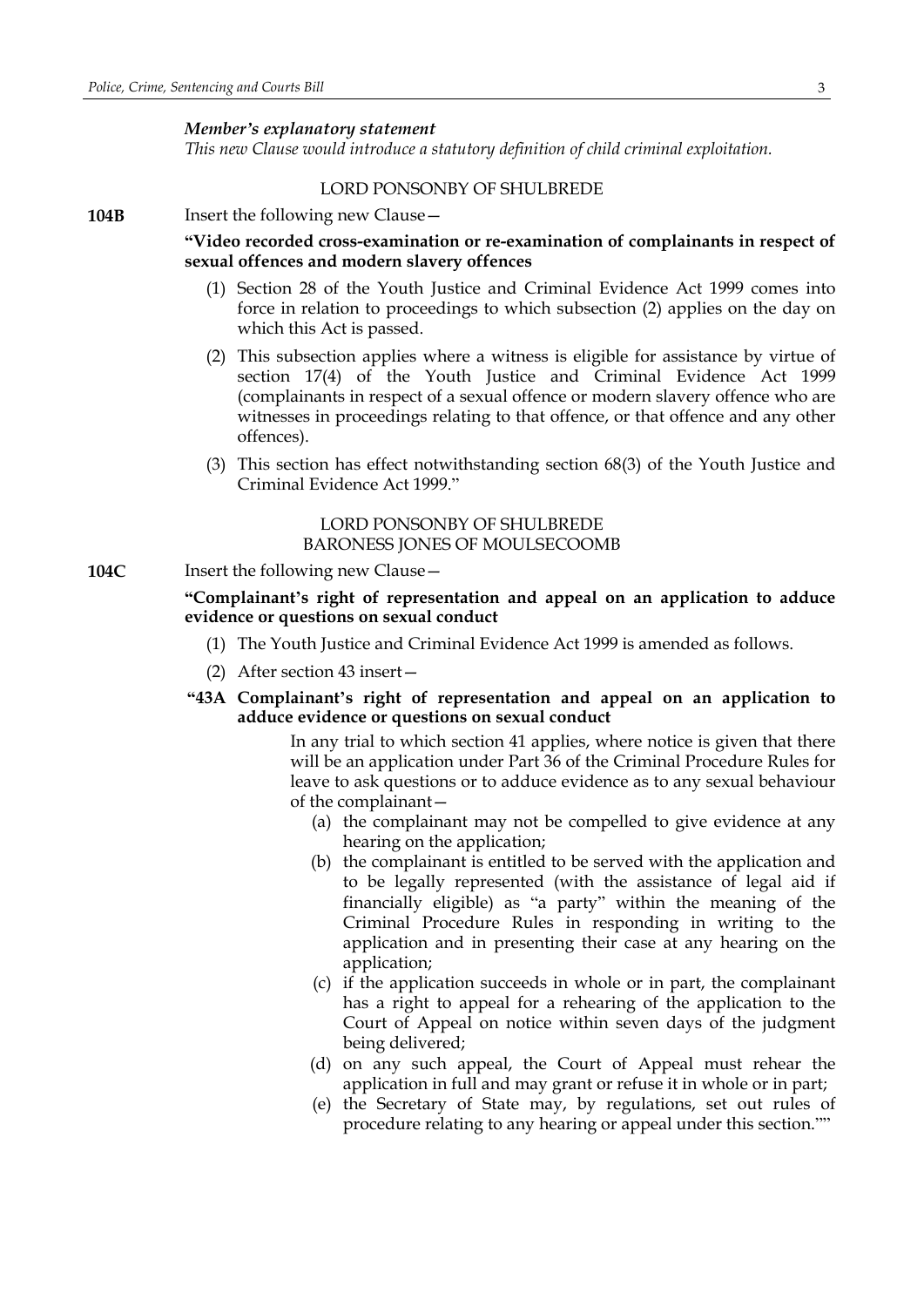*Member's explanatory statement*

*This new Clause would introduce a statutory definition of child criminal exploitation.*

LORD PONSONBY OF SHULBREDE

**104B** Insert the following new Clause—

**"Video recorded cross-examination or re-examination of complainants in respect of sexual offences and modern slavery offences**

(1) Section 28 of the Youth Justice and Criminal Evidence Act 1999 comes into force in relation to proceedings to which subsection (2) applies on the day on which this Act is passed.

(2) This subsection applies where a witness is eligible for assistance by virtue of section 17(4) of the Youth Justice and Criminal Evidence Act 1999 (complainants in respect of a sexual offence or modern slavery offence who are witnesses in proceedings relating to that offence, or that offence and any other offences).

(3) This section has effect notwithstanding section 68(3) of the Youth Justice and Criminal Evidence Act 1999."

LORD PONSONBY OF SHULBREDE
BARONESS JONES OF MOULSECOOMB

**104C** Insert the following new Clause—

**"Complainant's right of representation and appeal on an application to adduce evidence or questions on sexual conduct**

(1) The Youth Justice and Criminal Evidence Act 1999 is amended as follows.

(2) After section 43 insert—

**"43A Complainant's right of representation and appeal on an application to adduce evidence or questions on sexual conduct**

In any trial to which section 41 applies, where notice is given that there will be an application under Part 36 of the Criminal Procedure Rules for leave to ask questions or to adduce evidence as to any sexual behaviour of the complainant—

(a) the complainant may not be compelled to give evidence at any hearing on the application;

(b) the complainant is entitled to be served with the application and to be legally represented (with the assistance of legal aid if financially eligible) as "a party" within the meaning of the Criminal Procedure Rules in responding in writing to the application and in presenting their case at any hearing on the application;

(c) if the application succeeds in whole or in part, the complainant has a right to appeal for a rehearing of the application to the Court of Appeal on notice within seven days of the judgment being delivered;

(d) on any such appeal, the Court of Appeal must rehear the application in full and may grant or refuse it in whole or in part;

(e) the Secretary of State may, by regulations, set out rules of procedure relating to any hearing or appeal under this section.""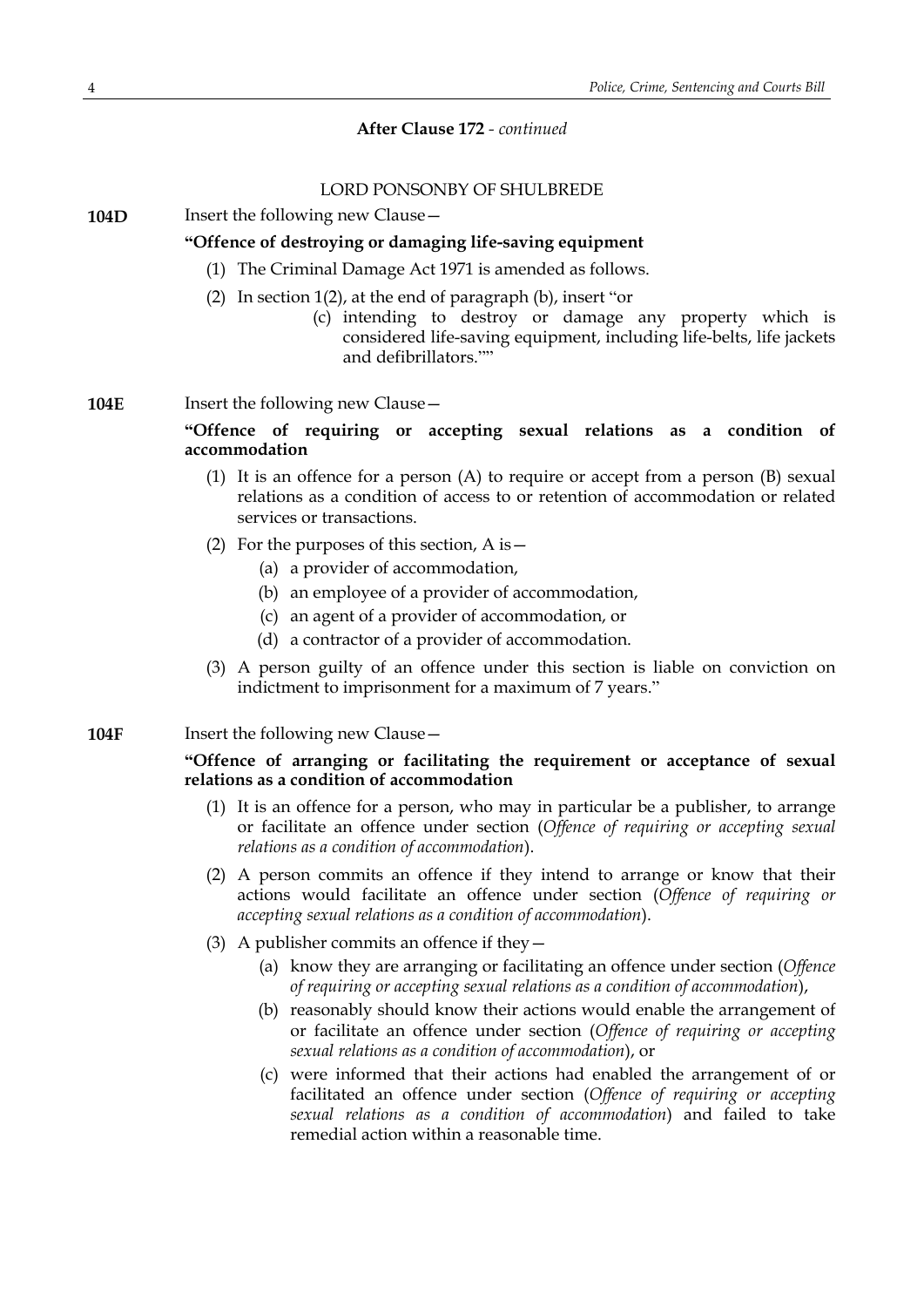**After Clause 172** - *continued*

LORD PONSONBY OF SHULBREDE

**104D** Insert the following new Clause—

**"Offence of destroying or damaging life-saving equipment**

(1) The Criminal Damage Act 1971 is amended as follows.

(2) In section 1(2), at the end of paragraph (b), insert "or

(c) intending to destroy or damage any property which is considered life-saving equipment, including life-belts, life jackets and defibrillators.""

**104E** Insert the following new Clause—

**"Offence of requiring or accepting sexual relations as a condition of accommodation**

(1) It is an offence for a person (A) to require or accept from a person (B) sexual relations as a condition of access to or retention of accommodation or related services or transactions.

(2) For the purposes of this section, A is—

(a) a provider of accommodation,

(b) an employee of a provider of accommodation,

(c) an agent of a provider of accommodation, or

(d) a contractor of a provider of accommodation.

(3) A person guilty of an offence under this section is liable on conviction on indictment to imprisonment for a maximum of 7 years."

**104F** Insert the following new Clause—

**"Offence of arranging or facilitating the requirement or acceptance of sexual relations as a condition of accommodation**

(1) It is an offence for a person, who may in particular be a publisher, to arrange or facilitate an offence under section (*Offence of requiring or accepting sexual relations as a condition of accommodation*).

(2) A person commits an offence if they intend to arrange or know that their actions would facilitate an offence under section (*Offence of requiring or accepting sexual relations as a condition of accommodation*).

(3) A publisher commits an offence if they—

(a) know they are arranging or facilitating an offence under section (*Offence of requiring or accepting sexual relations as a condition of accommodation*),

(b) reasonably should know their actions would enable the arrangement of or facilitate an offence under section (*Offence of requiring or accepting sexual relations as a condition of accommodation*), or

(c) were informed that their actions had enabled the arrangement of or facilitated an offence under section (*Offence of requiring or accepting sexual relations as a condition of accommodation*) and failed to take remedial action within a reasonable time.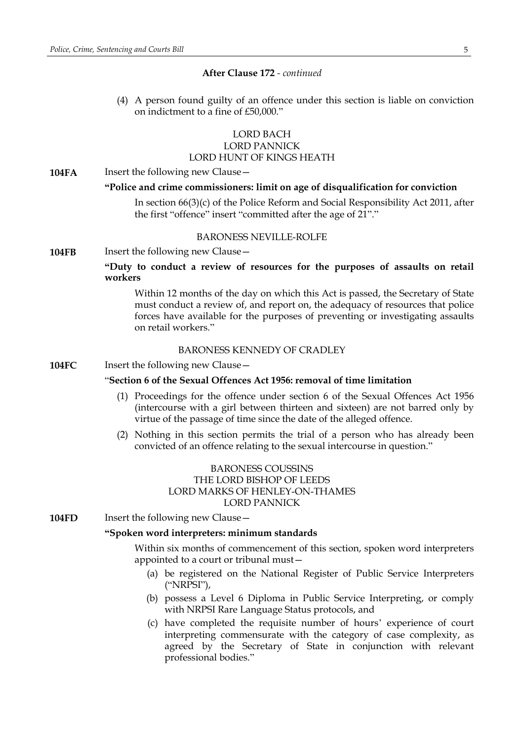**After Clause 172** - *continued*

(4) A person found guilty of an offence under this section is liable on conviction on indictment to a fine of £50,000."

LORD BACH
LORD PANNICK
LORD HUNT OF KINGS HEATH

**104FA** Insert the following new Clause—

**"Police and crime commissioners: limit on age of disqualification for conviction**

In section 66(3)(c) of the Police Reform and Social Responsibility Act 2011, after the first "offence" insert "committed after the age of 21"."

BARONESS NEVILLE-ROLFE

**104FB** Insert the following new Clause—

**"Duty to conduct a review of resources for the purposes of assaults on retail workers**

Within 12 months of the day on which this Act is passed, the Secretary of State must conduct a review of, and report on, the adequacy of resources that police forces have available for the purposes of preventing or investigating assaults on retail workers."

BARONESS KENNEDY OF CRADLEY

**104FC** Insert the following new Clause—

"**Section 6 of the Sexual Offences Act 1956: removal of time limitation**

(1) Proceedings for the offence under section 6 of the Sexual Offences Act 1956 (intercourse with a girl between thirteen and sixteen) are not barred only by virtue of the passage of time since the date of the alleged offence.

(2) Nothing in this section permits the trial of a person who has already been convicted of an offence relating to the sexual intercourse in question."

BARONESS COUSSINS
THE LORD BISHOP OF LEEDS
LORD MARKS OF HENLEY-ON-THAMES
LORD PANNICK

**104FD** Insert the following new Clause—

**"Spoken word interpreters: minimum standards**

Within six months of commencement of this section, spoken word interpreters appointed to a court or tribunal must—

(a) be registered on the National Register of Public Service Interpreters ("NRPSI"),

(b) possess a Level 6 Diploma in Public Service Interpreting, or comply with NRPSI Rare Language Status protocols, and

(c) have completed the requisite number of hours' experience of court interpreting commensurate with the category of case complexity, as agreed by the Secretary of State in conjunction with relevant professional bodies."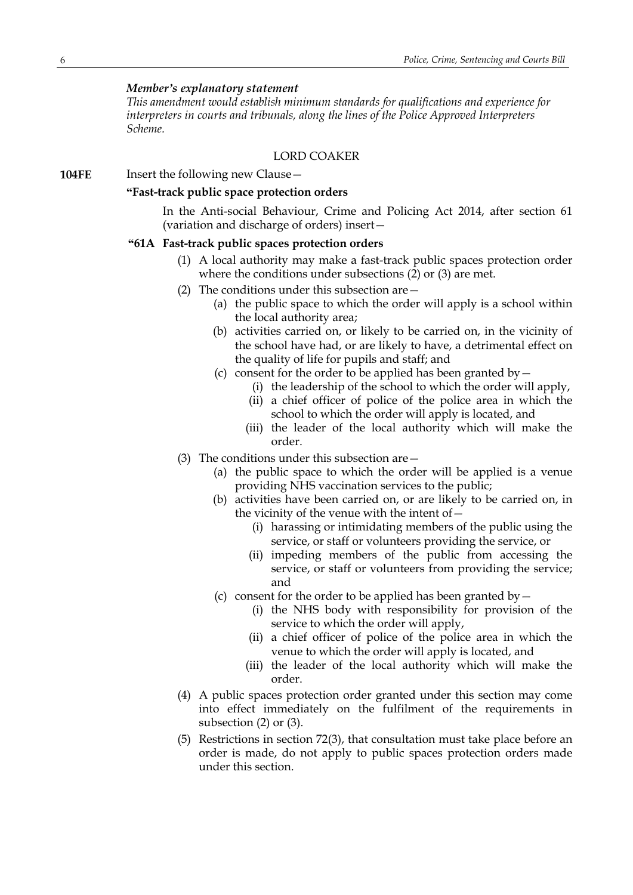***Member's explanatory statement***

*This amendment would establish minimum standards for qualifications and experience for interpreters in courts and tribunals, along the lines of the Police Approved Interpreters Scheme.*

LORD COAKER

**104FE** Insert the following new Clause—

**"Fast-track public space protection orders**

In the Anti-social Behaviour, Crime and Policing Act 2014, after section 61 (variation and discharge of orders) insert—

**"61A Fast-track public spaces protection orders**

(1) A local authority may make a fast-track public spaces protection order where the conditions under subsections (2) or (3) are met.

(2) The conditions under this subsection are—

(a) the public space to which the order will apply is a school within the local authority area;

(b) activities carried on, or likely to be carried on, in the vicinity of the school have had, or are likely to have, a detrimental effect on the quality of life for pupils and staff; and

(c) consent for the order to be applied has been granted by—

(i) the leadership of the school to which the order will apply,

(ii) a chief officer of police of the police area in which the school to which the order will apply is located, and

(iii) the leader of the local authority which will make the order.

(3) The conditions under this subsection are—

(a) the public space to which the order will be applied is a venue providing NHS vaccination services to the public;

(b) activities have been carried on, or are likely to be carried on, in the vicinity of the venue with the intent of—

(i) harassing or intimidating members of the public using the service, or staff or volunteers providing the service, or

(ii) impeding members of the public from accessing the service, or staff or volunteers from providing the service; and

(c) consent for the order to be applied has been granted by—

(i) the NHS body with responsibility for provision of the service to which the order will apply,

(ii) a chief officer of police of the police area in which the venue to which the order will apply is located, and

(iii) the leader of the local authority which will make the order.

(4) A public spaces protection order granted under this section may come into effect immediately on the fulfilment of the requirements in subsection (2) or (3).

(5) Restrictions in section 72(3), that consultation must take place before an order is made, do not apply to public spaces protection orders made under this section.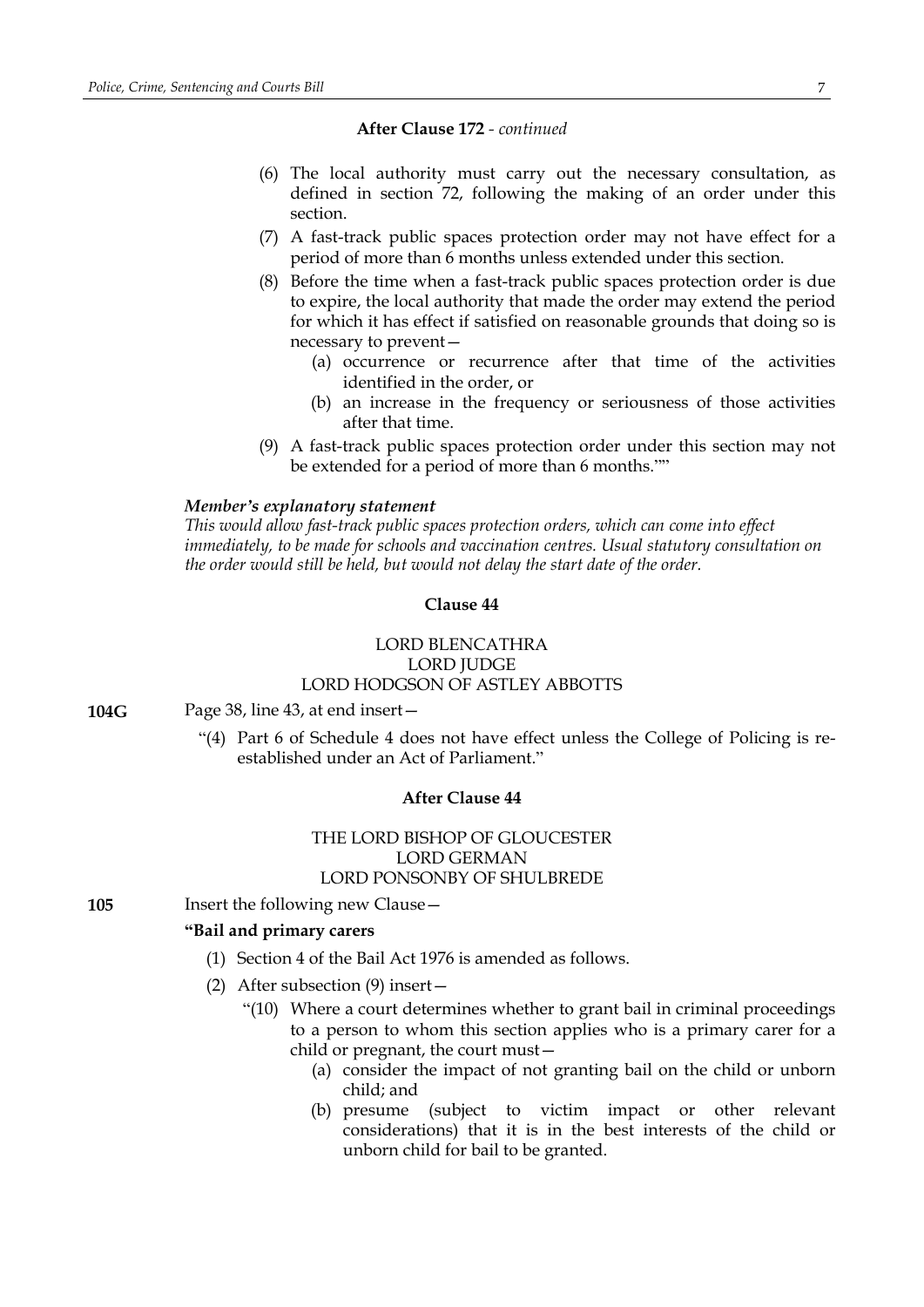**After Clause 172** - *continued*

(6) The local authority must carry out the necessary consultation, as defined in section 72, following the making of an order under this section.

(7) A fast-track public spaces protection order may not have effect for a period of more than 6 months unless extended under this section.

(8) Before the time when a fast-track public spaces protection order is due to expire, the local authority that made the order may extend the period for which it has effect if satisfied on reasonable grounds that doing so is necessary to prevent—

(a) occurrence or recurrence after that time of the activities identified in the order, or

(b) an increase in the frequency or seriousness of those activities after that time.

(9) A fast-track public spaces protection order under this section may not be extended for a period of more than 6 months.""

***Member's explanatory statement***

*This would allow fast-track public spaces protection orders, which can come into effect immediately, to be made for schools and vaccination centres. Usual statutory consultation on the order would still be held, but would not delay the start date of the order.*

**Clause 44**

LORD BLENCATHRA
LORD JUDGE
LORD HODGSON OF ASTLEY ABBOTTS

**104G** Page 38, line 43, at end insert—

"(4) Part 6 of Schedule 4 does not have effect unless the College of Policing is re-established under an Act of Parliament."

**After Clause 44**

THE LORD BISHOP OF GLOUCESTER
LORD GERMAN
LORD PONSONBY OF SHULBREDE

**105** Insert the following new Clause—

**"Bail and primary carers**

(1) Section 4 of the Bail Act 1976 is amended as follows.

(2) After subsection (9) insert—

"(10) Where a court determines whether to grant bail in criminal proceedings to a person to whom this section applies who is a primary carer for a child or pregnant, the court must—

(a) consider the impact of not granting bail on the child or unborn child; and

(b) presume (subject to victim impact or other relevant considerations) that it is in the best interests of the child or unborn child for bail to be granted.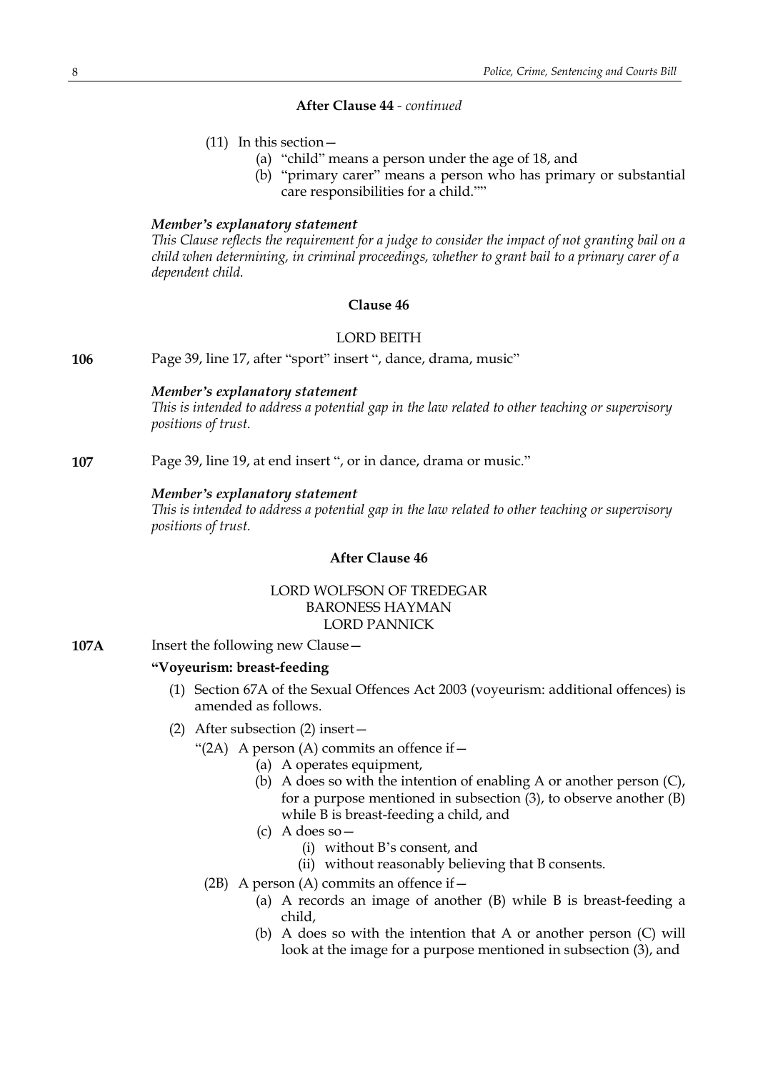**After Clause 44** - *continued*

(11) In this section—

(a) "child" means a person under the age of 18, and

(b) "primary carer" means a person who has primary or substantial care responsibilities for a child.""

***Member's explanatory statement***

*This Clause reflects the requirement for a judge to consider the impact of not granting bail on a child when determining, in criminal proceedings, whether to grant bail to a primary carer of a dependent child.*

**Clause 46**

LORD BEITH

**106** Page 39, line 17, after "sport" insert ", dance, drama, music"

***Member's explanatory statement***

*This is intended to address a potential gap in the law related to other teaching or supervisory positions of trust.*

**107** Page 39, line 19, at end insert ", or in dance, drama or music."

***Member's explanatory statement***

*This is intended to address a potential gap in the law related to other teaching or supervisory positions of trust.*

**After Clause 46**

LORD WOLFSON OF TREDEGAR
BARONESS HAYMAN
LORD PANNICK

**107A** Insert the following new Clause—

**"Voyeurism: breast-feeding**

(1) Section 67A of the Sexual Offences Act 2003 (voyeurism: additional offences) is amended as follows.

(2) After subsection (2) insert—

"(2A) A person (A) commits an offence if—

(a) A operates equipment,

(b) A does so with the intention of enabling A or another person (C), for a purpose mentioned in subsection (3), to observe another (B) while B is breast-feeding a child, and

(c) A does so—

(i) without B's consent, and

(ii) without reasonably believing that B consents.

(2B) A person (A) commits an offence if—

(a) A records an image of another (B) while B is breast-feeding a child,

(b) A does so with the intention that A or another person (C) will look at the image for a purpose mentioned in subsection (3), and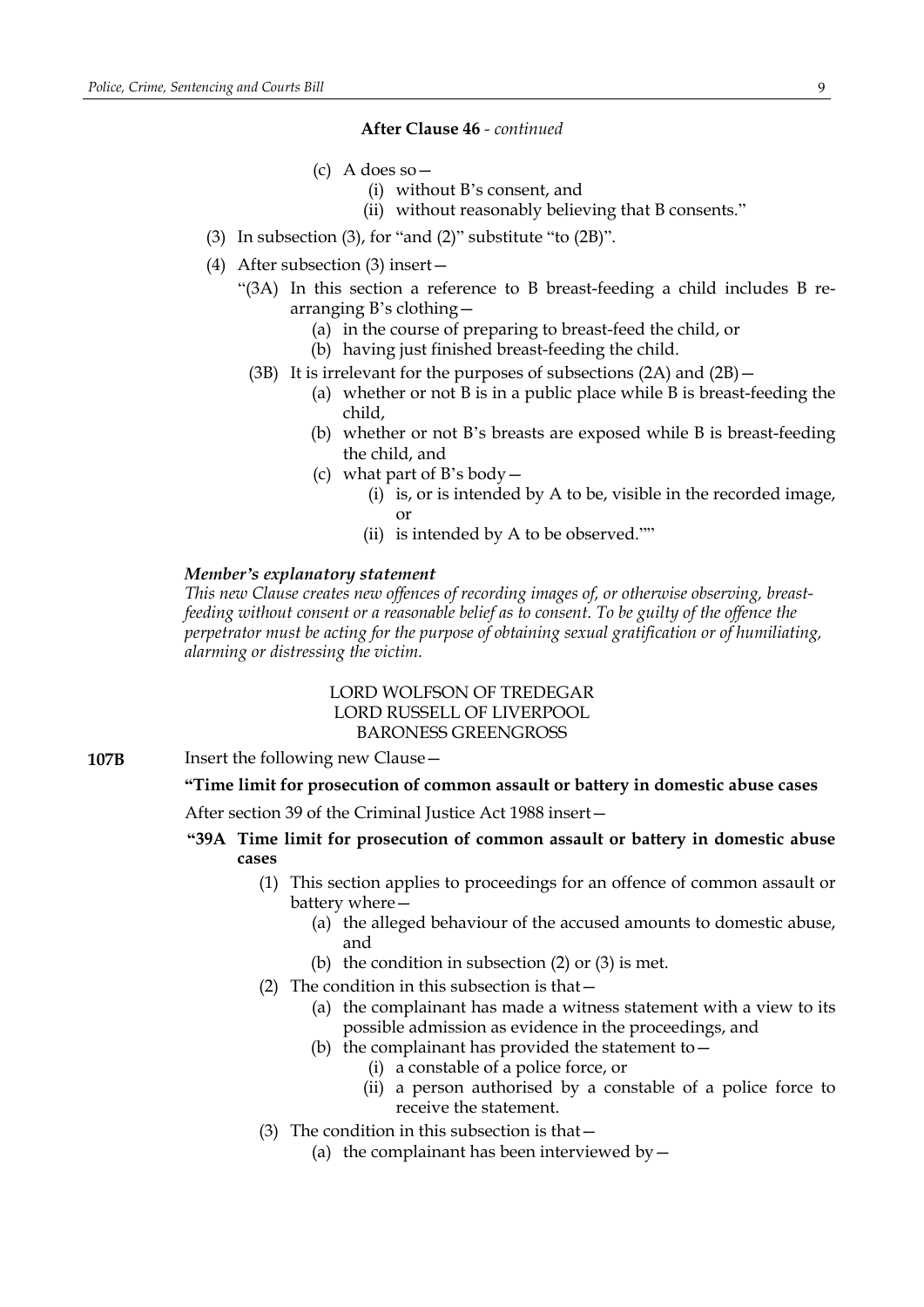**After Clause 46** - *continued*

(c) A does so—

(i) without B's consent, and

(ii) without reasonably believing that B consents."

(3) In subsection (3), for "and (2)" substitute "to (2B)".

(4) After subsection (3) insert—

"(3A) In this section a reference to B breast-feeding a child includes B re-arranging B's clothing—

(a) in the course of preparing to breast-feed the child, or

(b) having just finished breast-feeding the child.

(3B) It is irrelevant for the purposes of subsections (2A) and (2B)—

(a) whether or not B is in a public place while B is breast-feeding the child,

(b) whether or not B's breasts are exposed while B is breast-feeding the child, and

(c) what part of B's body—

(i) is, or is intended by A to be, visible in the recorded image, or

(ii) is intended by A to be observed.""

***Member's explanatory statement***

*This new Clause creates new offences of recording images of, or otherwise observing, breast-feeding without consent or a reasonable belief as to consent. To be guilty of the offence the perpetrator must be acting for the purpose of obtaining sexual gratification or of humiliating, alarming or distressing the victim.*

LORD WOLFSON OF TREDEGAR
LORD RUSSELL OF LIVERPOOL
BARONESS GREENGROSS

**107B** Insert the following new Clause—

**"Time limit for prosecution of common assault or battery in domestic abuse cases**

After section 39 of the Criminal Justice Act 1988 insert—

**"39A Time limit for prosecution of common assault or battery in domestic abuse cases**

(1) This section applies to proceedings for an offence of common assault or battery where—

(a) the alleged behaviour of the accused amounts to domestic abuse, and

(b) the condition in subsection (2) or (3) is met.

(2) The condition in this subsection is that—

(a) the complainant has made a witness statement with a view to its possible admission as evidence in the proceedings, and

(b) the complainant has provided the statement to—

(i) a constable of a police force, or

(ii) a person authorised by a constable of a police force to receive the statement.

(3) The condition in this subsection is that—

(a) the complainant has been interviewed by—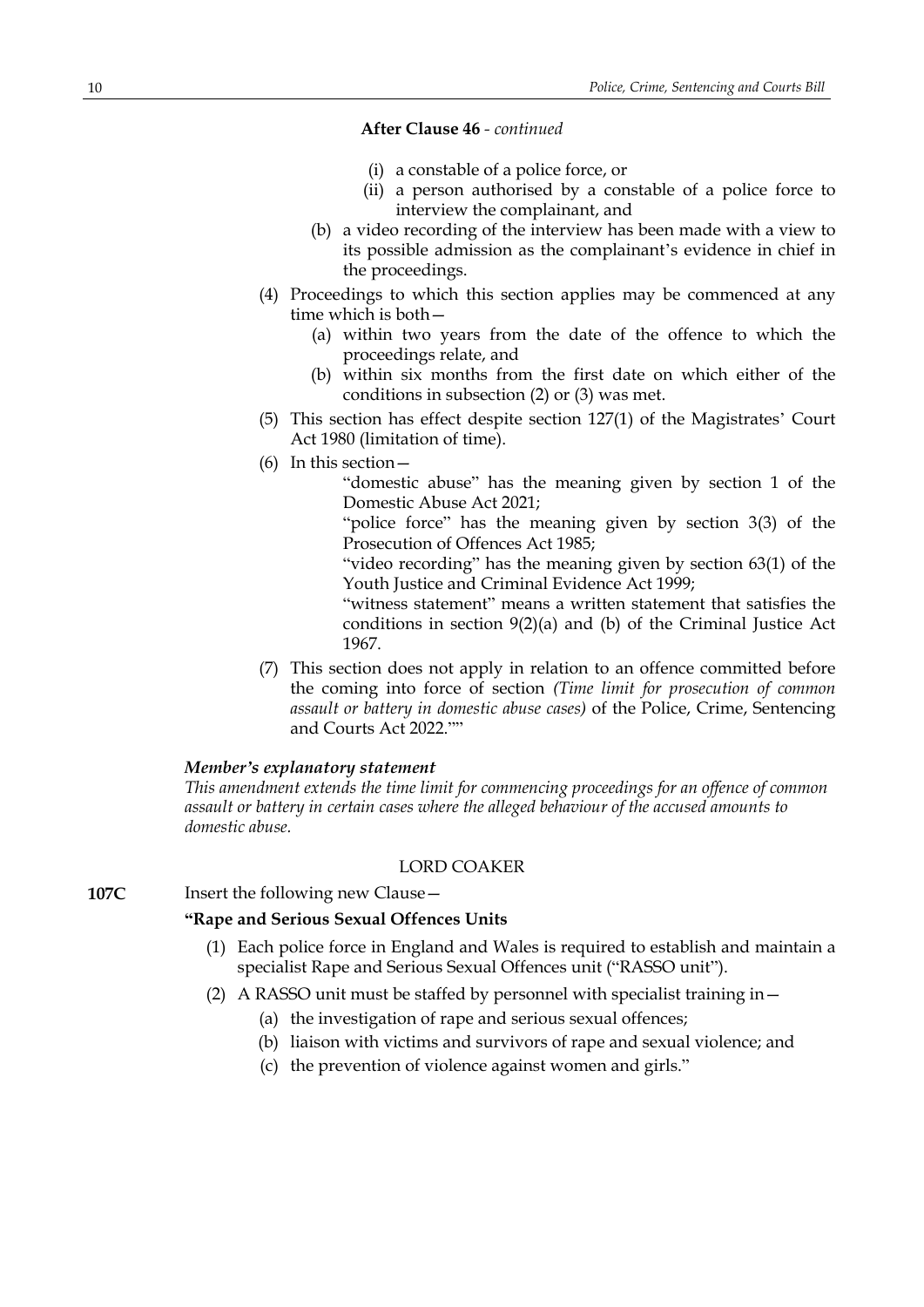**After Clause 46** - *continued*

- (i) a constable of a police force, or
- (ii) a person authorised by a constable of a police force to interview the complainant, and

(b) a video recording of the interview has been made with a view to its possible admission as the complainant's evidence in chief in the proceedings.

(4) Proceedings to which this section applies may be commenced at any time which is both—

- (a) within two years from the date of the offence to which the proceedings relate, and
- (b) within six months from the first date on which either of the conditions in subsection (2) or (3) was met.

(5) This section has effect despite section 127(1) of the Magistrates' Court Act 1980 (limitation of time).

(6) In this section—

"domestic abuse" has the meaning given by section 1 of the Domestic Abuse Act 2021;

"police force" has the meaning given by section 3(3) of the Prosecution of Offences Act 1985;

"video recording" has the meaning given by section 63(1) of the Youth Justice and Criminal Evidence Act 1999;

"witness statement" means a written statement that satisfies the conditions in section 9(2)(a) and (b) of the Criminal Justice Act 1967.

(7) This section does not apply in relation to an offence committed before the coming into force of section *(Time limit for prosecution of common assault or battery in domestic abuse cases)* of the Police, Crime, Sentencing and Courts Act 2022.""

***Member's explanatory statement***

*This amendment extends the time limit for commencing proceedings for an offence of common assault or battery in certain cases where the alleged behaviour of the accused amounts to domestic abuse.*

LORD COAKER

**107C** Insert the following new Clause—

**"Rape and Serious Sexual Offences Units**

(1) Each police force in England and Wales is required to establish and maintain a specialist Rape and Serious Sexual Offences unit ("RASSO unit").

(2) A RASSO unit must be staffed by personnel with specialist training in—

- (a) the investigation of rape and serious sexual offences;
- (b) liaison with victims and survivors of rape and sexual violence; and
- (c) the prevention of violence against women and girls."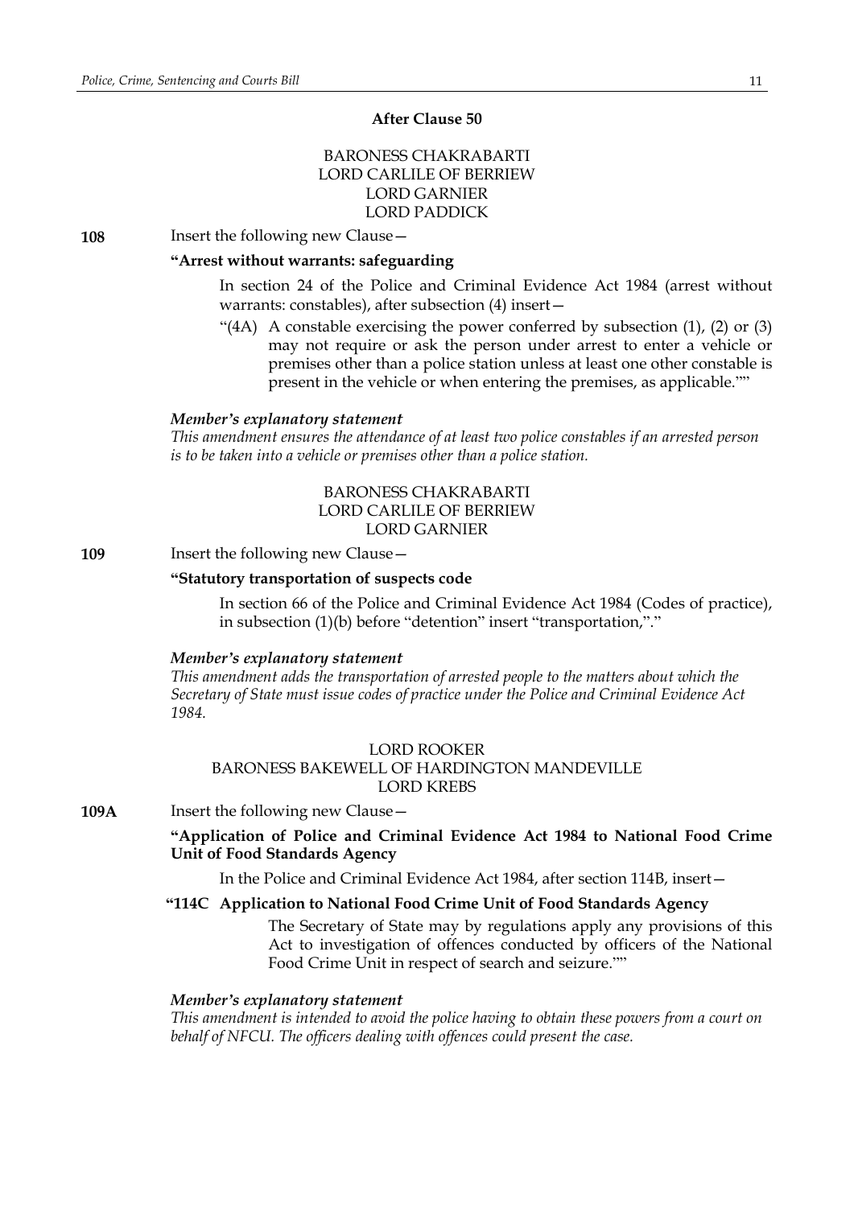### After Clause 50

BARONESS CHAKRABARTI
LORD CARLILE OF BERRIEW
LORD GARNIER
LORD PADDICK

**108** Insert the following new Clause—

**"Arrest without warrants: safeguarding**

In section 24 of the Police and Criminal Evidence Act 1984 (arrest without warrants: constables), after subsection (4) insert—

"(4A) A constable exercising the power conferred by subsection (1), (2) or (3) may not require or ask the person under arrest to enter a vehicle or premises other than a police station unless at least one other constable is present in the vehicle or when entering the premises, as applicable.""

***Member's explanatory statement***

*This amendment ensures the attendance of at least two police constables if an arrested person is to be taken into a vehicle or premises other than a police station.*

BARONESS CHAKRABARTI
LORD CARLILE OF BERRIEW
LORD GARNIER

**109** Insert the following new Clause—

**"Statutory transportation of suspects code**

In section 66 of the Police and Criminal Evidence Act 1984 (Codes of practice), in subsection (1)(b) before "detention" insert "transportation,"."

***Member's explanatory statement***

*This amendment adds the transportation of arrested people to the matters about which the Secretary of State must issue codes of practice under the Police and Criminal Evidence Act 1984.*

LORD ROOKER
BARONESS BAKEWELL OF HARDINGTON MANDEVILLE
LORD KREBS

**109A** Insert the following new Clause—

**"Application of Police and Criminal Evidence Act 1984 to National Food Crime Unit of Food Standards Agency**

In the Police and Criminal Evidence Act 1984, after section 114B, insert—

**"114C Application to National Food Crime Unit of Food Standards Agency**

The Secretary of State may by regulations apply any provisions of this Act to investigation of offences conducted by officers of the National Food Crime Unit in respect of search and seizure.""

***Member's explanatory statement***

*This amendment is intended to avoid the police having to obtain these powers from a court on behalf of NFCU. The officers dealing with offences could present the case.*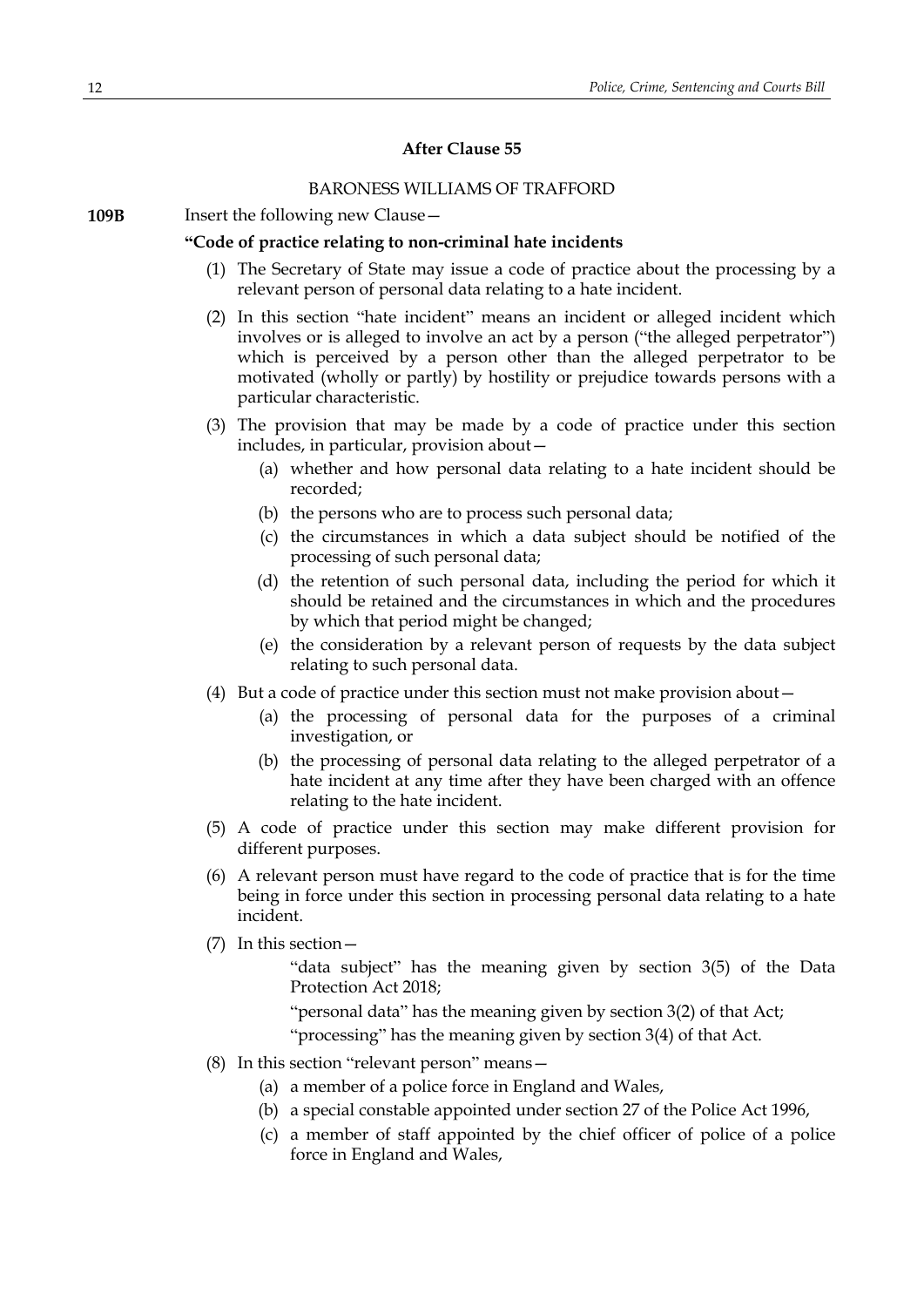### After Clause 55

BARONESS WILLIAMS OF TRAFFORD

**109B** Insert the following new Clause—

**"Code of practice relating to non-criminal hate incidents**

(1) The Secretary of State may issue a code of practice about the processing by a relevant person of personal data relating to a hate incident.

(2) In this section "hate incident" means an incident or alleged incident which involves or is alleged to involve an act by a person ("the alleged perpetrator") which is perceived by a person other than the alleged perpetrator to be motivated (wholly or partly) by hostility or prejudice towards persons with a particular characteristic.

(3) The provision that may be made by a code of practice under this section includes, in particular, provision about—

   (a) whether and how personal data relating to a hate incident should be recorded;

   (b) the persons who are to process such personal data;

   (c) the circumstances in which a data subject should be notified of the processing of such personal data;

   (d) the retention of such personal data, including the period for which it should be retained and the circumstances in which and the procedures by which that period might be changed;

   (e) the consideration by a relevant person of requests by the data subject relating to such personal data.

(4) But a code of practice under this section must not make provision about—

   (a) the processing of personal data for the purposes of a criminal investigation, or

   (b) the processing of personal data relating to the alleged perpetrator of a hate incident at any time after they have been charged with an offence relating to the hate incident.

(5) A code of practice under this section may make different provision for different purposes.

(6) A relevant person must have regard to the code of practice that is for the time being in force under this section in processing personal data relating to a hate incident.

(7) In this section—

   "data subject" has the meaning given by section 3(5) of the Data Protection Act 2018;

   "personal data" has the meaning given by section 3(2) of that Act;

   "processing" has the meaning given by section 3(4) of that Act.

(8) In this section "relevant person" means—

   (a) a member of a police force in England and Wales,

   (b) a special constable appointed under section 27 of the Police Act 1996,

   (c) a member of staff appointed by the chief officer of police of a police force in England and Wales,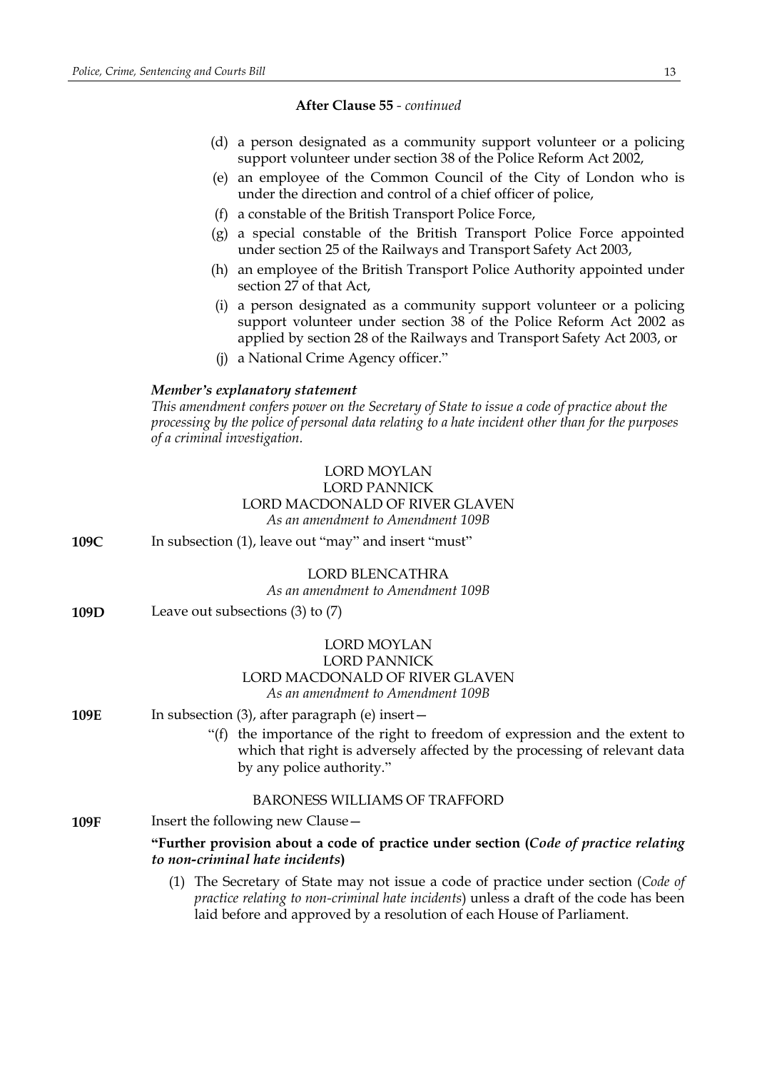**After Clause 55** - *continued*

(d) a person designated as a community support volunteer or a policing support volunteer under section 38 of the Police Reform Act 2002,

(e) an employee of the Common Council of the City of London who is under the direction and control of a chief officer of police,

(f) a constable of the British Transport Police Force,

(g) a special constable of the British Transport Police Force appointed under section 25 of the Railways and Transport Safety Act 2003,

(h) an employee of the British Transport Police Authority appointed under section 27 of that Act,

(i) a person designated as a community support volunteer or a policing support volunteer under section 38 of the Police Reform Act 2002 as applied by section 28 of the Railways and Transport Safety Act 2003, or

(j) a National Crime Agency officer."

***Member's explanatory statement***

*This amendment confers power on the Secretary of State to issue a code of practice about the processing by the police of personal data relating to a hate incident other than for the purposes of a criminal investigation.*

LORD MOYLAN
LORD PANNICK
LORD MACDONALD OF RIVER GLAVEN
*As an amendment to Amendment 109B*

**109C** In subsection (1), leave out "may" and insert "must"

LORD BLENCATHRA
*As an amendment to Amendment 109B*

**109D** Leave out subsections (3) to (7)

LORD MOYLAN
LORD PANNICK
LORD MACDONALD OF RIVER GLAVEN
*As an amendment to Amendment 109B*

**109E** In subsection (3), after paragraph (e) insert—

"(f) the importance of the right to freedom of expression and the extent to which that right is adversely affected by the processing of relevant data by any police authority."

BARONESS WILLIAMS OF TRAFFORD

**109F** Insert the following new Clause—

**"Further provision about a code of practice under section (*Code of practice relating to non-criminal hate incidents*)**

(1) The Secretary of State may not issue a code of practice under section (*Code of practice relating to non-criminal hate incidents*) unless a draft of the code has been laid before and approved by a resolution of each House of Parliament.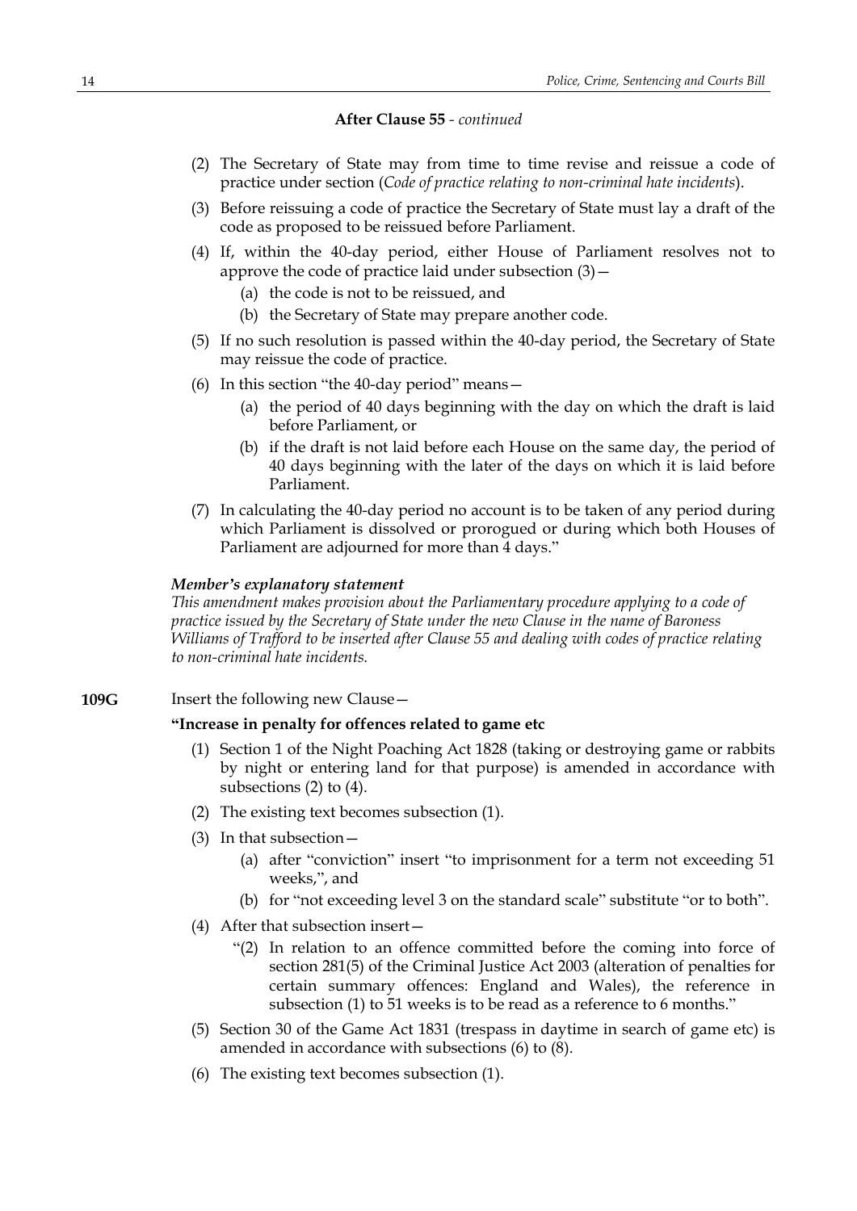**After Clause 55** - *continued*

(2) The Secretary of State may from time to time revise and reissue a code of practice under section (*Code of practice relating to non-criminal hate incidents*).

(3) Before reissuing a code of practice the Secretary of State must lay a draft of the code as proposed to be reissued before Parliament.

(4) If, within the 40-day period, either House of Parliament resolves not to approve the code of practice laid under subsection (3)—

(a) the code is not to be reissued, and

(b) the Secretary of State may prepare another code.

(5) If no such resolution is passed within the 40-day period, the Secretary of State may reissue the code of practice.

(6) In this section "the 40-day period" means—

(a) the period of 40 days beginning with the day on which the draft is laid before Parliament, or

(b) if the draft is not laid before each House on the same day, the period of 40 days beginning with the later of the days on which it is laid before Parliament.

(7) In calculating the 40-day period no account is to be taken of any period during which Parliament is dissolved or prorogued or during which both Houses of Parliament are adjourned for more than 4 days."

***Member's explanatory statement***

*This amendment makes provision about the Parliamentary procedure applying to a code of practice issued by the Secretary of State under the new Clause in the name of Baroness Williams of Trafford to be inserted after Clause 55 and dealing with codes of practice relating to non-criminal hate incidents.*

**109G** Insert the following new Clause—

**"Increase in penalty for offences related to game etc**

(1) Section 1 of the Night Poaching Act 1828 (taking or destroying game or rabbits by night or entering land for that purpose) is amended in accordance with subsections (2) to (4).

(2) The existing text becomes subsection (1).

(3) In that subsection—

(a) after "conviction" insert "to imprisonment for a term not exceeding 51 weeks,", and

(b) for "not exceeding level 3 on the standard scale" substitute "or to both".

(4) After that subsection insert—

"(2) In relation to an offence committed before the coming into force of section 281(5) of the Criminal Justice Act 2003 (alteration of penalties for certain summary offences: England and Wales), the reference in subsection (1) to 51 weeks is to be read as a reference to 6 months."

(5) Section 30 of the Game Act 1831 (trespass in daytime in search of game etc) is amended in accordance with subsections (6) to (8).

(6) The existing text becomes subsection (1).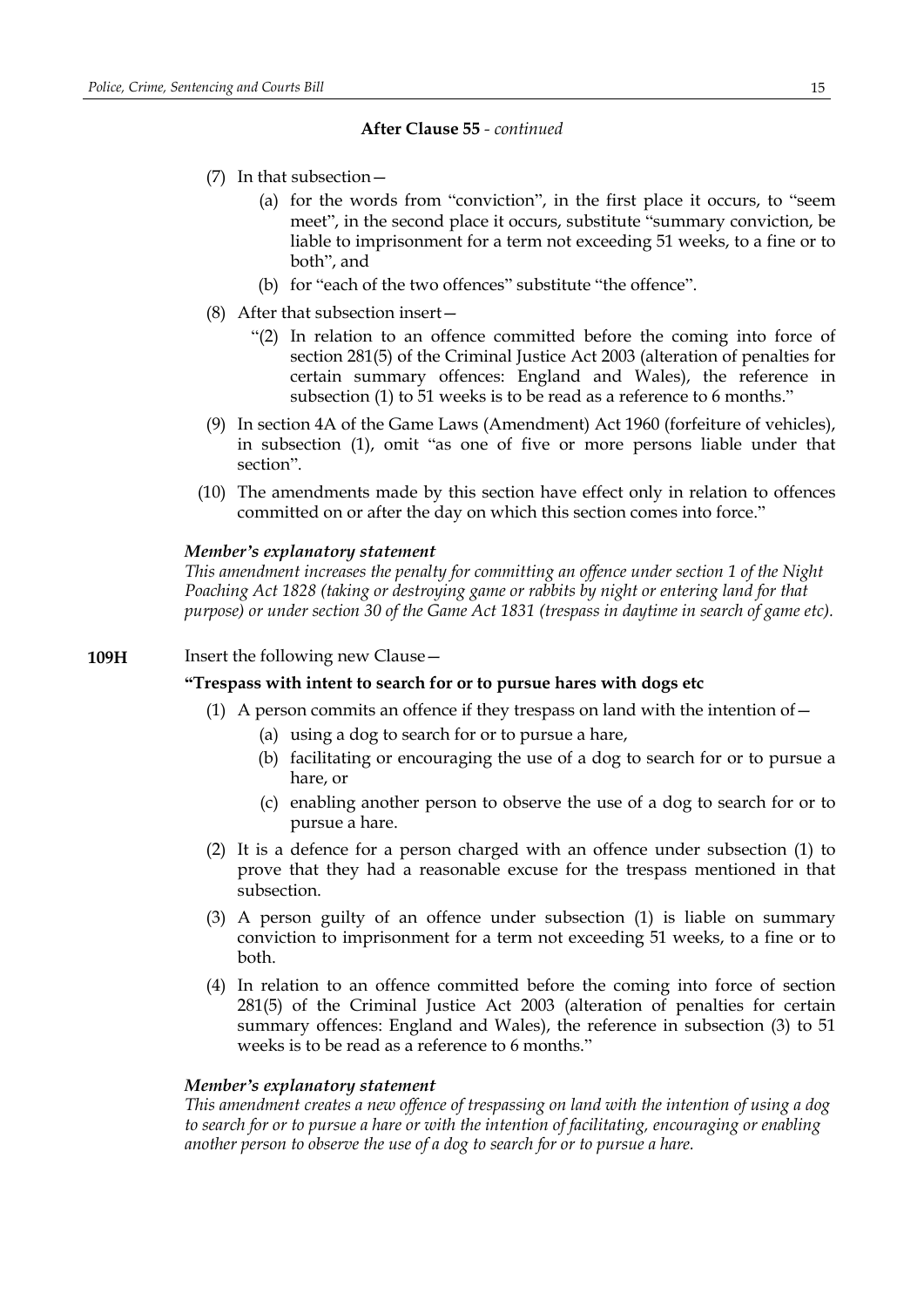**After Clause 55** - *continued*

(7) In that subsection—

(a) for the words from "conviction", in the first place it occurs, to "seem meet", in the second place it occurs, substitute "summary conviction, be liable to imprisonment for a term not exceeding 51 weeks, to a fine or to both", and

(b) for "each of the two offences" substitute "the offence".

(8) After that subsection insert—

"(2) In relation to an offence committed before the coming into force of section 281(5) of the Criminal Justice Act 2003 (alteration of penalties for certain summary offences: England and Wales), the reference in subsection (1) to 51 weeks is to be read as a reference to 6 months."

(9) In section 4A of the Game Laws (Amendment) Act 1960 (forfeiture of vehicles), in subsection (1), omit "as one of five or more persons liable under that section".

(10) The amendments made by this section have effect only in relation to offences committed on or after the day on which this section comes into force."

***Member's explanatory statement***

*This amendment increases the penalty for committing an offence under section 1 of the Night Poaching Act 1828 (taking or destroying game or rabbits by night or entering land for that purpose) or under section 30 of the Game Act 1831 (trespass in daytime in search of game etc).*

**109H** Insert the following new Clause—

**"Trespass with intent to search for or to pursue hares with dogs etc**

(1) A person commits an offence if they trespass on land with the intention of—

(a) using a dog to search for or to pursue a hare,

(b) facilitating or encouraging the use of a dog to search for or to pursue a hare, or

(c) enabling another person to observe the use of a dog to search for or to pursue a hare.

(2) It is a defence for a person charged with an offence under subsection (1) to prove that they had a reasonable excuse for the trespass mentioned in that subsection.

(3) A person guilty of an offence under subsection (1) is liable on summary conviction to imprisonment for a term not exceeding 51 weeks, to a fine or to both.

(4) In relation to an offence committed before the coming into force of section 281(5) of the Criminal Justice Act 2003 (alteration of penalties for certain summary offences: England and Wales), the reference in subsection (3) to 51 weeks is to be read as a reference to 6 months."

***Member's explanatory statement***

*This amendment creates a new offence of trespassing on land with the intention of using a dog to search for or to pursue a hare or with the intention of facilitating, encouraging or enabling another person to observe the use of a dog to search for or to pursue a hare.*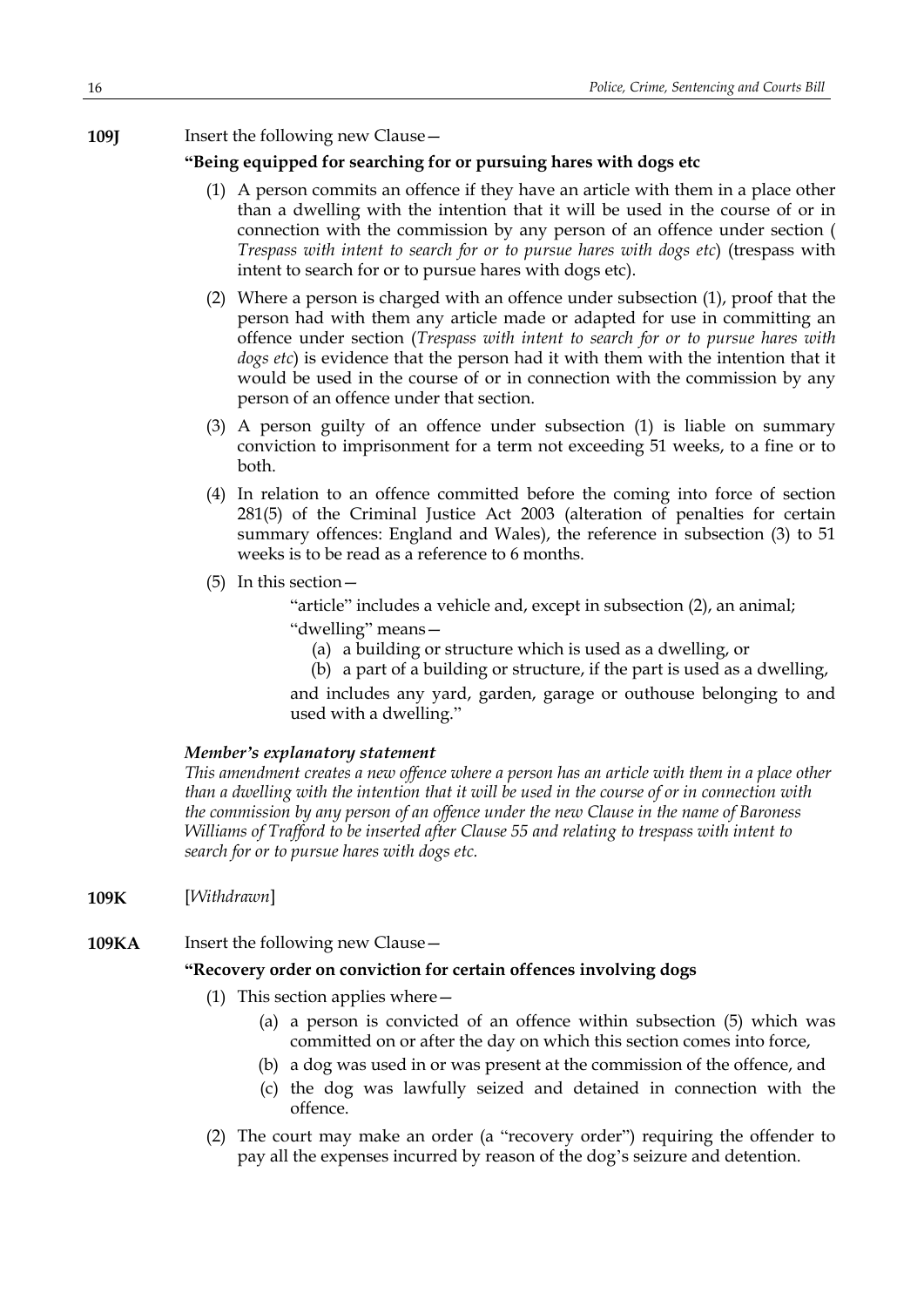**109J** Insert the following new Clause—

**"Being equipped for searching for or pursuing hares with dogs etc**

(1) A person commits an offence if they have an article with them in a place other than a dwelling with the intention that it will be used in the course of or in connection with the commission by any person of an offence under section ( *Trespass with intent to search for or to pursue hares with dogs etc*) (trespass with intent to search for or to pursue hares with dogs etc).

(2) Where a person is charged with an offence under subsection (1), proof that the person had with them any article made or adapted for use in committing an offence under section (*Trespass with intent to search for or to pursue hares with dogs etc*) is evidence that the person had it with them with the intention that it would be used in the course of or in connection with the commission by any person of an offence under that section.

(3) A person guilty of an offence under subsection (1) is liable on summary conviction to imprisonment for a term not exceeding 51 weeks, to a fine or to both.

(4) In relation to an offence committed before the coming into force of section 281(5) of the Criminal Justice Act 2003 (alteration of penalties for certain summary offences: England and Wales), the reference in subsection (3) to 51 weeks is to be read as a reference to 6 months.

(5) In this section—

"article" includes a vehicle and, except in subsection (2), an animal;

"dwelling" means—

(a) a building or structure which is used as a dwelling, or

(b) a part of a building or structure, if the part is used as a dwelling,

and includes any yard, garden, garage or outhouse belonging to and used with a dwelling."

***Member's explanatory statement***

*This amendment creates a new offence where a person has an article with them in a place other than a dwelling with the intention that it will be used in the course of or in connection with the commission by any person of an offence under the new Clause in the name of Baroness Williams of Trafford to be inserted after Clause 55 and relating to trespass with intent to search for or to pursue hares with dogs etc.*

**109K** [*Withdrawn*]

**109KA** Insert the following new Clause—

**"Recovery order on conviction for certain offences involving dogs**

(1) This section applies where—

(a) a person is convicted of an offence within subsection (5) which was committed on or after the day on which this section comes into force,

(b) a dog was used in or was present at the commission of the offence, and

(c) the dog was lawfully seized and detained in connection with the offence.

(2) The court may make an order (a "recovery order") requiring the offender to pay all the expenses incurred by reason of the dog's seizure and detention.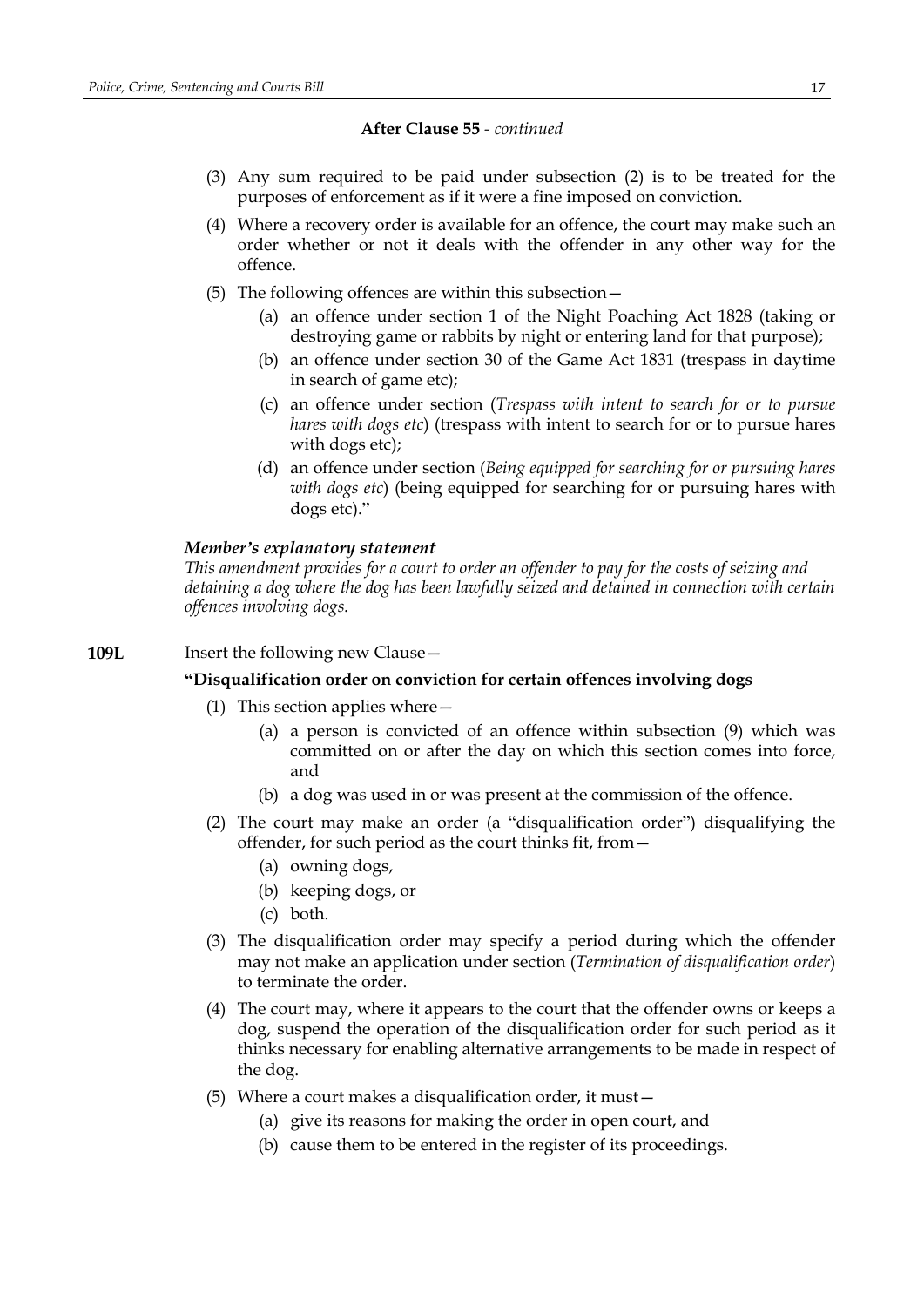**After Clause 55** - *continued*

(3) Any sum required to be paid under subsection (2) is to be treated for the purposes of enforcement as if it were a fine imposed on conviction.

(4) Where a recovery order is available for an offence, the court may make such an order whether or not it deals with the offender in any other way for the offence.

(5) The following offences are within this subsection—

(a) an offence under section 1 of the Night Poaching Act 1828 (taking or destroying game or rabbits by night or entering land for that purpose);

(b) an offence under section 30 of the Game Act 1831 (trespass in daytime in search of game etc);

(c) an offence under section (*Trespass with intent to search for or to pursue hares with dogs etc*) (trespass with intent to search for or to pursue hares with dogs etc);

(d) an offence under section (*Being equipped for searching for or pursuing hares with dogs etc*) (being equipped for searching for or pursuing hares with dogs etc)."

***Member's explanatory statement***

*This amendment provides for a court to order an offender to pay for the costs of seizing and detaining a dog where the dog has been lawfully seized and detained in connection with certain offences involving dogs.*

**109L** Insert the following new Clause—

**"Disqualification order on conviction for certain offences involving dogs**

(1) This section applies where—

(a) a person is convicted of an offence within subsection (9) which was committed on or after the day on which this section comes into force, and

(b) a dog was used in or was present at the commission of the offence.

(2) The court may make an order (a "disqualification order") disqualifying the offender, for such period as the court thinks fit, from—

(a) owning dogs,

(b) keeping dogs, or

(c) both.

(3) The disqualification order may specify a period during which the offender may not make an application under section (*Termination of disqualification order*) to terminate the order.

(4) The court may, where it appears to the court that the offender owns or keeps a dog, suspend the operation of the disqualification order for such period as it thinks necessary for enabling alternative arrangements to be made in respect of the dog.

(5) Where a court makes a disqualification order, it must—

(a) give its reasons for making the order in open court, and

(b) cause them to be entered in the register of its proceedings.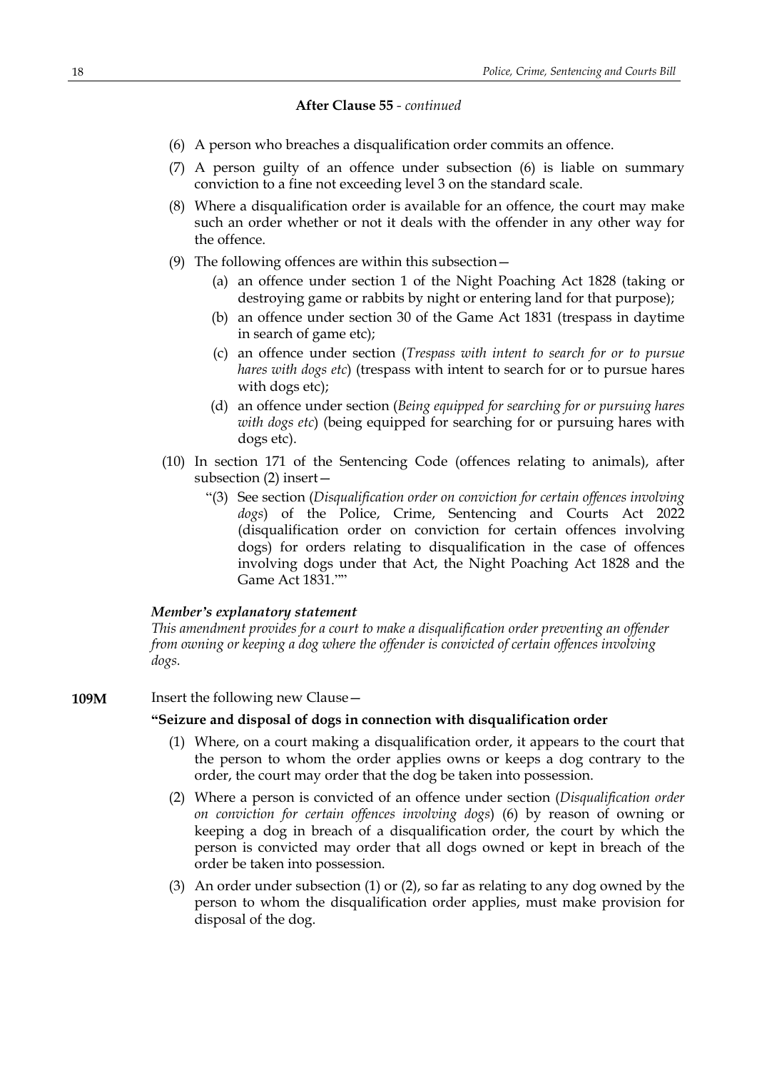**After Clause 55** - *continued*

(6) A person who breaches a disqualification order commits an offence.

(7) A person guilty of an offence under subsection (6) is liable on summary conviction to a fine not exceeding level 3 on the standard scale.

(8) Where a disqualification order is available for an offence, the court may make such an order whether or not it deals with the offender in any other way for the offence.

(9) The following offences are within this subsection—

(a) an offence under section 1 of the Night Poaching Act 1828 (taking or destroying game or rabbits by night or entering land for that purpose);

(b) an offence under section 30 of the Game Act 1831 (trespass in daytime in search of game etc);

(c) an offence under section (*Trespass with intent to search for or to pursue hares with dogs etc*) (trespass with intent to search for or to pursue hares with dogs etc);

(d) an offence under section (*Being equipped for searching for or pursuing hares with dogs etc*) (being equipped for searching for or pursuing hares with dogs etc).

(10) In section 171 of the Sentencing Code (offences relating to animals), after subsection (2) insert—

"(3) See section (*Disqualification order on conviction for certain offences involving dogs*) of the Police, Crime, Sentencing and Courts Act 2022 (disqualification order on conviction for certain offences involving dogs) for orders relating to disqualification in the case of offences involving dogs under that Act, the Night Poaching Act 1828 and the Game Act 1831.""

***Member's explanatory statement***

*This amendment provides for a court to make a disqualification order preventing an offender from owning or keeping a dog where the offender is convicted of certain offences involving dogs.*

**109M** Insert the following new Clause—

**"Seizure and disposal of dogs in connection with disqualification order**

(1) Where, on a court making a disqualification order, it appears to the court that the person to whom the order applies owns or keeps a dog contrary to the order, the court may order that the dog be taken into possession.

(2) Where a person is convicted of an offence under section (*Disqualification order on conviction for certain offences involving dogs*) (6) by reason of owning or keeping a dog in breach of a disqualification order, the court by which the person is convicted may order that all dogs owned or kept in breach of the order be taken into possession.

(3) An order under subsection (1) or (2), so far as relating to any dog owned by the person to whom the disqualification order applies, must make provision for disposal of the dog.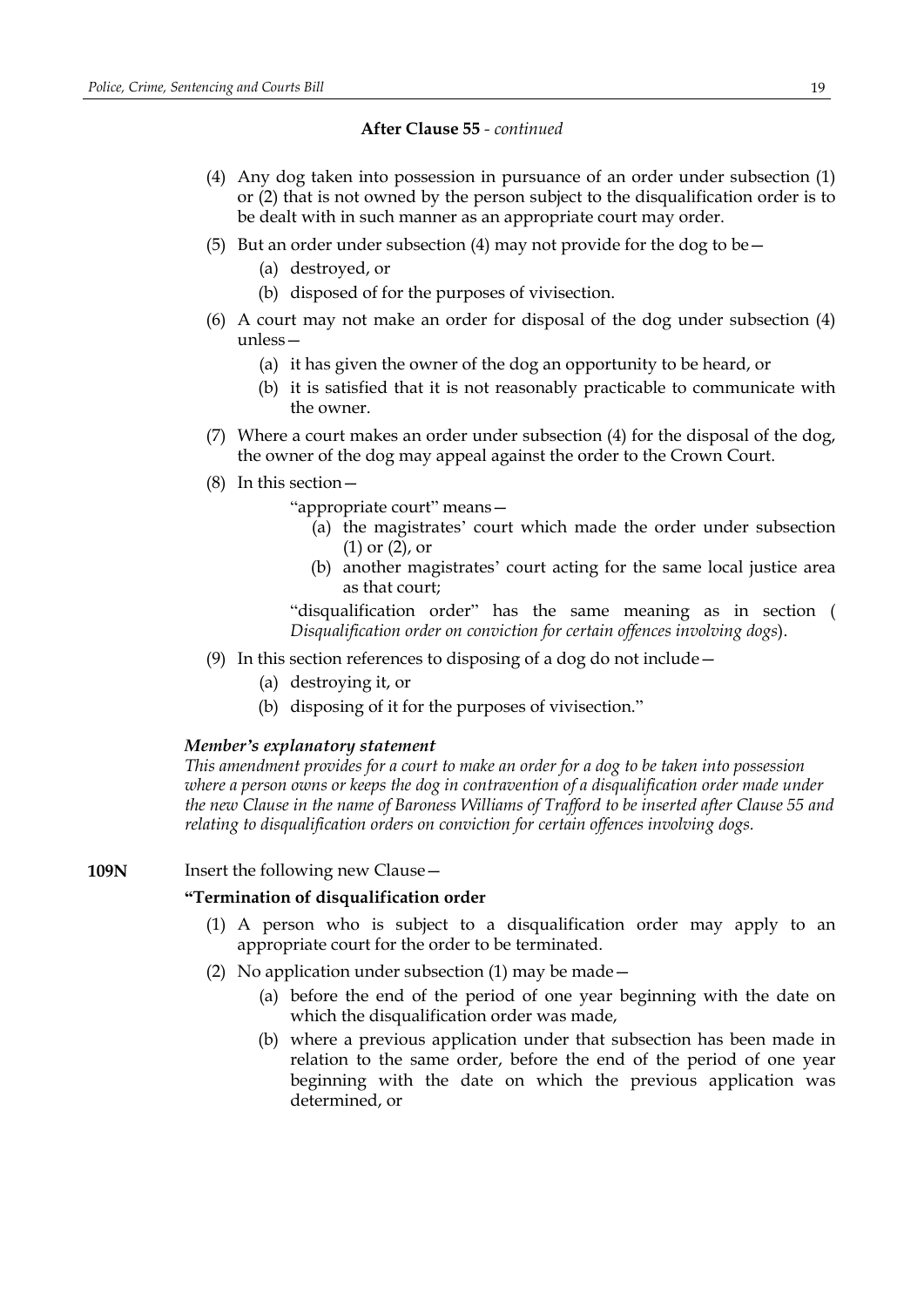**After Clause 55** - *continued*

(4) Any dog taken into possession in pursuance of an order under subsection (1) or (2) that is not owned by the person subject to the disqualification order is to be dealt with in such manner as an appropriate court may order.

(5) But an order under subsection (4) may not provide for the dog to be—

(a) destroyed, or

(b) disposed of for the purposes of vivisection.

(6) A court may not make an order for disposal of the dog under subsection (4) unless—

(a) it has given the owner of the dog an opportunity to be heard, or

(b) it is satisfied that it is not reasonably practicable to communicate with the owner.

(7) Where a court makes an order under subsection (4) for the disposal of the dog, the owner of the dog may appeal against the order to the Crown Court.

(8) In this section—

"appropriate court" means—

(a) the magistrates' court which made the order under subsection (1) or (2), or

(b) another magistrates' court acting for the same local justice area as that court;

"disqualification order" has the same meaning as in section ( *Disqualification order on conviction for certain offences involving dogs*).

(9) In this section references to disposing of a dog do not include—

(a) destroying it, or

(b) disposing of it for the purposes of vivisection."

***Member's explanatory statement***

*This amendment provides for a court to make an order for a dog to be taken into possession where a person owns or keeps the dog in contravention of a disqualification order made under the new Clause in the name of Baroness Williams of Trafford to be inserted after Clause 55 and relating to disqualification orders on conviction for certain offences involving dogs.*

**109N** Insert the following new Clause—

**"Termination of disqualification order**

(1) A person who is subject to a disqualification order may apply to an appropriate court for the order to be terminated.

(2) No application under subsection (1) may be made—

(a) before the end of the period of one year beginning with the date on which the disqualification order was made,

(b) where a previous application under that subsection has been made in relation to the same order, before the end of the period of one year beginning with the date on which the previous application was determined, or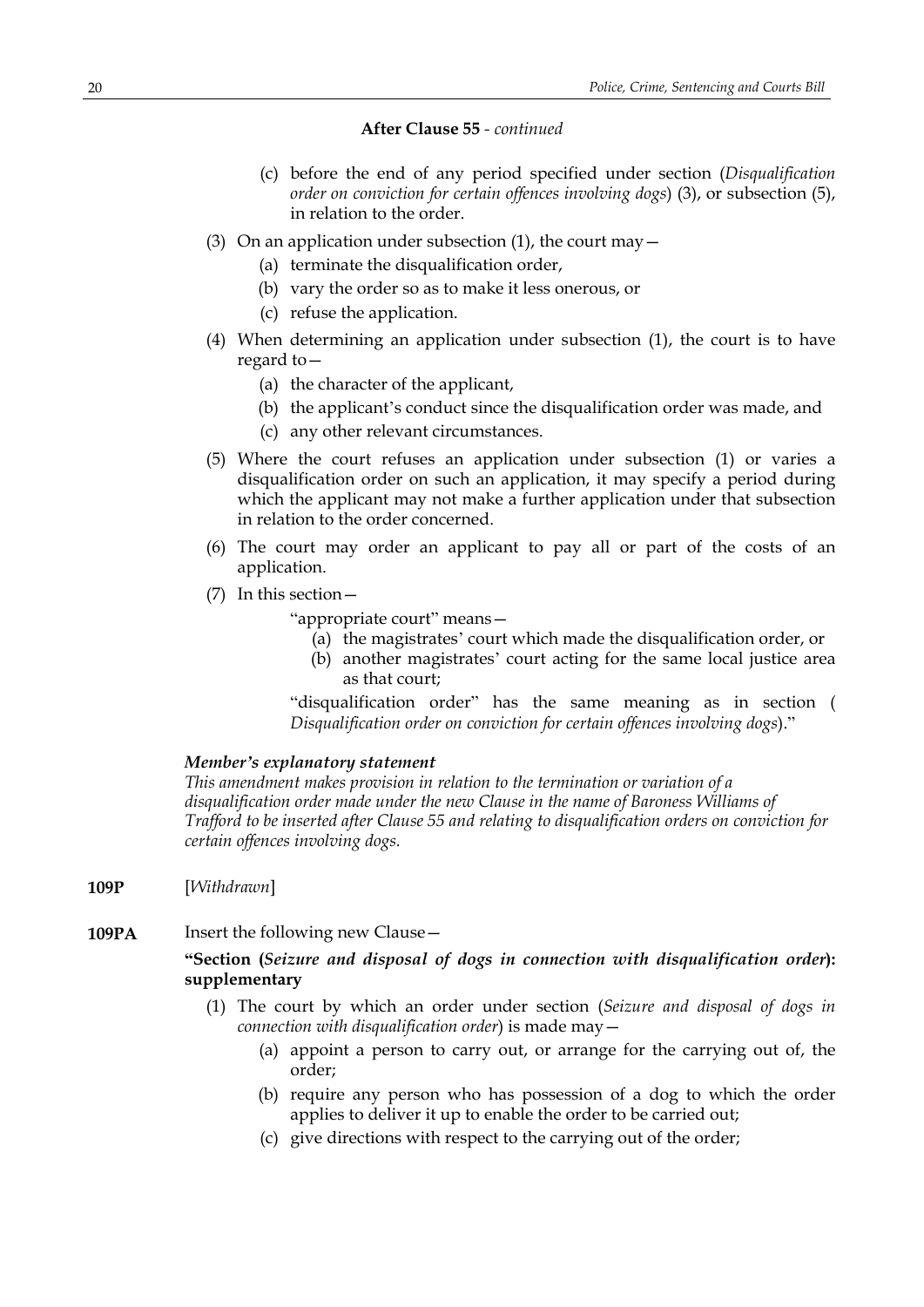**After Clause 55** - *continued*

(c) before the end of any period specified under section (*Disqualification order on conviction for certain offences involving dogs*) (3), or subsection (5), in relation to the order.

(3) On an application under subsection (1), the court may—

(a) terminate the disqualification order,

(b) vary the order so as to make it less onerous, or

(c) refuse the application.

(4) When determining an application under subsection (1), the court is to have regard to—

(a) the character of the applicant,

(b) the applicant's conduct since the disqualification order was made, and

(c) any other relevant circumstances.

(5) Where the court refuses an application under subsection (1) or varies a disqualification order on such an application, it may specify a period during which the applicant may not make a further application under that subsection in relation to the order concerned.

(6) The court may order an applicant to pay all or part of the costs of an application.

(7) In this section—

"appropriate court" means—

(a) the magistrates' court which made the disqualification order, or

(b) another magistrates' court acting for the same local justice area as that court;

"disqualification order" has the same meaning as in section ( *Disqualification order on conviction for certain offences involving dogs*)."

***Member's explanatory statement***

*This amendment makes provision in relation to the termination or variation of a disqualification order made under the new Clause in the name of Baroness Williams of Trafford to be inserted after Clause 55 and relating to disqualification orders on conviction for certain offences involving dogs.*

**109P** [*Withdrawn*]

**109PA** Insert the following new Clause—

**"Section (*Seizure and disposal of dogs in connection with disqualification order*): supplementary**

(1) The court by which an order under section (*Seizure and disposal of dogs in connection with disqualification order*) is made may—

(a) appoint a person to carry out, or arrange for the carrying out of, the order;

(b) require any person who has possession of a dog to which the order applies to deliver it up to enable the order to be carried out;

(c) give directions with respect to the carrying out of the order;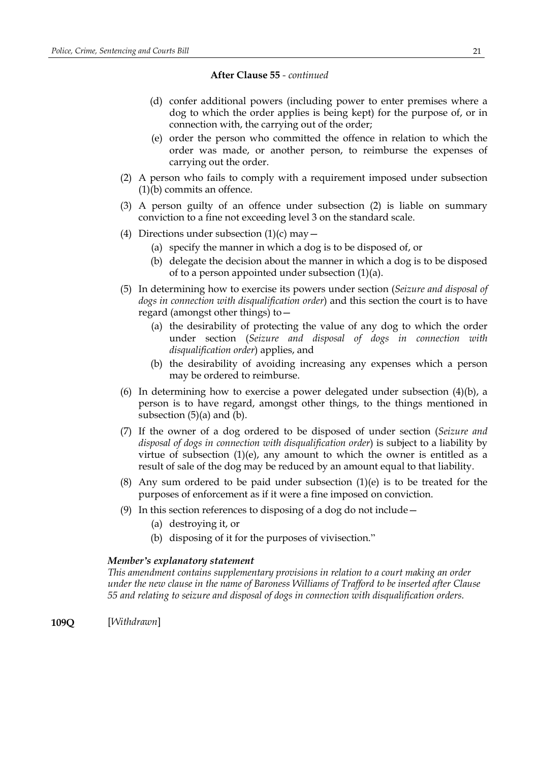**After Clause 55** - *continued*

(d) confer additional powers (including power to enter premises where a dog to which the order applies is being kept) for the purpose of, or in connection with, the carrying out of the order;

(e) order the person who committed the offence in relation to which the order was made, or another person, to reimburse the expenses of carrying out the order.

(2) A person who fails to comply with a requirement imposed under subsection (1)(b) commits an offence.

(3) A person guilty of an offence under subsection (2) is liable on summary conviction to a fine not exceeding level 3 on the standard scale.

(4) Directions under subsection (1)(c) may—

(a) specify the manner in which a dog is to be disposed of, or

(b) delegate the decision about the manner in which a dog is to be disposed of to a person appointed under subsection (1)(a).

(5) In determining how to exercise its powers under section (*Seizure and disposal of dogs in connection with disqualification order*) and this section the court is to have regard (amongst other things) to—

(a) the desirability of protecting the value of any dog to which the order under section (*Seizure and disposal of dogs in connection with disqualification order*) applies, and

(b) the desirability of avoiding increasing any expenses which a person may be ordered to reimburse.

(6) In determining how to exercise a power delegated under subsection (4)(b), a person is to have regard, amongst other things, to the things mentioned in subsection (5)(a) and (b).

(7) If the owner of a dog ordered to be disposed of under section (*Seizure and disposal of dogs in connection with disqualification order*) is subject to a liability by virtue of subsection (1)(e), any amount to which the owner is entitled as a result of sale of the dog may be reduced by an amount equal to that liability.

(8) Any sum ordered to be paid under subsection (1)(e) is to be treated for the purposes of enforcement as if it were a fine imposed on conviction.

(9) In this section references to disposing of a dog do not include—

(a) destroying it, or

(b) disposing of it for the purposes of vivisection."

***Member's explanatory statement***

*This amendment contains supplementary provisions in relation to a court making an order under the new clause in the name of Baroness Williams of Trafford to be inserted after Clause 55 and relating to seizure and disposal of dogs in connection with disqualification orders.*

**109Q** [*Withdrawn*]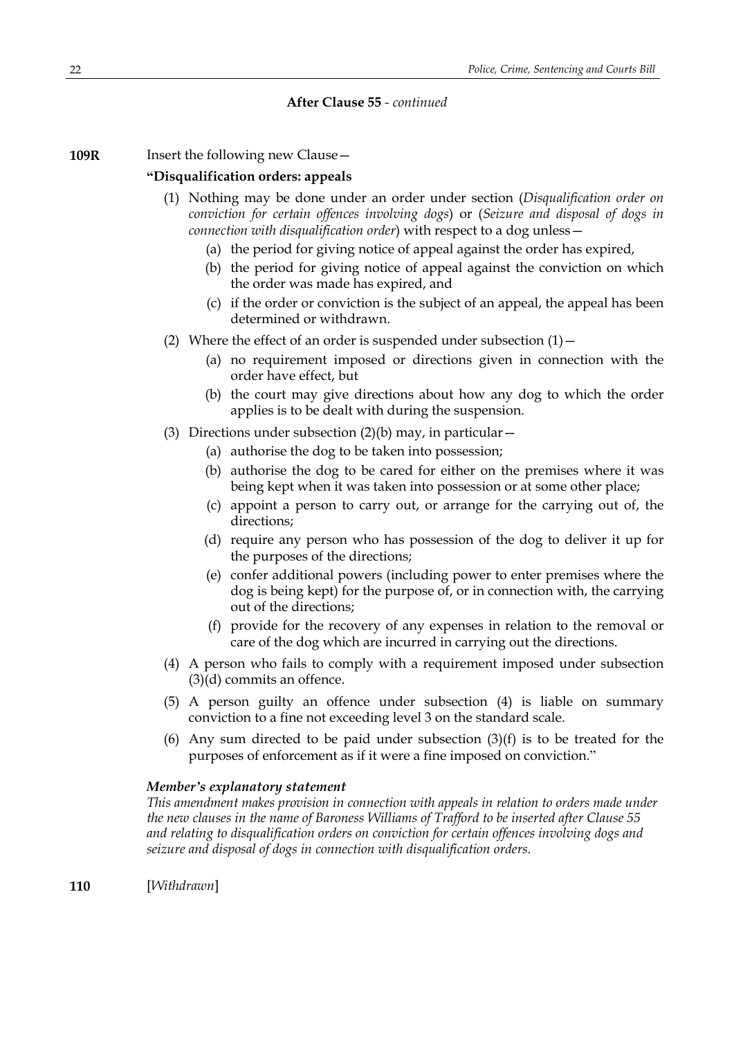**After Clause 55** - *continued*

**109R** Insert the following new Clause—

**"Disqualification orders: appeals**

(1) Nothing may be done under an order under section (*Disqualification order on conviction for certain offences involving dogs*) or (*Seizure and disposal of dogs in connection with disqualification order*) with respect to a dog unless—

(a) the period for giving notice of appeal against the order has expired,

(b) the period for giving notice of appeal against the conviction on which the order was made has expired, and

(c) if the order or conviction is the subject of an appeal, the appeal has been determined or withdrawn.

(2) Where the effect of an order is suspended under subsection (1)—

(a) no requirement imposed or directions given in connection with the order have effect, but

(b) the court may give directions about how any dog to which the order applies is to be dealt with during the suspension.

(3) Directions under subsection (2)(b) may, in particular—

(a) authorise the dog to be taken into possession;

(b) authorise the dog to be cared for either on the premises where it was being kept when it was taken into possession or at some other place;

(c) appoint a person to carry out, or arrange for the carrying out of, the directions;

(d) require any person who has possession of the dog to deliver it up for the purposes of the directions;

(e) confer additional powers (including power to enter premises where the dog is being kept) for the purpose of, or in connection with, the carrying out of the directions;

(f) provide for the recovery of any expenses in relation to the removal or care of the dog which are incurred in carrying out the directions.

(4) A person who fails to comply with a requirement imposed under subsection (3)(d) commits an offence.

(5) A person guilty an offence under subsection (4) is liable on summary conviction to a fine not exceeding level 3 on the standard scale.

(6) Any sum directed to be paid under subsection (3)(f) is to be treated for the purposes of enforcement as if it were a fine imposed on conviction."

***Member's explanatory statement***

*This amendment makes provision in connection with appeals in relation to orders made under the new clauses in the name of Baroness Williams of Trafford to be inserted after Clause 55 and relating to disqualification orders on conviction for certain offences involving dogs and seizure and disposal of dogs in connection with disqualification orders.*

**110** [*Withdrawn*]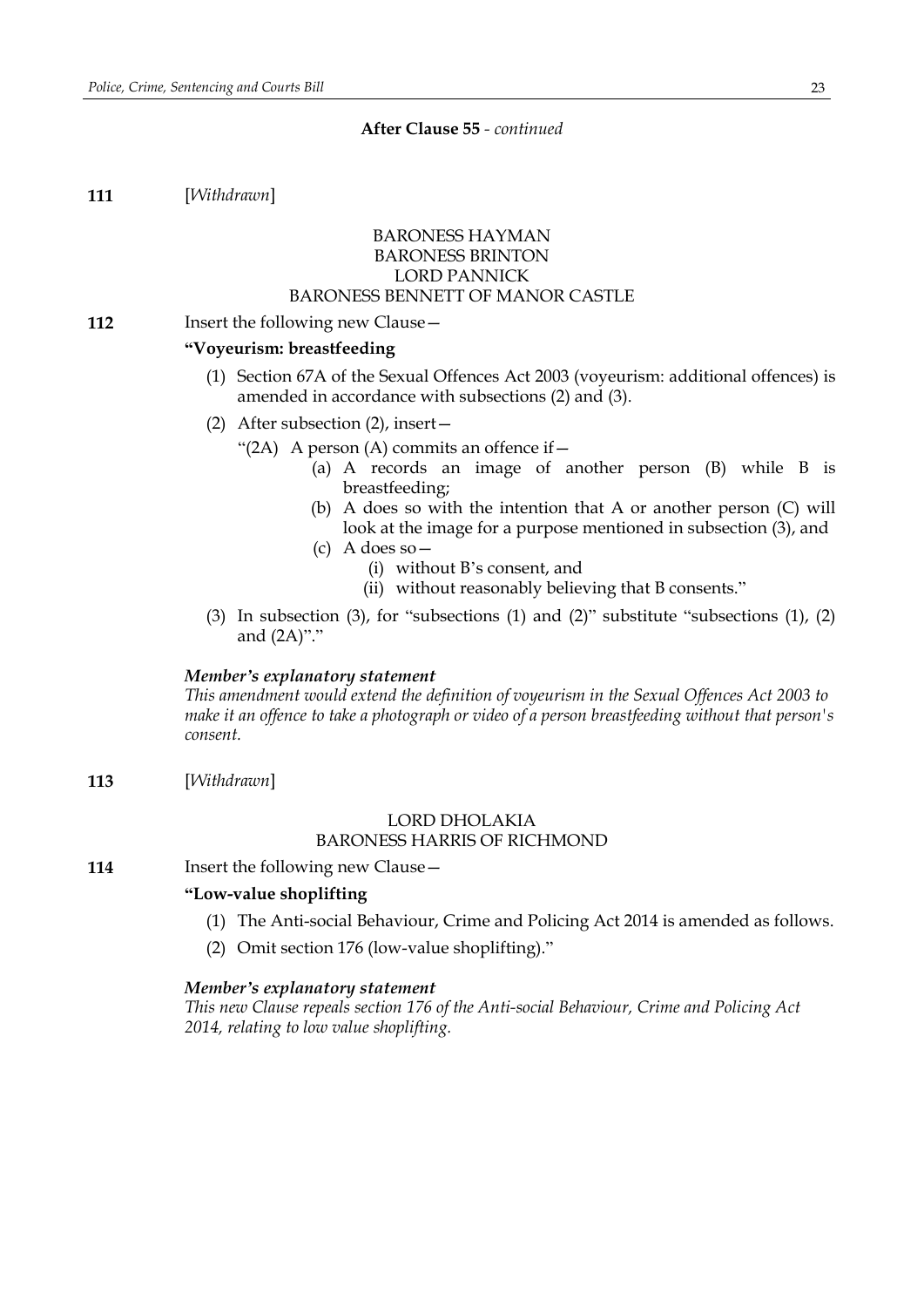**After Clause 55** - *continued*

**111** [*Withdrawn*]

BARONESS HAYMAN
BARONESS BRINTON
LORD PANNICK
BARONESS BENNETT OF MANOR CASTLE

**112** Insert the following new Clause—

**"Voyeurism: breastfeeding**

(1) Section 67A of the Sexual Offences Act 2003 (voyeurism: additional offences) is amended in accordance with subsections (2) and (3).

(2) After subsection (2), insert—

"(2A) A person (A) commits an offence if—

(a) A records an image of another person (B) while B is breastfeeding;

(b) A does so with the intention that A or another person (C) will look at the image for a purpose mentioned in subsection (3), and

(c) A does so—

(i) without B's consent, and

(ii) without reasonably believing that B consents."

(3) In subsection (3), for "subsections (1) and (2)" substitute "subsections (1), (2) and (2A)"."

***Member's explanatory statement***
*This amendment would extend the definition of voyeurism in the Sexual Offences Act 2003 to make it an offence to take a photograph or video of a person breastfeeding without that person's consent.*

**113** [*Withdrawn*]

LORD DHOLAKIA
BARONESS HARRIS OF RICHMOND

**114** Insert the following new Clause—

**"Low-value shoplifting**

(1) The Anti-social Behaviour, Crime and Policing Act 2014 is amended as follows.

(2) Omit section 176 (low-value shoplifting)."

***Member's explanatory statement***
*This new Clause repeals section 176 of the Anti-social Behaviour, Crime and Policing Act 2014, relating to low value shoplifting.*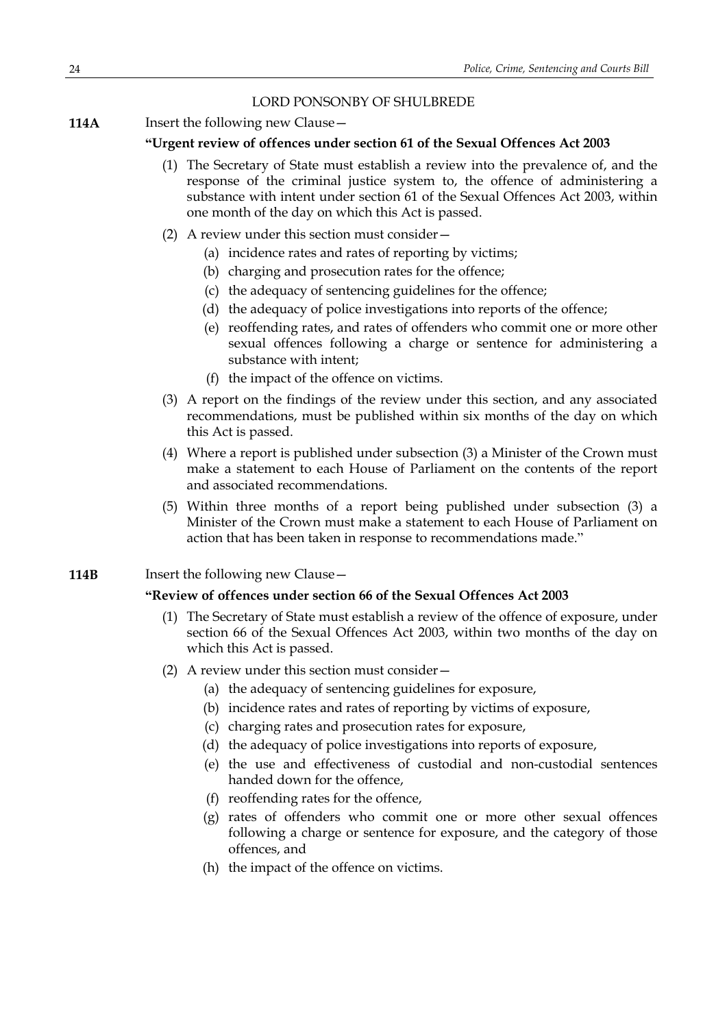LORD PONSONBY OF SHULBREDE

**114A** Insert the following new Clause—

**"Urgent review of offences under section 61 of the Sexual Offences Act 2003**

(1) The Secretary of State must establish a review into the prevalence of, and the response of the criminal justice system to, the offence of administering a substance with intent under section 61 of the Sexual Offences Act 2003, within one month of the day on which this Act is passed.

(2) A review under this section must consider—

(a) incidence rates and rates of reporting by victims;

(b) charging and prosecution rates for the offence;

(c) the adequacy of sentencing guidelines for the offence;

(d) the adequacy of police investigations into reports of the offence;

(e) reoffending rates, and rates of offenders who commit one or more other sexual offences following a charge or sentence for administering a substance with intent;

(f) the impact of the offence on victims.

(3) A report on the findings of the review under this section, and any associated recommendations, must be published within six months of the day on which this Act is passed.

(4) Where a report is published under subsection (3) a Minister of the Crown must make a statement to each House of Parliament on the contents of the report and associated recommendations.

(5) Within three months of a report being published under subsection (3) a Minister of the Crown must make a statement to each House of Parliament on action that has been taken in response to recommendations made."

**114B** Insert the following new Clause—

**"Review of offences under section 66 of the Sexual Offences Act 2003**

(1) The Secretary of State must establish a review of the offence of exposure, under section 66 of the Sexual Offences Act 2003, within two months of the day on which this Act is passed.

(2) A review under this section must consider—

(a) the adequacy of sentencing guidelines for exposure,

(b) incidence rates and rates of reporting by victims of exposure,

(c) charging rates and prosecution rates for exposure,

(d) the adequacy of police investigations into reports of exposure,

(e) the use and effectiveness of custodial and non-custodial sentences handed down for the offence,

(f) reoffending rates for the offence,

(g) rates of offenders who commit one or more other sexual offences following a charge or sentence for exposure, and the category of those offences, and

(h) the impact of the offence on victims.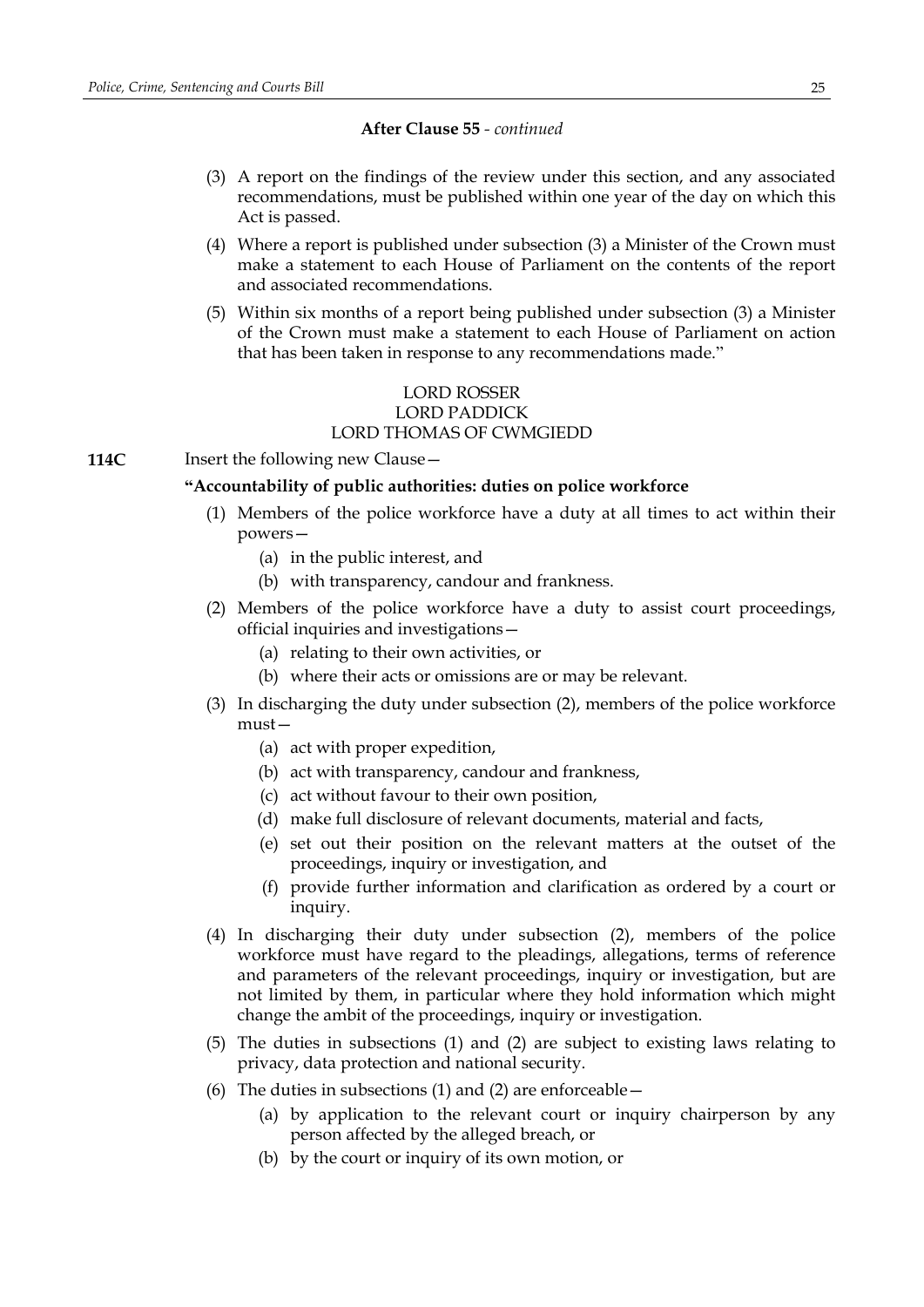**After Clause 55** - *continued*

(3) A report on the findings of the review under this section, and any associated recommendations, must be published within one year of the day on which this Act is passed.

(4) Where a report is published under subsection (3) a Minister of the Crown must make a statement to each House of Parliament on the contents of the report and associated recommendations.

(5) Within six months of a report being published under subsection (3) a Minister of the Crown must make a statement to each House of Parliament on action that has been taken in response to any recommendations made."

LORD ROSSER
LORD PADDICK
LORD THOMAS OF CWMGIEDD

**114C** Insert the following new Clause—

**"Accountability of public authorities: duties on police workforce**

(1) Members of the police workforce have a duty at all times to act within their powers—

(a) in the public interest, and

(b) with transparency, candour and frankness.

(2) Members of the police workforce have a duty to assist court proceedings, official inquiries and investigations—

(a) relating to their own activities, or

(b) where their acts or omissions are or may be relevant.

(3) In discharging the duty under subsection (2), members of the police workforce must—

(a) act with proper expedition,

(b) act with transparency, candour and frankness,

(c) act without favour to their own position,

(d) make full disclosure of relevant documents, material and facts,

(e) set out their position on the relevant matters at the outset of the proceedings, inquiry or investigation, and

(f) provide further information and clarification as ordered by a court or inquiry.

(4) In discharging their duty under subsection (2), members of the police workforce must have regard to the pleadings, allegations, terms of reference and parameters of the relevant proceedings, inquiry or investigation, but are not limited by them, in particular where they hold information which might change the ambit of the proceedings, inquiry or investigation.

(5) The duties in subsections (1) and (2) are subject to existing laws relating to privacy, data protection and national security.

(6) The duties in subsections (1) and (2) are enforceable—

(a) by application to the relevant court or inquiry chairperson by any person affected by the alleged breach, or

(b) by the court or inquiry of its own motion, or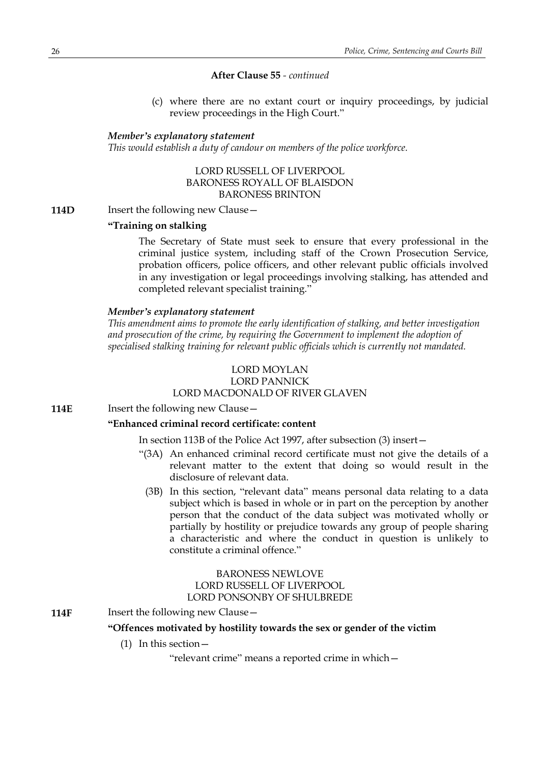**After Clause 55** - *continued*

(c) where there are no extant court or inquiry proceedings, by judicial review proceedings in the High Court."

***Member's explanatory statement***

*This would establish a duty of candour on members of the police workforce.*

LORD RUSSELL OF LIVERPOOL
BARONESS ROYALL OF BLAISDON
BARONESS BRINTON

**114D** Insert the following new Clause—

**"Training on stalking**

The Secretary of State must seek to ensure that every professional in the criminal justice system, including staff of the Crown Prosecution Service, probation officers, police officers, and other relevant public officials involved in any investigation or legal proceedings involving stalking, has attended and completed relevant specialist training."

***Member's explanatory statement***

*This amendment aims to promote the early identification of stalking, and better investigation and prosecution of the crime, by requiring the Government to implement the adoption of specialised stalking training for relevant public officials which is currently not mandated.*

LORD MOYLAN
LORD PANNICK
LORD MACDONALD OF RIVER GLAVEN

**114E** Insert the following new Clause—

**"Enhanced criminal record certificate: content**

In section 113B of the Police Act 1997, after subsection (3) insert—

"(3A) An enhanced criminal record certificate must not give the details of a relevant matter to the extent that doing so would result in the disclosure of relevant data.

(3B) In this section, "relevant data" means personal data relating to a data subject which is based in whole or in part on the perception by another person that the conduct of the data subject was motivated wholly or partially by hostility or prejudice towards any group of people sharing a characteristic and where the conduct in question is unlikely to constitute a criminal offence."

BARONESS NEWLOVE
LORD RUSSELL OF LIVERPOOL
LORD PONSONBY OF SHULBREDE

**114F** Insert the following new Clause—

**"Offences motivated by hostility towards the sex or gender of the victim**

(1) In this section—

"relevant crime" means a reported crime in which—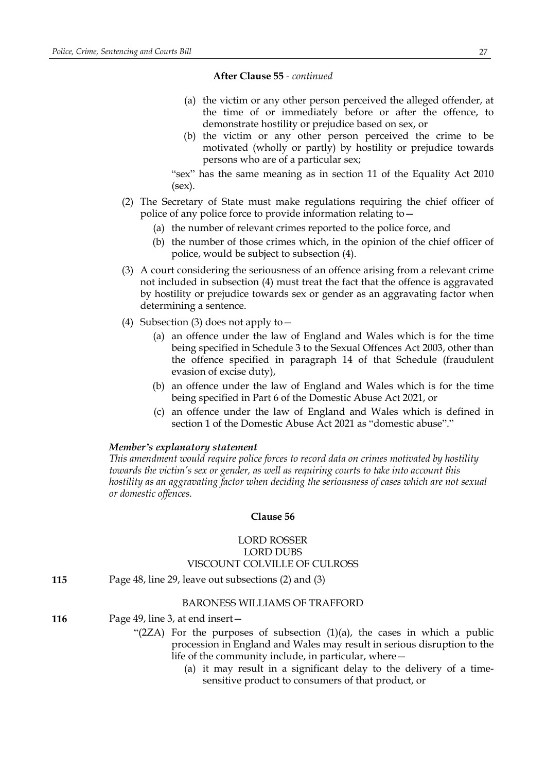**After Clause 55** - *continued*

(a) the victim or any other person perceived the alleged offender, at the time of or immediately before or after the offence, to demonstrate hostility or prejudice based on sex, or

(b) the victim or any other person perceived the crime to be motivated (wholly or partly) by hostility or prejudice towards persons who are of a particular sex;

"sex" has the same meaning as in section 11 of the Equality Act 2010 (sex).

(2) The Secretary of State must make regulations requiring the chief officer of police of any police force to provide information relating to—

(a) the number of relevant crimes reported to the police force, and

(b) the number of those crimes which, in the opinion of the chief officer of police, would be subject to subsection (4).

(3) A court considering the seriousness of an offence arising from a relevant crime not included in subsection (4) must treat the fact that the offence is aggravated by hostility or prejudice towards sex or gender as an aggravating factor when determining a sentence.

(4) Subsection (3) does not apply to—

(a) an offence under the law of England and Wales which is for the time being specified in Schedule 3 to the Sexual Offences Act 2003, other than the offence specified in paragraph 14 of that Schedule (fraudulent evasion of excise duty),

(b) an offence under the law of England and Wales which is for the time being specified in Part 6 of the Domestic Abuse Act 2021, or

(c) an offence under the law of England and Wales which is defined in section 1 of the Domestic Abuse Act 2021 as "domestic abuse"."

***Member's explanatory statement***

*This amendment would require police forces to record data on crimes motivated by hostility towards the victim's sex or gender, as well as requiring courts to take into account this hostility as an aggravating factor when deciding the seriousness of cases which are not sexual or domestic offences.*

## Clause 56

LORD ROSSER
LORD DUBS
VISCOUNT COLVILLE OF CULROSS

**115** Page 48, line 29, leave out subsections (2) and (3)

BARONESS WILLIAMS OF TRAFFORD

**116** Page 49, line 3, at end insert—

"(2ZA) For the purposes of subsection (1)(a), the cases in which a public procession in England and Wales may result in serious disruption to the life of the community include, in particular, where—

(a) it may result in a significant delay to the delivery of a time-sensitive product to consumers of that product, or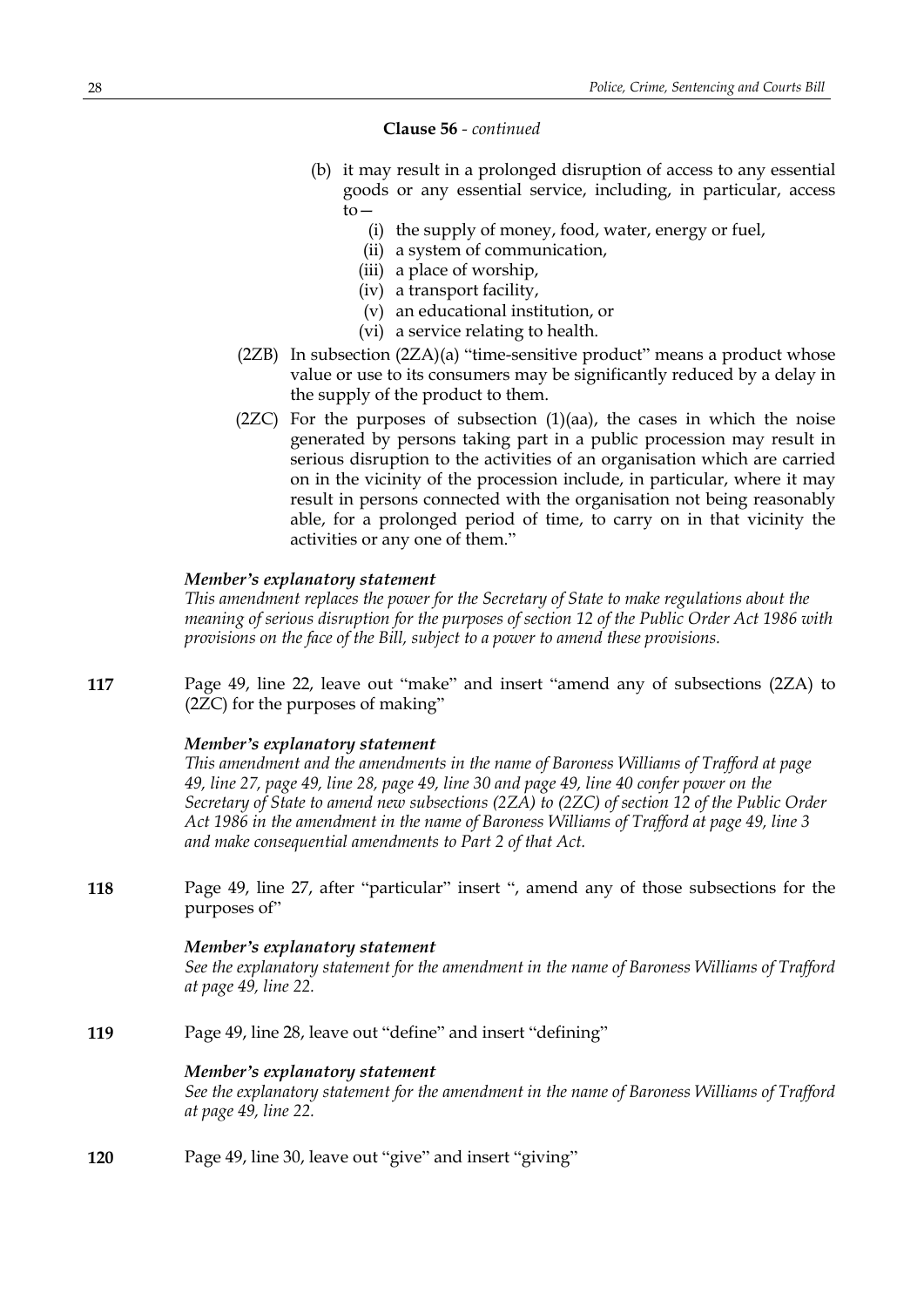**Clause 56** - *continued*

(b) it may result in a prolonged disruption of access to any essential goods or any essential service, including, in particular, access to—

(i) the supply of money, food, water, energy or fuel,

(ii) a system of communication,

(iii) a place of worship,

(iv) a transport facility,

(v) an educational institution, or

(vi) a service relating to health.

(2ZB) In subsection (2ZA)(a) "time-sensitive product" means a product whose value or use to its consumers may be significantly reduced by a delay in the supply of the product to them.

(2ZC) For the purposes of subsection (1)(aa), the cases in which the noise generated by persons taking part in a public procession may result in serious disruption to the activities of an organisation which are carried on in the vicinity of the procession include, in particular, where it may result in persons connected with the organisation not being reasonably able, for a prolonged period of time, to carry on in that vicinity the activities or any one of them."

***Member's explanatory statement***

*This amendment replaces the power for the Secretary of State to make regulations about the meaning of serious disruption for the purposes of section 12 of the Public Order Act 1986 with provisions on the face of the Bill, subject to a power to amend these provisions.*

**117** Page 49, line 22, leave out "make" and insert "amend any of subsections (2ZA) to (2ZC) for the purposes of making"

***Member's explanatory statement***

*This amendment and the amendments in the name of Baroness Williams of Trafford at page 49, line 27, page 49, line 28, page 49, line 30 and page 49, line 40 confer power on the Secretary of State to amend new subsections (2ZA) to (2ZC) of section 12 of the Public Order Act 1986 in the amendment in the name of Baroness Williams of Trafford at page 49, line 3 and make consequential amendments to Part 2 of that Act.*

**118** Page 49, line 27, after "particular" insert ", amend any of those subsections for the purposes of"

***Member's explanatory statement***

*See the explanatory statement for the amendment in the name of Baroness Williams of Trafford at page 49, line 22.*

**119** Page 49, line 28, leave out "define" and insert "defining"

***Member's explanatory statement***

*See the explanatory statement for the amendment in the name of Baroness Williams of Trafford at page 49, line 22.*

**120** Page 49, line 30, leave out "give" and insert "giving"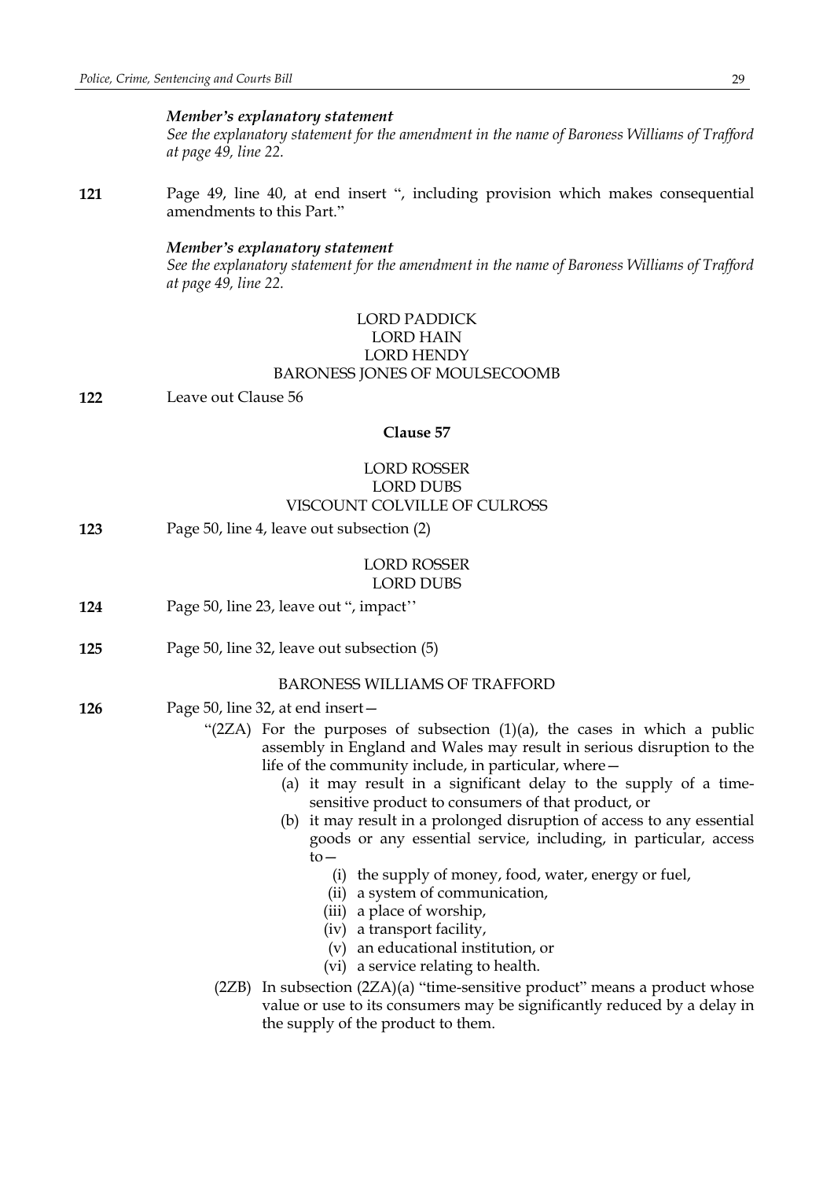*Member's explanatory statement*
*See the explanatory statement for the amendment in the name of Baroness Williams of Trafford at page 49, line 22.*

**121** Page 49, line 40, at end insert ", including provision which makes consequential amendments to this Part."

*Member's explanatory statement*
*See the explanatory statement for the amendment in the name of Baroness Williams of Trafford at page 49, line 22.*

LORD PADDICK
LORD HAIN
LORD HENDY
BARONESS JONES OF MOULSECOOMB

**122** Leave out Clause 56

### Clause 57

LORD ROSSER
LORD DUBS
VISCOUNT COLVILLE OF CULROSS

**123** Page 50, line 4, leave out subsection (2)

LORD ROSSER
LORD DUBS

**124** Page 50, line 23, leave out ", impact''

**125** Page 50, line 32, leave out subsection (5)

BARONESS WILLIAMS OF TRAFFORD

**126** Page 50, line 32, at end insert—

"(2ZA) For the purposes of subsection (1)(a), the cases in which a public assembly in England and Wales may result in serious disruption to the life of the community include, in particular, where—

(a) it may result in a significant delay to the supply of a time-sensitive product to consumers of that product, or

(b) it may result in a prolonged disruption of access to any essential goods or any essential service, including, in particular, access to—

(i) the supply of money, food, water, energy or fuel,

(ii) a system of communication,

(iii) a place of worship,

(iv) a transport facility,

(v) an educational institution, or

(vi) a service relating to health.

(2ZB) In subsection (2ZA)(a) "time-sensitive product" means a product whose value or use to its consumers may be significantly reduced by a delay in the supply of the product to them.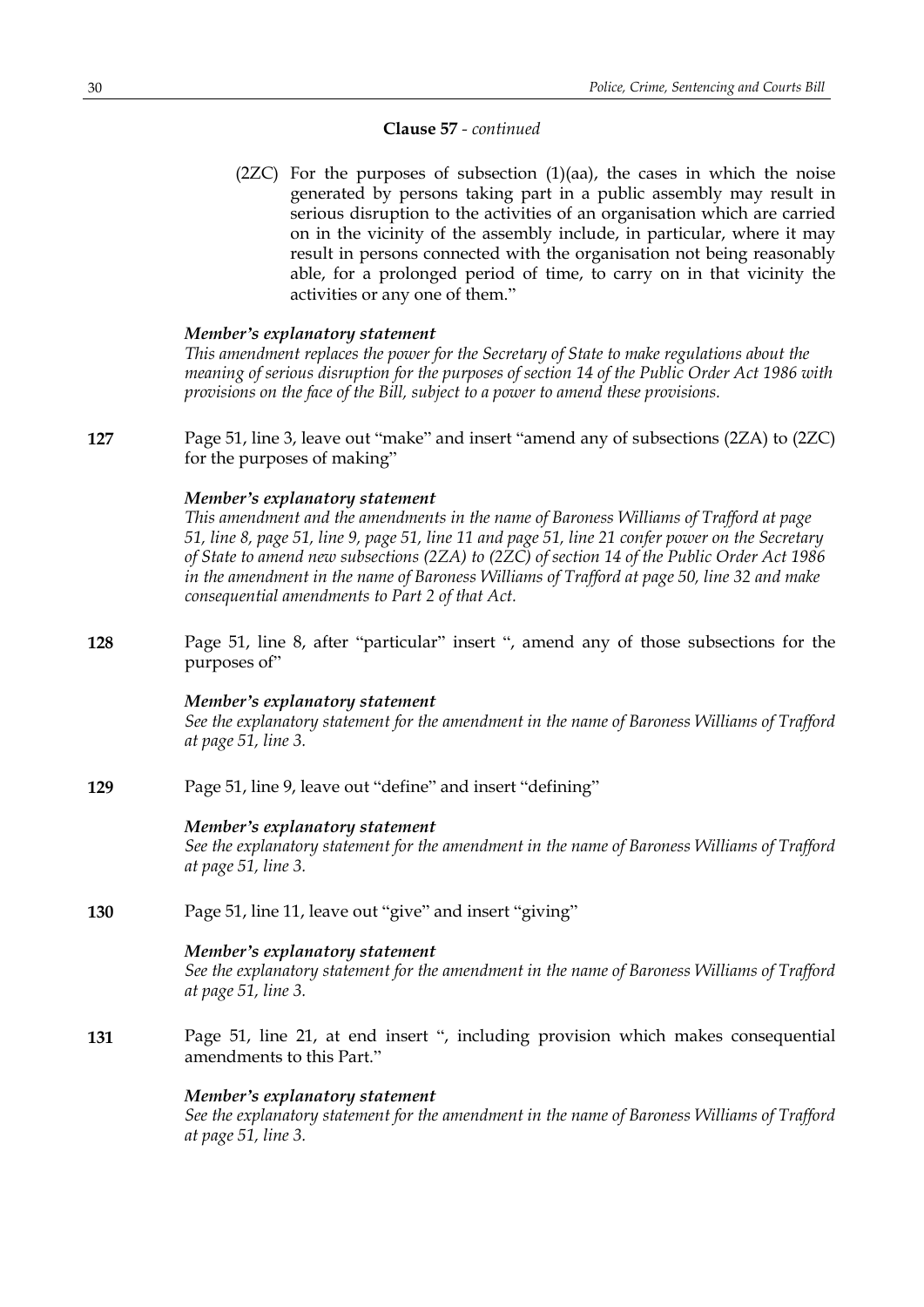**Clause 57** - *continued*

(2ZC) For the purposes of subsection (1)(aa), the cases in which the noise generated by persons taking part in a public assembly may result in serious disruption to the activities of an organisation which are carried on in the vicinity of the assembly include, in particular, where it may result in persons connected with the organisation not being reasonably able, for a prolonged period of time, to carry on in that vicinity the activities or any one of them."

***Member's explanatory statement***

*This amendment replaces the power for the Secretary of State to make regulations about the meaning of serious disruption for the purposes of section 14 of the Public Order Act 1986 with provisions on the face of the Bill, subject to a power to amend these provisions.*

**127** Page 51, line 3, leave out "make" and insert "amend any of subsections (2ZA) to (2ZC) for the purposes of making"

***Member's explanatory statement***

*This amendment and the amendments in the name of Baroness Williams of Trafford at page 51, line 8, page 51, line 9, page 51, line 11 and page 51, line 21 confer power on the Secretary of State to amend new subsections (2ZA) to (2ZC) of section 14 of the Public Order Act 1986 in the amendment in the name of Baroness Williams of Trafford at page 50, line 32 and make consequential amendments to Part 2 of that Act.*

**128** Page 51, line 8, after "particular" insert ", amend any of those subsections for the purposes of"

***Member's explanatory statement***

*See the explanatory statement for the amendment in the name of Baroness Williams of Trafford at page 51, line 3.*

**129** Page 51, line 9, leave out "define" and insert "defining"

***Member's explanatory statement***

*See the explanatory statement for the amendment in the name of Baroness Williams of Trafford at page 51, line 3.*

**130** Page 51, line 11, leave out "give" and insert "giving"

***Member's explanatory statement***

*See the explanatory statement for the amendment in the name of Baroness Williams of Trafford at page 51, line 3.*

**131** Page 51, line 21, at end insert ", including provision which makes consequential amendments to this Part."

***Member's explanatory statement***

*See the explanatory statement for the amendment in the name of Baroness Williams of Trafford at page 51, line 3.*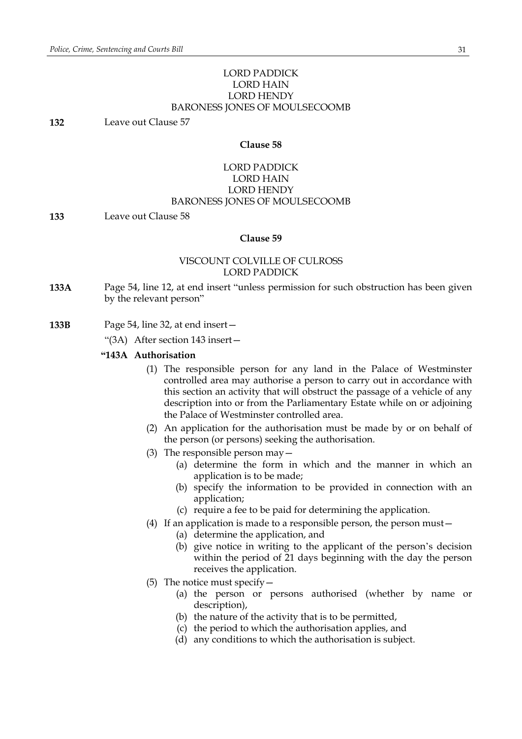LORD PADDICK
LORD HAIN
LORD HENDY
BARONESS JONES OF MOULSECOOMB

**132** Leave out Clause 57

**Clause 58**

LORD PADDICK
LORD HAIN
LORD HENDY
BARONESS JONES OF MOULSECOOMB

**133** Leave out Clause 58

**Clause 59**

VISCOUNT COLVILLE OF CULROSS
LORD PADDICK

**133A** Page 54, line 12, at end insert "unless permission for such obstruction has been given by the relevant person"

**133B** Page 54, line 32, at end insert—

"(3A) After section 143 insert—

**"143A Authorisation**

(1) The responsible person for any land in the Palace of Westminster controlled area may authorise a person to carry out in accordance with this section an activity that will obstruct the passage of a vehicle of any description into or from the Parliamentary Estate while on or adjoining the Palace of Westminster controlled area.

(2) An application for the authorisation must be made by or on behalf of the person (or persons) seeking the authorisation.

(3) The responsible person may—

(a) determine the form in which and the manner in which an application is to be made;

(b) specify the information to be provided in connection with an application;

(c) require a fee to be paid for determining the application.

(4) If an application is made to a responsible person, the person must—

(a) determine the application, and

(b) give notice in writing to the applicant of the person's decision within the period of 21 days beginning with the day the person receives the application.

(5) The notice must specify—

(a) the person or persons authorised (whether by name or description),

(b) the nature of the activity that is to be permitted,

(c) the period to which the authorisation applies, and

(d) any conditions to which the authorisation is subject.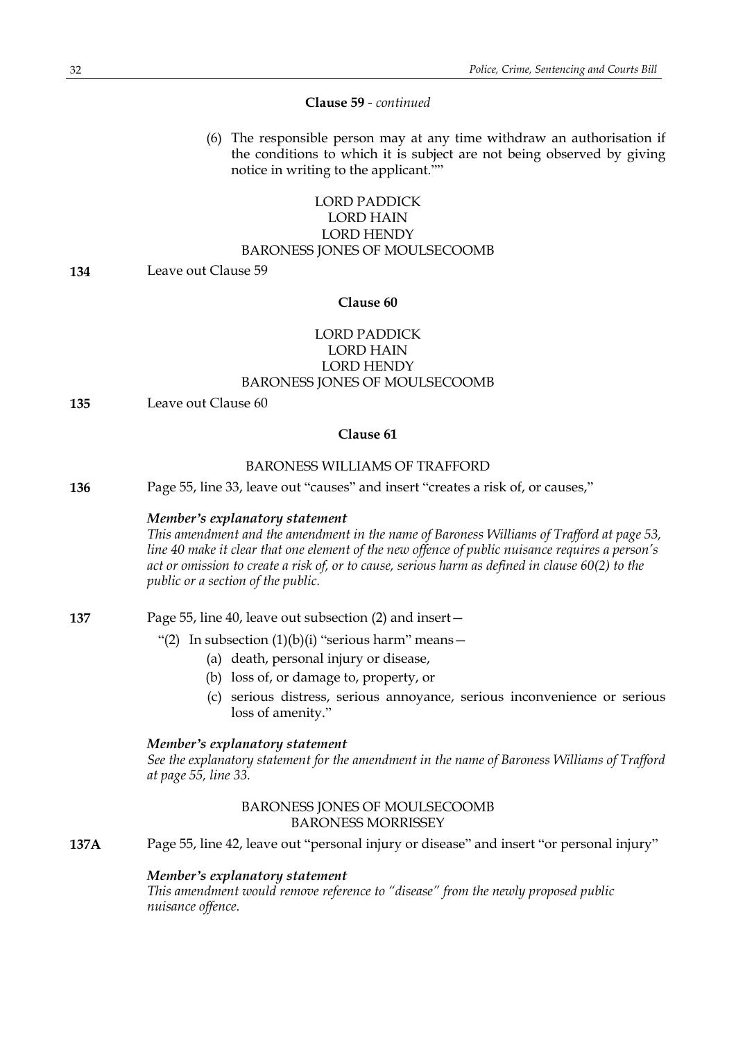**Clause 59** - *continued*

(6) The responsible person may at any time withdraw an authorisation if the conditions to which it is subject are not being observed by giving notice in writing to the applicant.""

LORD PADDICK
LORD HAIN
LORD HENDY
BARONESS JONES OF MOULSECOOMB

**134** Leave out Clause 59

**Clause 60**

LORD PADDICK
LORD HAIN
LORD HENDY
BARONESS JONES OF MOULSECOOMB

**135** Leave out Clause 60

**Clause 61**

BARONESS WILLIAMS OF TRAFFORD

**136** Page 55, line 33, leave out "causes" and insert "creates a risk of, or causes,"

***Member's explanatory statement***

*This amendment and the amendment in the name of Baroness Williams of Trafford at page 53, line 40 make it clear that one element of the new offence of public nuisance requires a person's act or omission to create a risk of, or to cause, serious harm as defined in clause 60(2) to the public or a section of the public.*

**137** Page 55, line 40, leave out subsection (2) and insert—

"(2) In subsection (1)(b)(i) "serious harm" means—

(a) death, personal injury or disease,

(b) loss of, or damage to, property, or

(c) serious distress, serious annoyance, serious inconvenience or serious loss of amenity."

***Member's explanatory statement***

*See the explanatory statement for the amendment in the name of Baroness Williams of Trafford at page 55, line 33.*

BARONESS JONES OF MOULSECOOMB
BARONESS MORRISSEY

**137A** Page 55, line 42, leave out "personal injury or disease" and insert "or personal injury"

***Member's explanatory statement***

*This amendment would remove reference to "disease" from the newly proposed public nuisance offence.*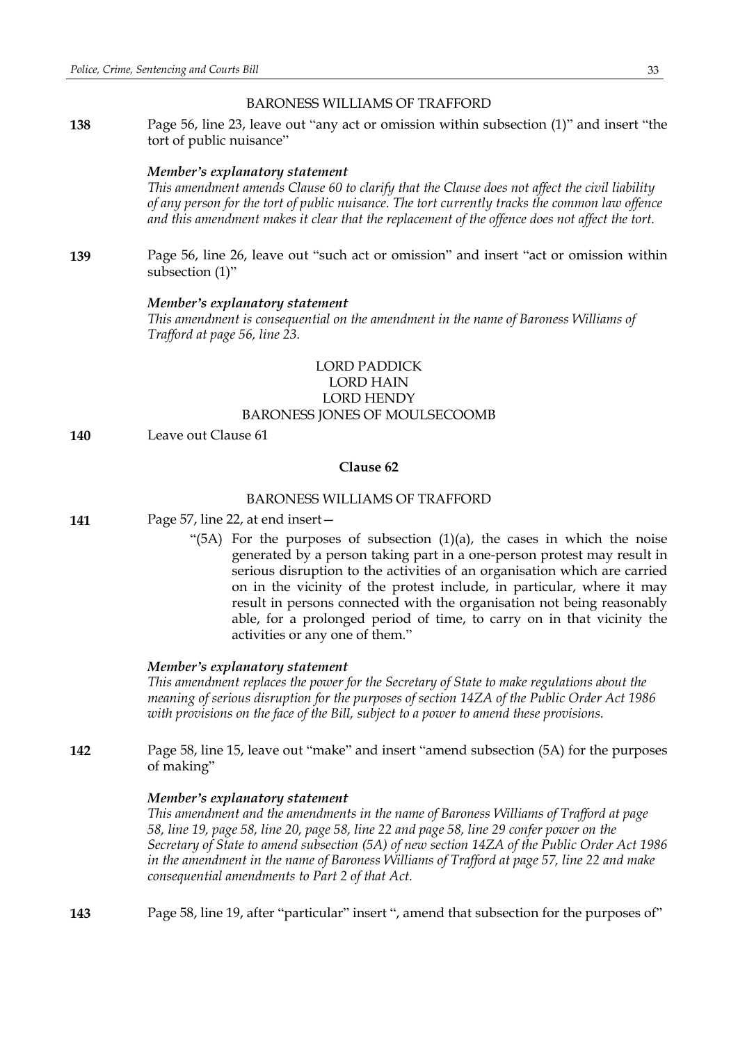BARONESS WILLIAMS OF TRAFFORD

**138** Page 56, line 23, leave out "any act or omission within subsection (1)" and insert "the tort of public nuisance"

***Member's explanatory statement***

*This amendment amends Clause 60 to clarify that the Clause does not affect the civil liability of any person for the tort of public nuisance. The tort currently tracks the common law offence and this amendment makes it clear that the replacement of the offence does not affect the tort.*

**139** Page 56, line 26, leave out "such act or omission" and insert "act or omission within subsection (1)"

***Member's explanatory statement***

*This amendment is consequential on the amendment in the name of Baroness Williams of Trafford at page 56, line 23.*

LORD PADDICK
LORD HAIN
LORD HENDY
BARONESS JONES OF MOULSECOOMB

**140** Leave out Clause 61

### Clause 62

BARONESS WILLIAMS OF TRAFFORD

**141** Page 57, line 22, at end insert—

"(5A) For the purposes of subsection (1)(a), the cases in which the noise generated by a person taking part in a one-person protest may result in serious disruption to the activities of an organisation which are carried on in the vicinity of the protest include, in particular, where it may result in persons connected with the organisation not being reasonably able, for a prolonged period of time, to carry on in that vicinity the activities or any one of them."

***Member's explanatory statement***

*This amendment replaces the power for the Secretary of State to make regulations about the meaning of serious disruption for the purposes of section 14ZA of the Public Order Act 1986 with provisions on the face of the Bill, subject to a power to amend these provisions.*

**142** Page 58, line 15, leave out "make" and insert "amend subsection (5A) for the purposes of making"

***Member's explanatory statement***

*This amendment and the amendments in the name of Baroness Williams of Trafford at page 58, line 19, page 58, line 20, page 58, line 22 and page 58, line 29 confer power on the Secretary of State to amend subsection (5A) of new section 14ZA of the Public Order Act 1986 in the amendment in the name of Baroness Williams of Trafford at page 57, line 22 and make consequential amendments to Part 2 of that Act.*

**143** Page 58, line 19, after "particular" insert ", amend that subsection for the purposes of"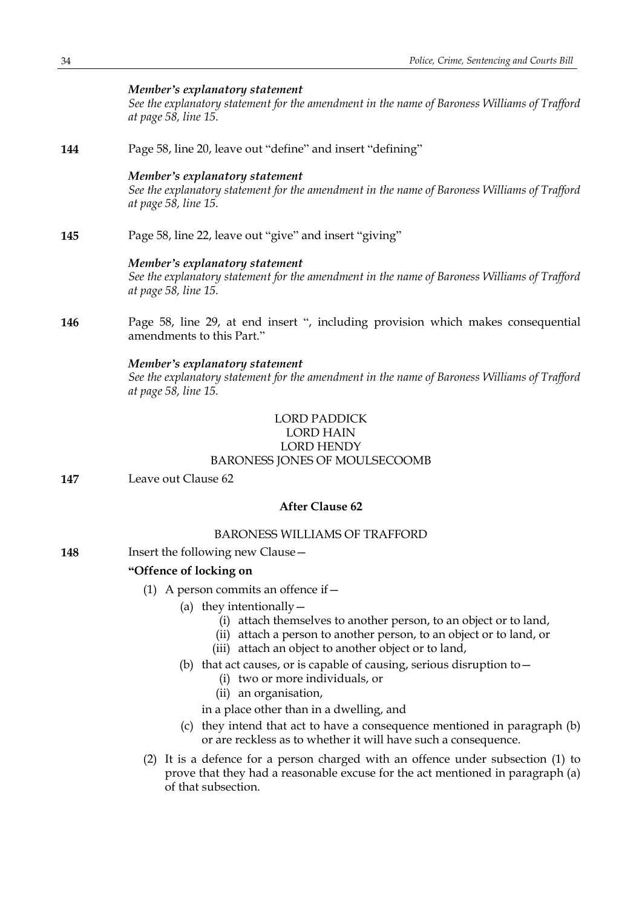*Member's explanatory statement*
*See the explanatory statement for the amendment in the name of Baroness Williams of Trafford at page 58, line 15.*

**144** Page 58, line 20, leave out "define" and insert "defining"

*Member's explanatory statement*
*See the explanatory statement for the amendment in the name of Baroness Williams of Trafford at page 58, line 15.*

**145** Page 58, line 22, leave out "give" and insert "giving"

*Member's explanatory statement*
*See the explanatory statement for the amendment in the name of Baroness Williams of Trafford at page 58, line 15.*

**146** Page 58, line 29, at end insert ", including provision which makes consequential amendments to this Part."

*Member's explanatory statement*
*See the explanatory statement for the amendment in the name of Baroness Williams of Trafford at page 58, line 15.*

LORD PADDICK
LORD HAIN
LORD HENDY
BARONESS JONES OF MOULSECOOMB

**147** Leave out Clause 62

**After Clause 62**

BARONESS WILLIAMS OF TRAFFORD

**148** Insert the following new Clause—

**"Offence of locking on**

(1) A person commits an offence if—
   (a) they intentionally—
      (i) attach themselves to another person, to an object or to land,
      (ii) attach a person to another person, to an object or to land, or
      (iii) attach an object to another object or to land,
   (b) that act causes, or is capable of causing, serious disruption to—
      (i) two or more individuals, or
      (ii) an organisation,

   in a place other than in a dwelling, and
   (c) they intend that act to have a consequence mentioned in paragraph (b) or are reckless as to whether it will have such a consequence.

(2) It is a defence for a person charged with an offence under subsection (1) to prove that they had a reasonable excuse for the act mentioned in paragraph (a) of that subsection.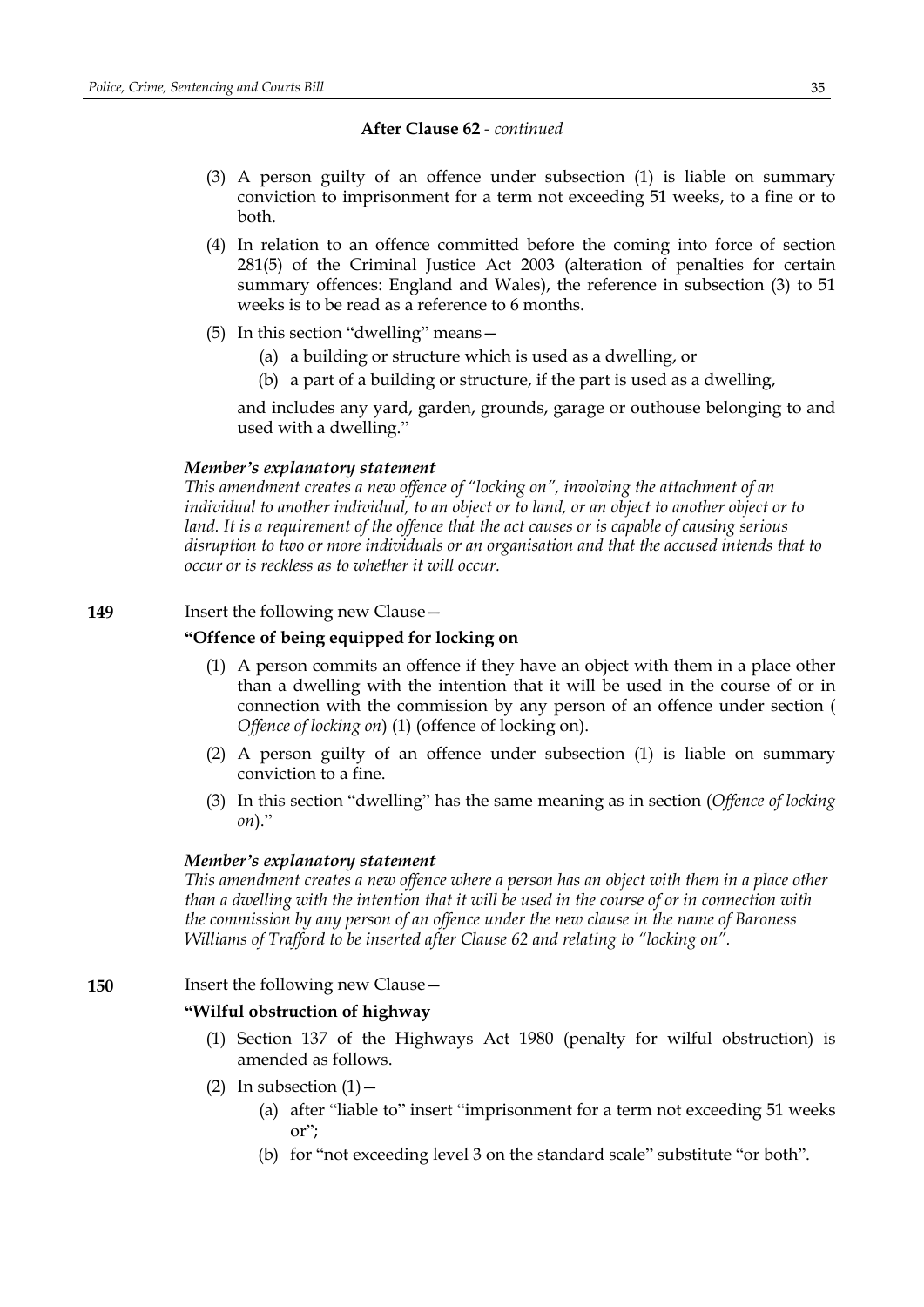**After Clause 62** - *continued*

(3) A person guilty of an offence under subsection (1) is liable on summary conviction to imprisonment for a term not exceeding 51 weeks, to a fine or to both.

(4) In relation to an offence committed before the coming into force of section 281(5) of the Criminal Justice Act 2003 (alteration of penalties for certain summary offences: England and Wales), the reference in subsection (3) to 51 weeks is to be read as a reference to 6 months.

(5) In this section "dwelling" means—

(a) a building or structure which is used as a dwelling, or

(b) a part of a building or structure, if the part is used as a dwelling,

and includes any yard, garden, grounds, garage or outhouse belonging to and used with a dwelling."

***Member's explanatory statement***

*This amendment creates a new offence of "locking on", involving the attachment of an individual to another individual, to an object or to land, or an object to another object or to land. It is a requirement of the offence that the act causes or is capable of causing serious disruption to two or more individuals or an organisation and that the accused intends that to occur or is reckless as to whether it will occur.*

**149** Insert the following new Clause—

**"Offence of being equipped for locking on**

(1) A person commits an offence if they have an object with them in a place other than a dwelling with the intention that it will be used in the course of or in connection with the commission by any person of an offence under section (*Offence of locking on*) (1) (offence of locking on).

(2) A person guilty of an offence under subsection (1) is liable on summary conviction to a fine.

(3) In this section "dwelling" has the same meaning as in section (*Offence of locking on*)."

***Member's explanatory statement***

*This amendment creates a new offence where a person has an object with them in a place other than a dwelling with the intention that it will be used in the course of or in connection with the commission by any person of an offence under the new clause in the name of Baroness Williams of Trafford to be inserted after Clause 62 and relating to "locking on".*

**150** Insert the following new Clause—

**"Wilful obstruction of highway**

(1) Section 137 of the Highways Act 1980 (penalty for wilful obstruction) is amended as follows.

(2) In subsection (1)—

(a) after "liable to" insert "imprisonment for a term not exceeding 51 weeks or";

(b) for "not exceeding level 3 on the standard scale" substitute "or both".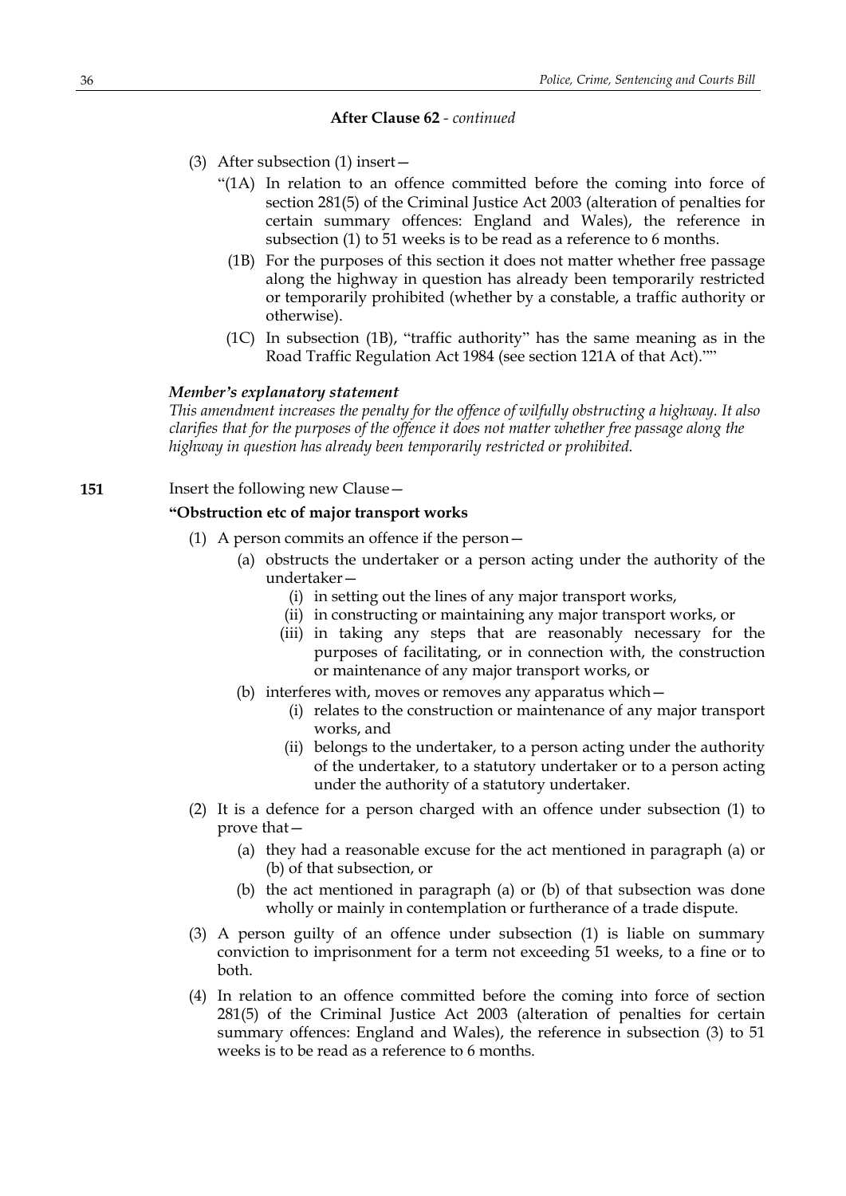**After Clause 62** - *continued*

(3) After subsection (1) insert—

"(1A) In relation to an offence committed before the coming into force of section 281(5) of the Criminal Justice Act 2003 (alteration of penalties for certain summary offences: England and Wales), the reference in subsection (1) to 51 weeks is to be read as a reference to 6 months.

(1B) For the purposes of this section it does not matter whether free passage along the highway in question has already been temporarily restricted or temporarily prohibited (whether by a constable, a traffic authority or otherwise).

(1C) In subsection (1B), "traffic authority" has the same meaning as in the Road Traffic Regulation Act 1984 (see section 121A of that Act).""

***Member's explanatory statement***

*This amendment increases the penalty for the offence of wilfully obstructing a highway. It also clarifies that for the purposes of the offence it does not matter whether free passage along the highway in question has already been temporarily restricted or prohibited.*

**151** Insert the following new Clause—

**"Obstruction etc of major transport works**

(1) A person commits an offence if the person—

(a) obstructs the undertaker or a person acting under the authority of the undertaker—

(i) in setting out the lines of any major transport works,

(ii) in constructing or maintaining any major transport works, or

(iii) in taking any steps that are reasonably necessary for the purposes of facilitating, or in connection with, the construction or maintenance of any major transport works, or

(b) interferes with, moves or removes any apparatus which—

(i) relates to the construction or maintenance of any major transport works, and

(ii) belongs to the undertaker, to a person acting under the authority of the undertaker, to a statutory undertaker or to a person acting under the authority of a statutory undertaker.

(2) It is a defence for a person charged with an offence under subsection (1) to prove that—

(a) they had a reasonable excuse for the act mentioned in paragraph (a) or (b) of that subsection, or

(b) the act mentioned in paragraph (a) or (b) of that subsection was done wholly or mainly in contemplation or furtherance of a trade dispute.

(3) A person guilty of an offence under subsection (1) is liable on summary conviction to imprisonment for a term not exceeding 51 weeks, to a fine or to both.

(4) In relation to an offence committed before the coming into force of section 281(5) of the Criminal Justice Act 2003 (alteration of penalties for certain summary offences: England and Wales), the reference in subsection (3) to 51 weeks is to be read as a reference to 6 months.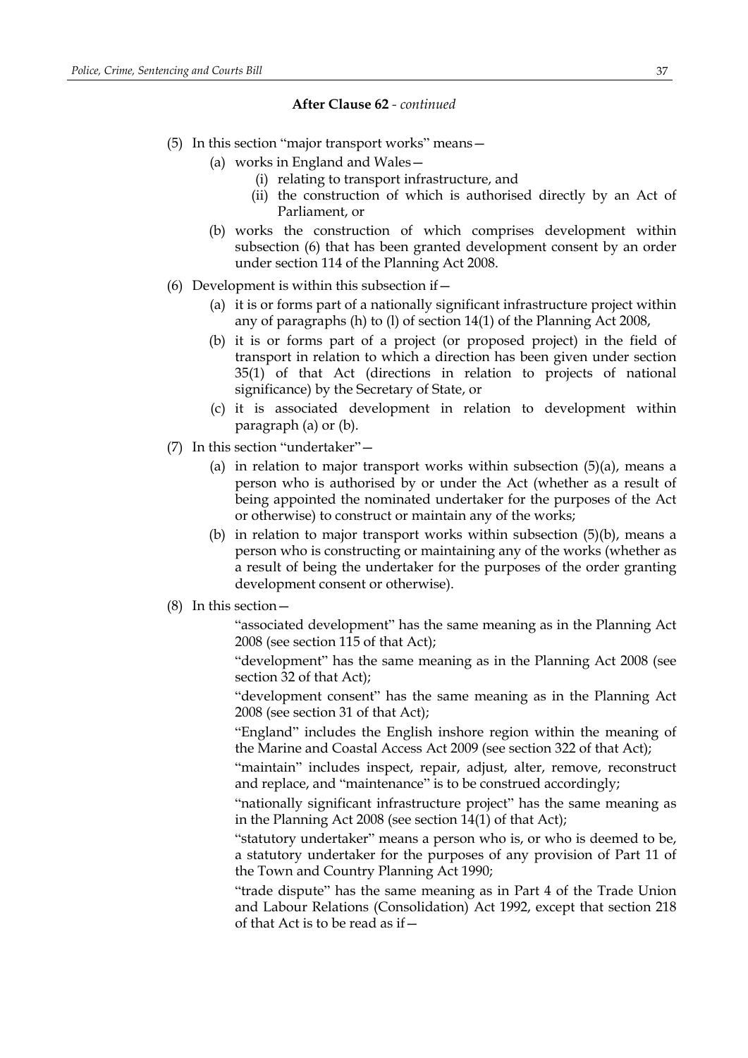**After Clause 62** - *continued*

(5) In this section "major transport works" means—

  (a) works in England and Wales—

    (i) relating to transport infrastructure, and

    (ii) the construction of which is authorised directly by an Act of Parliament, or

  (b) works the construction of which comprises development within subsection (6) that has been granted development consent by an order under section 114 of the Planning Act 2008.

(6) Development is within this subsection if—

  (a) it is or forms part of a nationally significant infrastructure project within any of paragraphs (h) to (l) of section 14(1) of the Planning Act 2008,

  (b) it is or forms part of a project (or proposed project) in the field of transport in relation to which a direction has been given under section 35(1) of that Act (directions in relation to projects of national significance) by the Secretary of State, or

  (c) it is associated development in relation to development within paragraph (a) or (b).

(7) In this section "undertaker"—

  (a) in relation to major transport works within subsection (5)(a), means a person who is authorised by or under the Act (whether as a result of being appointed the nominated undertaker for the purposes of the Act or otherwise) to construct or maintain any of the works;

  (b) in relation to major transport works within subsection (5)(b), means a person who is constructing or maintaining any of the works (whether as a result of being the undertaker for the purposes of the order granting development consent or otherwise).

(8) In this section—

"associated development" has the same meaning as in the Planning Act 2008 (see section 115 of that Act);

"development" has the same meaning as in the Planning Act 2008 (see section 32 of that Act);

"development consent" has the same meaning as in the Planning Act 2008 (see section 31 of that Act);

"England" includes the English inshore region within the meaning of the Marine and Coastal Access Act 2009 (see section 322 of that Act);

"maintain" includes inspect, repair, adjust, alter, remove, reconstruct and replace, and "maintenance" is to be construed accordingly;

"nationally significant infrastructure project" has the same meaning as in the Planning Act 2008 (see section 14(1) of that Act);

"statutory undertaker" means a person who is, or who is deemed to be, a statutory undertaker for the purposes of any provision of Part 11 of the Town and Country Planning Act 1990;

"trade dispute" has the same meaning as in Part 4 of the Trade Union and Labour Relations (Consolidation) Act 1992, except that section 218 of that Act is to be read as if—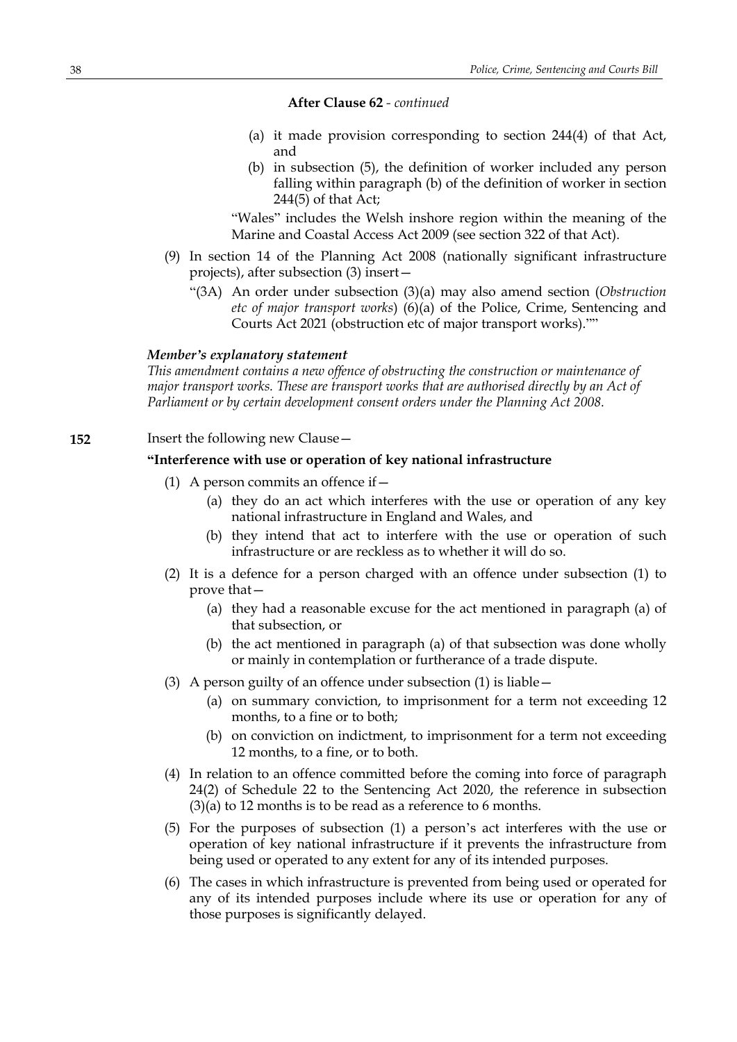**After Clause 62** - *continued*

(a) it made provision corresponding to section 244(4) of that Act, and

(b) in subsection (5), the definition of worker included any person falling within paragraph (b) of the definition of worker in section 244(5) of that Act;

"Wales" includes the Welsh inshore region within the meaning of the Marine and Coastal Access Act 2009 (see section 322 of that Act).

(9) In section 14 of the Planning Act 2008 (nationally significant infrastructure projects), after subsection (3) insert—

"(3A) An order under subsection (3)(a) may also amend section (*Obstruction etc of major transport works*) (6)(a) of the Police, Crime, Sentencing and Courts Act 2021 (obstruction etc of major transport works).""

***Member's explanatory statement***

*This amendment contains a new offence of obstructing the construction or maintenance of major transport works. These are transport works that are authorised directly by an Act of Parliament or by certain development consent orders under the Planning Act 2008.*

**152** Insert the following new Clause—

**"Interference with use or operation of key national infrastructure**

(1) A person commits an offence if—

(a) they do an act which interferes with the use or operation of any key national infrastructure in England and Wales, and

(b) they intend that act to interfere with the use or operation of such infrastructure or are reckless as to whether it will do so.

(2) It is a defence for a person charged with an offence under subsection (1) to prove that—

(a) they had a reasonable excuse for the act mentioned in paragraph (a) of that subsection, or

(b) the act mentioned in paragraph (a) of that subsection was done wholly or mainly in contemplation or furtherance of a trade dispute.

(3) A person guilty of an offence under subsection (1) is liable—

(a) on summary conviction, to imprisonment for a term not exceeding 12 months, to a fine or to both;

(b) on conviction on indictment, to imprisonment for a term not exceeding 12 months, to a fine, or to both.

(4) In relation to an offence committed before the coming into force of paragraph 24(2) of Schedule 22 to the Sentencing Act 2020, the reference in subsection (3)(a) to 12 months is to be read as a reference to 6 months.

(5) For the purposes of subsection (1) a person's act interferes with the use or operation of key national infrastructure if it prevents the infrastructure from being used or operated to any extent for any of its intended purposes.

(6) The cases in which infrastructure is prevented from being used or operated for any of its intended purposes include where its use or operation for any of those purposes is significantly delayed.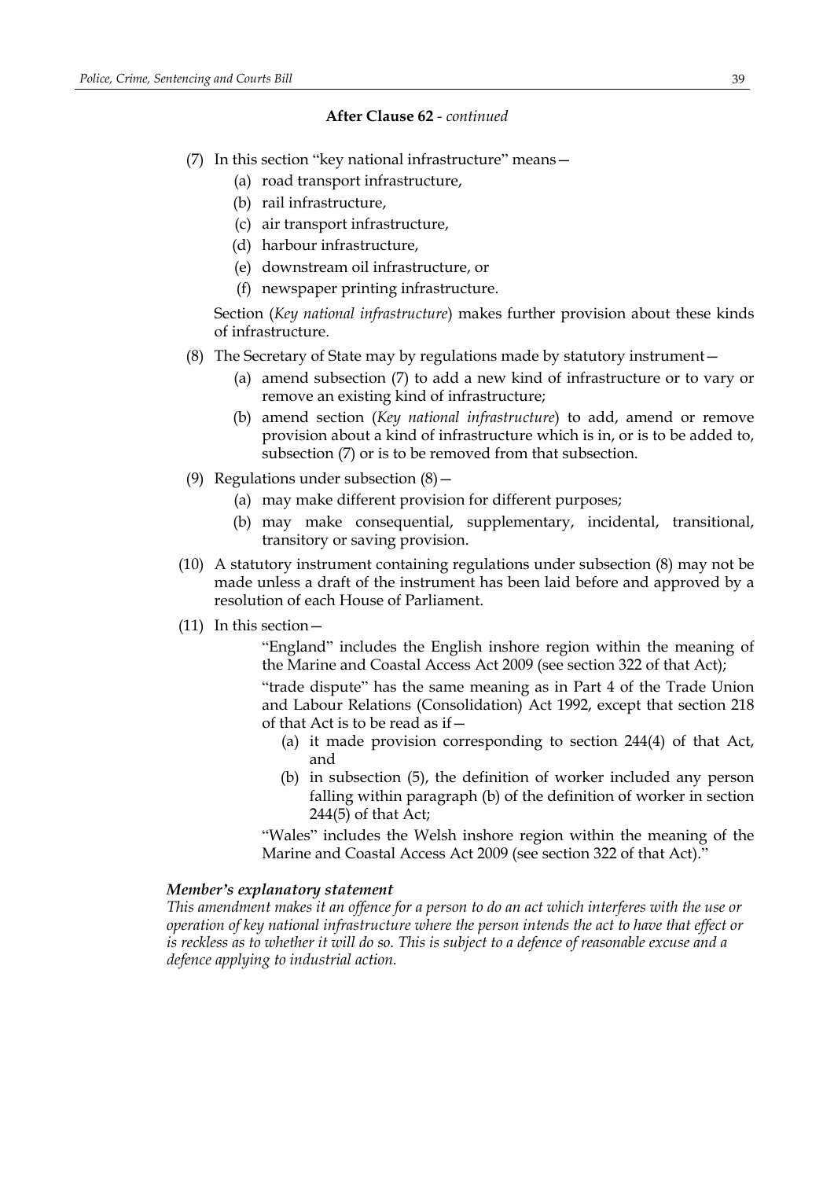**After Clause 62** - *continued*

(7) In this section "key national infrastructure" means—

  (a) road transport infrastructure,

  (b) rail infrastructure,

  (c) air transport infrastructure,

  (d) harbour infrastructure,

  (e) downstream oil infrastructure, or

  (f) newspaper printing infrastructure.

Section (*Key national infrastructure*) makes further provision about these kinds of infrastructure.

(8) The Secretary of State may by regulations made by statutory instrument—

  (a) amend subsection (7) to add a new kind of infrastructure or to vary or remove an existing kind of infrastructure;

  (b) amend section (*Key national infrastructure*) to add, amend or remove provision about a kind of infrastructure which is in, or is to be added to, subsection (7) or is to be removed from that subsection.

(9) Regulations under subsection (8)—

  (a) may make different provision for different purposes;

  (b) may make consequential, supplementary, incidental, transitional, transitory or saving provision.

(10) A statutory instrument containing regulations under subsection (8) may not be made unless a draft of the instrument has been laid before and approved by a resolution of each House of Parliament.

(11) In this section—

"England" includes the English inshore region within the meaning of the Marine and Coastal Access Act 2009 (see section 322 of that Act);

"trade dispute" has the same meaning as in Part 4 of the Trade Union and Labour Relations (Consolidation) Act 1992, except that section 218 of that Act is to be read as if—

  (a) it made provision corresponding to section 244(4) of that Act, and

  (b) in subsection (5), the definition of worker included any person falling within paragraph (b) of the definition of worker in section 244(5) of that Act;

"Wales" includes the Welsh inshore region within the meaning of the Marine and Coastal Access Act 2009 (see section 322 of that Act)."

***Member's explanatory statement***

*This amendment makes it an offence for a person to do an act which interferes with the use or operation of key national infrastructure where the person intends the act to have that effect or is reckless as to whether it will do so. This is subject to a defence of reasonable excuse and a defence applying to industrial action.*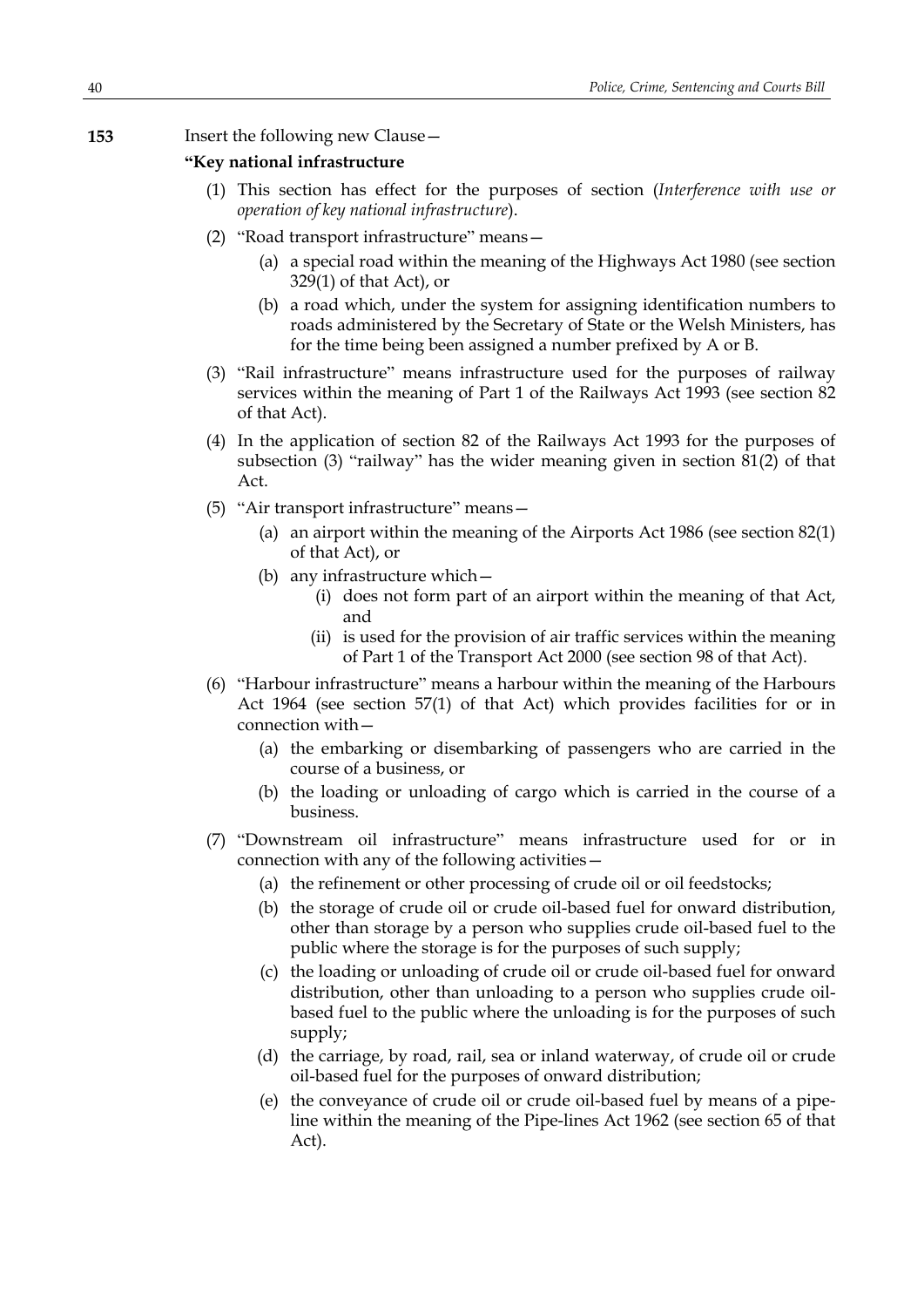**153** Insert the following new Clause—

**"Key national infrastructure**

(1) This section has effect for the purposes of section (*Interference with use or operation of key national infrastructure*).

(2) "Road transport infrastructure" means—

   (a) a special road within the meaning of the Highways Act 1980 (see section 329(1) of that Act), or

   (b) a road which, under the system for assigning identification numbers to roads administered by the Secretary of State or the Welsh Ministers, has for the time being been assigned a number prefixed by A or B.

(3) "Rail infrastructure" means infrastructure used for the purposes of railway services within the meaning of Part 1 of the Railways Act 1993 (see section 82 of that Act).

(4) In the application of section 82 of the Railways Act 1993 for the purposes of subsection (3) "railway" has the wider meaning given in section 81(2) of that Act.

(5) "Air transport infrastructure" means—

   (a) an airport within the meaning of the Airports Act 1986 (see section 82(1) of that Act), or

   (b) any infrastructure which—

      (i) does not form part of an airport within the meaning of that Act, and

      (ii) is used for the provision of air traffic services within the meaning of Part 1 of the Transport Act 2000 (see section 98 of that Act).

(6) "Harbour infrastructure" means a harbour within the meaning of the Harbours Act 1964 (see section 57(1) of that Act) which provides facilities for or in connection with—

   (a) the embarking or disembarking of passengers who are carried in the course of a business, or

   (b) the loading or unloading of cargo which is carried in the course of a business.

(7) "Downstream oil infrastructure" means infrastructure used for or in connection with any of the following activities—

   (a) the refinement or other processing of crude oil or oil feedstocks;

   (b) the storage of crude oil or crude oil-based fuel for onward distribution, other than storage by a person who supplies crude oil-based fuel to the public where the storage is for the purposes of such supply;

   (c) the loading or unloading of crude oil or crude oil-based fuel for onward distribution, other than unloading to a person who supplies crude oil-based fuel to the public where the unloading is for the purposes of such supply;

   (d) the carriage, by road, rail, sea or inland waterway, of crude oil or crude oil-based fuel for the purposes of onward distribution;

   (e) the conveyance of crude oil or crude oil-based fuel by means of a pipe-line within the meaning of the Pipe-lines Act 1962 (see section 65 of that Act).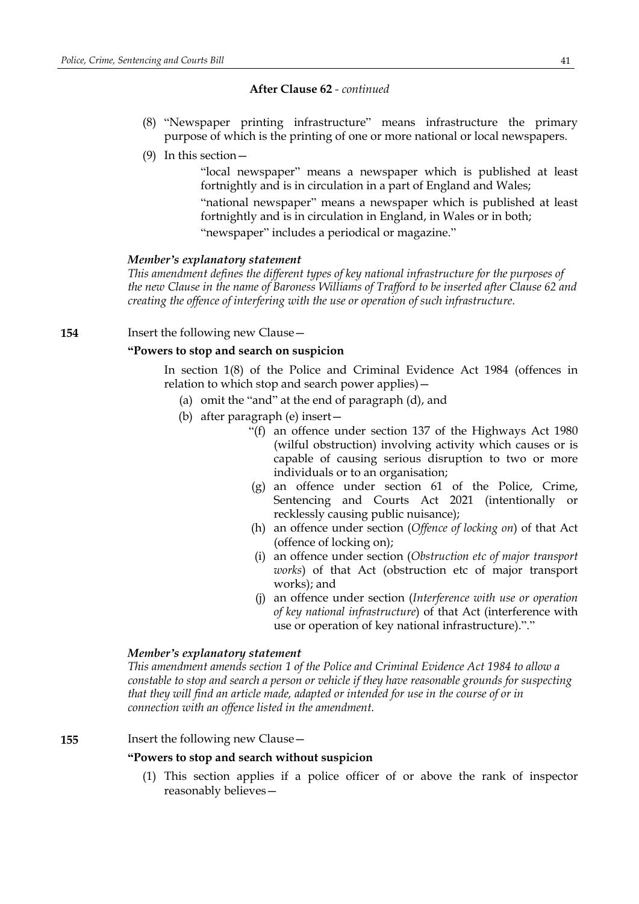**After Clause 62** - *continued*

(8) "Newspaper printing infrastructure" means infrastructure the primary purpose of which is the printing of one or more national or local newspapers.

(9) In this section—

"local newspaper" means a newspaper which is published at least fortnightly and is in circulation in a part of England and Wales;

"national newspaper" means a newspaper which is published at least fortnightly and is in circulation in England, in Wales or in both;

"newspaper" includes a periodical or magazine."

***Member's explanatory statement***

*This amendment defines the different types of key national infrastructure for the purposes of the new Clause in the name of Baroness Williams of Trafford to be inserted after Clause 62 and creating the offence of interfering with the use or operation of such infrastructure.*

**154** Insert the following new Clause—

**"Powers to stop and search on suspicion**

In section 1(8) of the Police and Criminal Evidence Act 1984 (offences in relation to which stop and search power applies)—

(a) omit the "and" at the end of paragraph (d), and

(b) after paragraph (e) insert—

"(f) an offence under section 137 of the Highways Act 1980 (wilful obstruction) involving activity which causes or is capable of causing serious disruption to two or more individuals or to an organisation;

(g) an offence under section 61 of the Police, Crime, Sentencing and Courts Act 2021 (intentionally or recklessly causing public nuisance);

(h) an offence under section (*Offence of locking on*) of that Act (offence of locking on);

(i) an offence under section (*Obstruction etc of major transport works*) of that Act (obstruction etc of major transport works); and

(j) an offence under section (*Interference with use or operation of key national infrastructure*) of that Act (interference with use or operation of key national infrastructure).".

***Member's explanatory statement***

*This amendment amends section 1 of the Police and Criminal Evidence Act 1984 to allow a constable to stop and search a person or vehicle if they have reasonable grounds for suspecting that they will find an article made, adapted or intended for use in the course of or in connection with an offence listed in the amendment.*

**155** Insert the following new Clause—

**"Powers to stop and search without suspicion**

(1) This section applies if a police officer of or above the rank of inspector reasonably believes—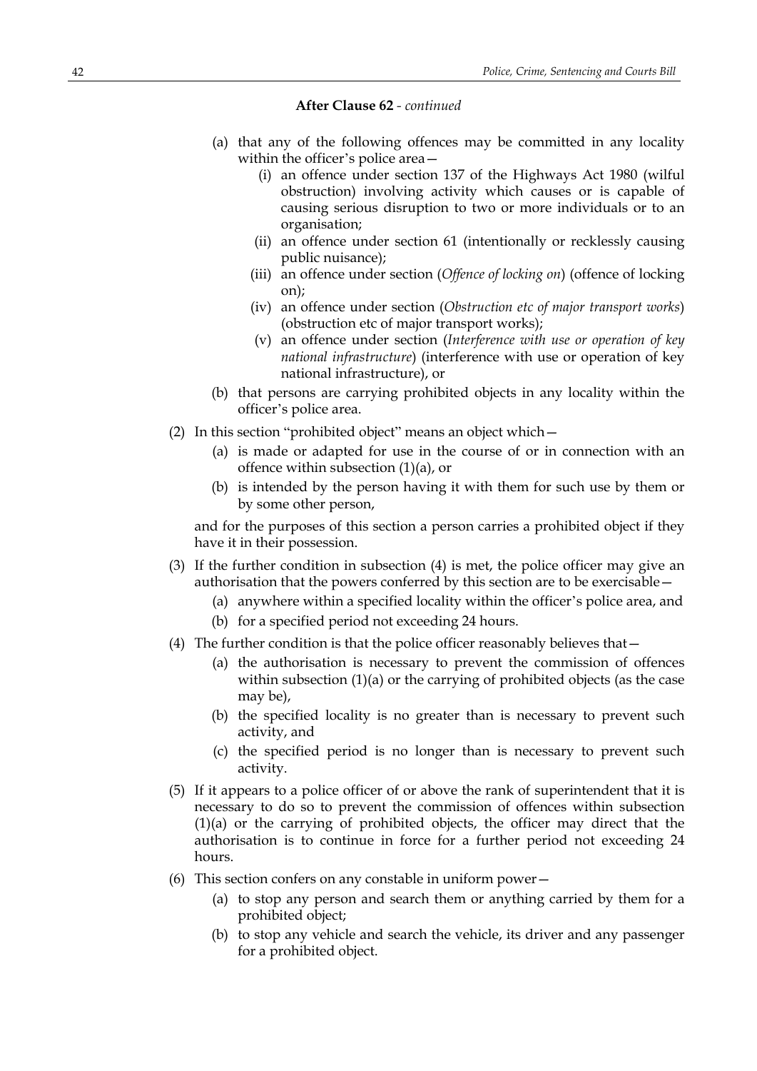**After Clause 62** - *continued*

(a) that any of the following offences may be committed in any locality within the officer's police area—

(i) an offence under section 137 of the Highways Act 1980 (wilful obstruction) involving activity which causes or is capable of causing serious disruption to two or more individuals or to an organisation;

(ii) an offence under section 61 (intentionally or recklessly causing public nuisance);

(iii) an offence under section (*Offence of locking on*) (offence of locking on);

(iv) an offence under section (*Obstruction etc of major transport works*) (obstruction etc of major transport works);

(v) an offence under section (*Interference with use or operation of key national infrastructure*) (interference with use or operation of key national infrastructure), or

(b) that persons are carrying prohibited objects in any locality within the officer's police area.

(2) In this section "prohibited object" means an object which—

(a) is made or adapted for use in the course of or in connection with an offence within subsection (1)(a), or

(b) is intended by the person having it with them for such use by them or by some other person,

and for the purposes of this section a person carries a prohibited object if they have it in their possession.

(3) If the further condition in subsection (4) is met, the police officer may give an authorisation that the powers conferred by this section are to be exercisable—

(a) anywhere within a specified locality within the officer's police area, and

(b) for a specified period not exceeding 24 hours.

(4) The further condition is that the police officer reasonably believes that—

(a) the authorisation is necessary to prevent the commission of offences within subsection (1)(a) or the carrying of prohibited objects (as the case may be),

(b) the specified locality is no greater than is necessary to prevent such activity, and

(c) the specified period is no longer than is necessary to prevent such activity.

(5) If it appears to a police officer of or above the rank of superintendent that it is necessary to do so to prevent the commission of offences within subsection (1)(a) or the carrying of prohibited objects, the officer may direct that the authorisation is to continue in force for a further period not exceeding 24 hours.

(6) This section confers on any constable in uniform power—

(a) to stop any person and search them or anything carried by them for a prohibited object;

(b) to stop any vehicle and search the vehicle, its driver and any passenger for a prohibited object.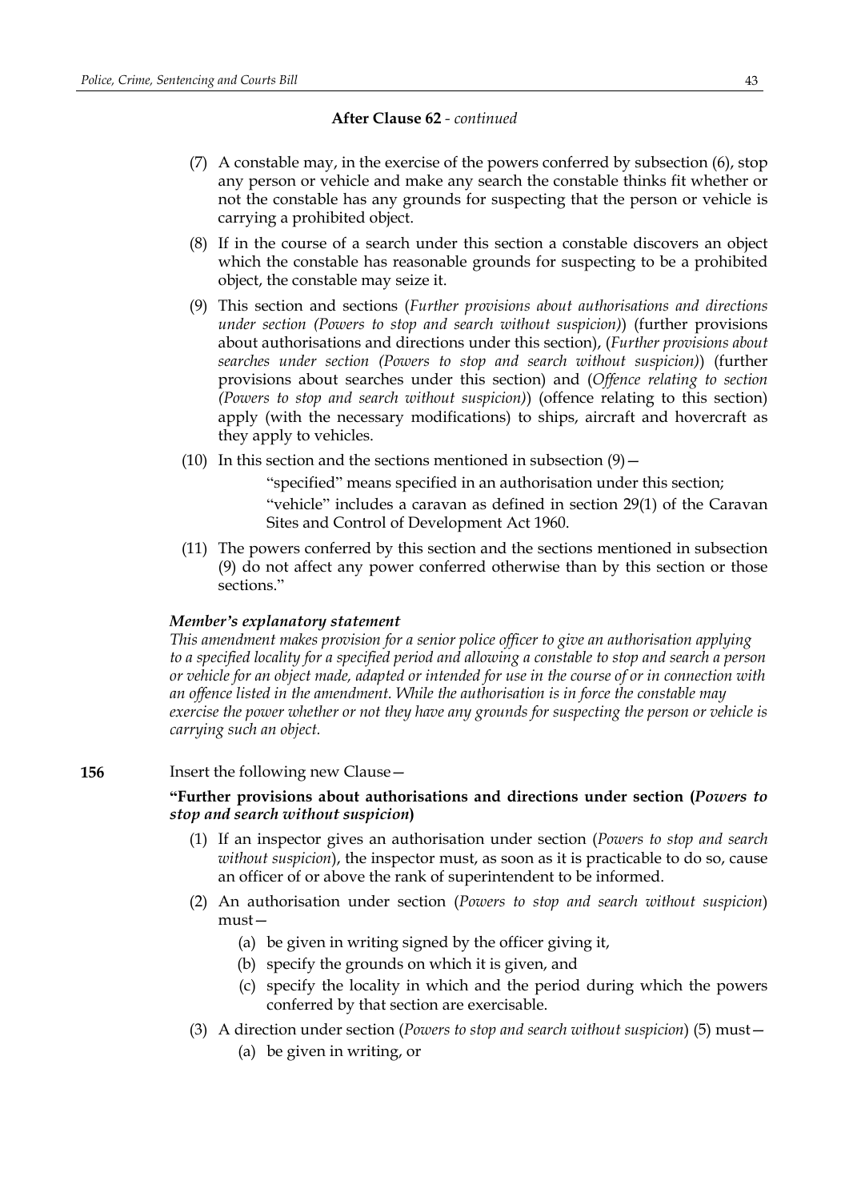**After Clause 62** - *continued*

(7) A constable may, in the exercise of the powers conferred by subsection (6), stop any person or vehicle and make any search the constable thinks fit whether or not the constable has any grounds for suspecting that the person or vehicle is carrying a prohibited object.

(8) If in the course of a search under this section a constable discovers an object which the constable has reasonable grounds for suspecting to be a prohibited object, the constable may seize it.

(9) This section and sections (*Further provisions about authorisations and directions under section (Powers to stop and search without suspicion)*) (further provisions about authorisations and directions under this section), (*Further provisions about searches under section (Powers to stop and search without suspicion)*) (further provisions about searches under this section) and (*Offence relating to section (Powers to stop and search without suspicion)*) (offence relating to this section) apply (with the necessary modifications) to ships, aircraft and hovercraft as they apply to vehicles.

(10) In this section and the sections mentioned in subsection (9)—

"specified" means specified in an authorisation under this section;

"vehicle" includes a caravan as defined in section 29(1) of the Caravan Sites and Control of Development Act 1960.

(11) The powers conferred by this section and the sections mentioned in subsection (9) do not affect any power conferred otherwise than by this section or those sections."

***Member's explanatory statement***

*This amendment makes provision for a senior police officer to give an authorisation applying to a specified locality for a specified period and allowing a constable to stop and search a person or vehicle for an object made, adapted or intended for use in the course of or in connection with an offence listed in the amendment. While the authorisation is in force the constable may exercise the power whether or not they have any grounds for suspecting the person or vehicle is carrying such an object.*

**156** Insert the following new Clause—

**"Further provisions about authorisations and directions under section (*Powers to stop and search without suspicion*)**

(1) If an inspector gives an authorisation under section (*Powers to stop and search without suspicion*), the inspector must, as soon as it is practicable to do so, cause an officer of or above the rank of superintendent to be informed.

(2) An authorisation under section (*Powers to stop and search without suspicion*) must—

(a) be given in writing signed by the officer giving it,

(b) specify the grounds on which it is given, and

(c) specify the locality in which and the period during which the powers conferred by that section are exercisable.

(3) A direction under section (*Powers to stop and search without suspicion*) (5) must—

(a) be given in writing, or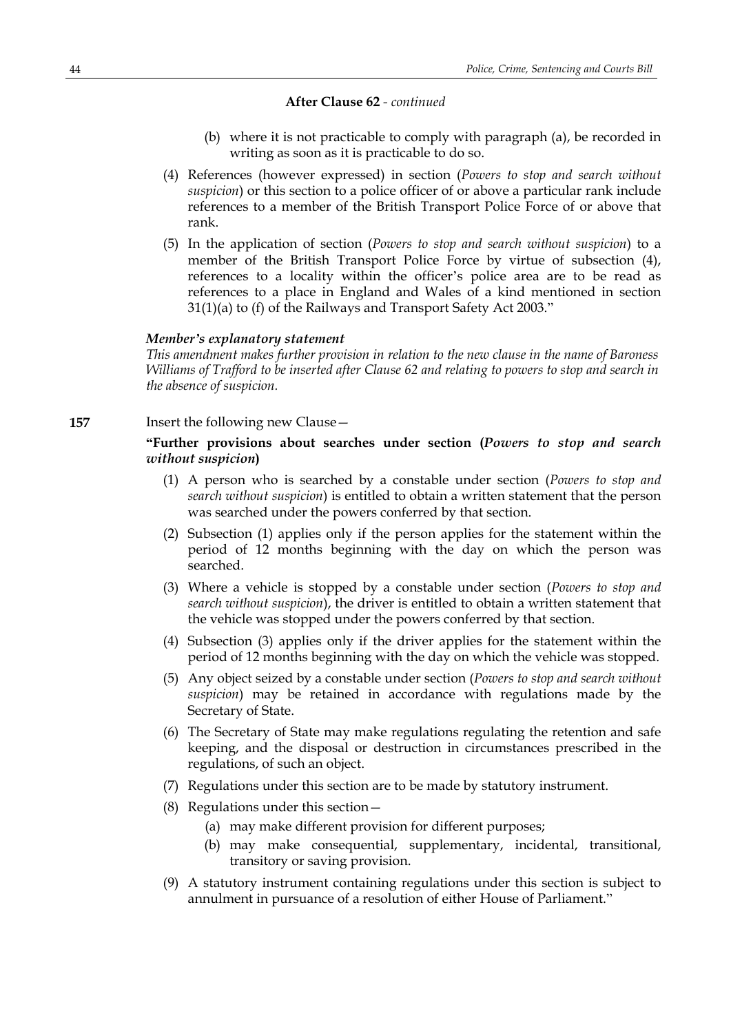**After Clause 62** - *continued*

(b) where it is not practicable to comply with paragraph (a), be recorded in writing as soon as it is practicable to do so.

(4) References (however expressed) in section (*Powers to stop and search without suspicion*) or this section to a police officer of or above a particular rank include references to a member of the British Transport Police Force of or above that rank.

(5) In the application of section (*Powers to stop and search without suspicion*) to a member of the British Transport Police Force by virtue of subsection (4), references to a locality within the officer's police area are to be read as references to a place in England and Wales of a kind mentioned in section 31(1)(a) to (f) of the Railways and Transport Safety Act 2003."

***Member's explanatory statement***

*This amendment makes further provision in relation to the new clause in the name of Baroness Williams of Trafford to be inserted after Clause 62 and relating to powers to stop and search in the absence of suspicion.*

**157** Insert the following new Clause—

**"Further provisions about searches under section (*Powers to stop and search without suspicion*)**

(1) A person who is searched by a constable under section (*Powers to stop and search without suspicion*) is entitled to obtain a written statement that the person was searched under the powers conferred by that section.

(2) Subsection (1) applies only if the person applies for the statement within the period of 12 months beginning with the day on which the person was searched.

(3) Where a vehicle is stopped by a constable under section (*Powers to stop and search without suspicion*), the driver is entitled to obtain a written statement that the vehicle was stopped under the powers conferred by that section.

(4) Subsection (3) applies only if the driver applies for the statement within the period of 12 months beginning with the day on which the vehicle was stopped.

(5) Any object seized by a constable under section (*Powers to stop and search without suspicion*) may be retained in accordance with regulations made by the Secretary of State.

(6) The Secretary of State may make regulations regulating the retention and safe keeping, and the disposal or destruction in circumstances prescribed in the regulations, of such an object.

(7) Regulations under this section are to be made by statutory instrument.

(8) Regulations under this section—

(a) may make different provision for different purposes;

(b) may make consequential, supplementary, incidental, transitional, transitory or saving provision.

(9) A statutory instrument containing regulations under this section is subject to annulment in pursuance of a resolution of either House of Parliament."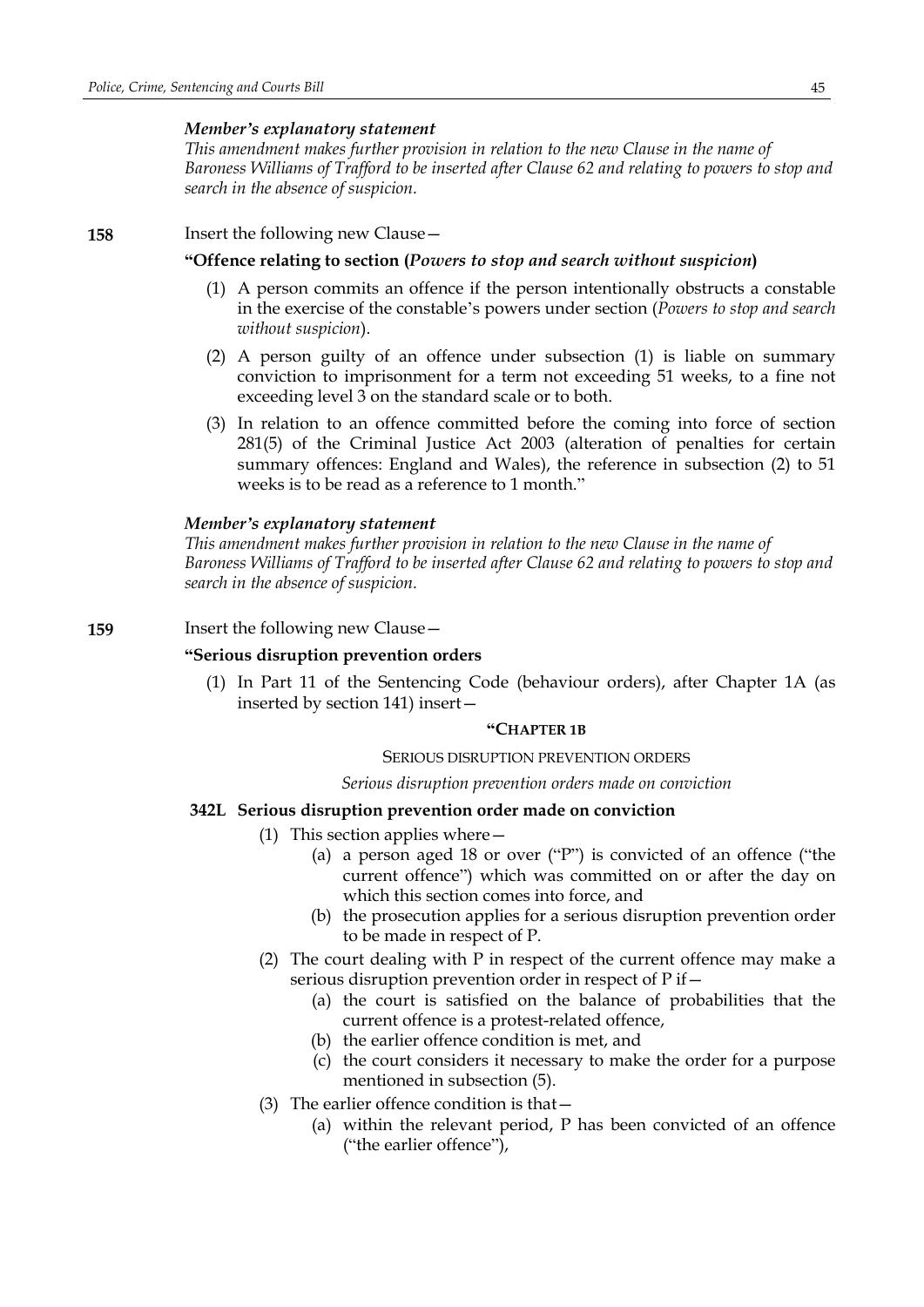*Member's explanatory statement*

*This amendment makes further provision in relation to the new Clause in the name of Baroness Williams of Trafford to be inserted after Clause 62 and relating to powers to stop and search in the absence of suspicion.*

**158** Insert the following new Clause—

**"Offence relating to section (*Powers to stop and search without suspicion*)**

(1) A person commits an offence if the person intentionally obstructs a constable in the exercise of the constable's powers under section (*Powers to stop and search without suspicion*).

(2) A person guilty of an offence under subsection (1) is liable on summary conviction to imprisonment for a term not exceeding 51 weeks, to a fine not exceeding level 3 on the standard scale or to both.

(3) In relation to an offence committed before the coming into force of section 281(5) of the Criminal Justice Act 2003 (alteration of penalties for certain summary offences: England and Wales), the reference in subsection (2) to 51 weeks is to be read as a reference to 1 month."

*Member's explanatory statement*

*This amendment makes further provision in relation to the new Clause in the name of Baroness Williams of Trafford to be inserted after Clause 62 and relating to powers to stop and search in the absence of suspicion.*

**159** Insert the following new Clause—

**"Serious disruption prevention orders**

(1) In Part 11 of the Sentencing Code (behaviour orders), after Chapter 1A (as inserted by section 141) insert—

**"CHAPTER 1B**

SERIOUS DISRUPTION PREVENTION ORDERS

*Serious disruption prevention orders made on conviction*

**342L Serious disruption prevention order made on conviction**

(1) This section applies where—

(a) a person aged 18 or over ("P") is convicted of an offence ("the current offence") which was committed on or after the day on which this section comes into force, and

(b) the prosecution applies for a serious disruption prevention order to be made in respect of P.

(2) The court dealing with P in respect of the current offence may make a serious disruption prevention order in respect of P if—

(a) the court is satisfied on the balance of probabilities that the current offence is a protest-related offence,

(b) the earlier offence condition is met, and

(c) the court considers it necessary to make the order for a purpose mentioned in subsection (5).

(3) The earlier offence condition is that—

(a) within the relevant period, P has been convicted of an offence ("the earlier offence"),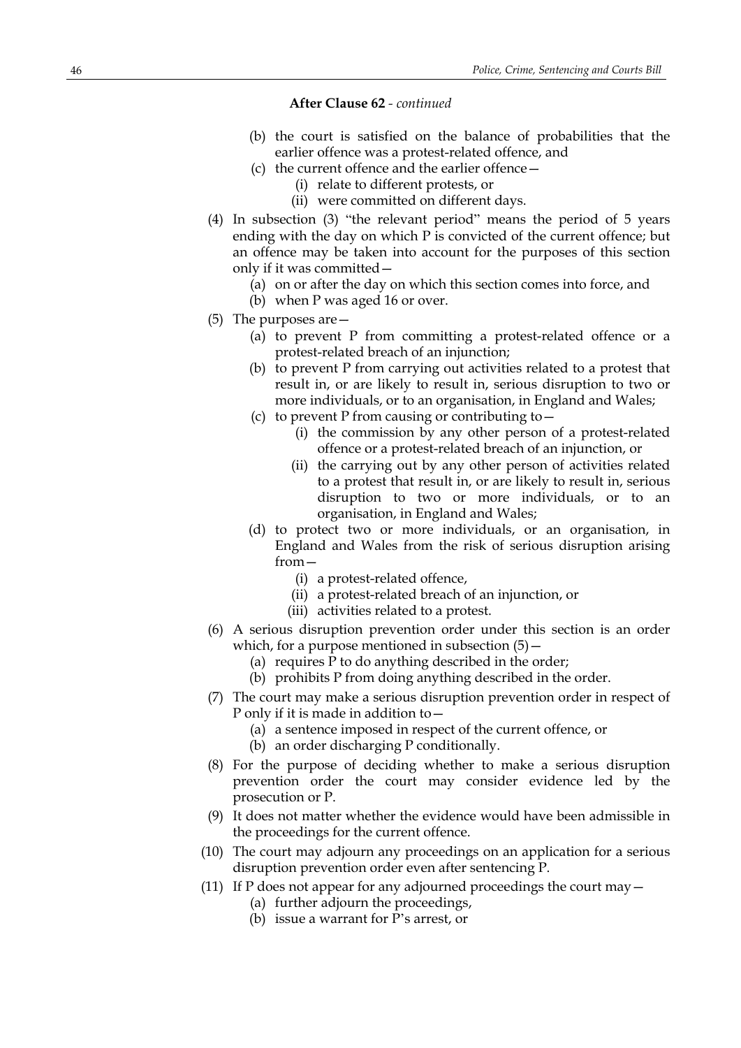**After Clause 62** - *continued*

(b) the court is satisfied on the balance of probabilities that the earlier offence was a protest-related offence, and

(c) the current offence and the earlier offence—

(i) relate to different protests, or

(ii) were committed on different days.

(4) In subsection (3) "the relevant period" means the period of 5 years ending with the day on which P is convicted of the current offence; but an offence may be taken into account for the purposes of this section only if it was committed—

(a) on or after the day on which this section comes into force, and

(b) when P was aged 16 or over.

(5) The purposes are—

(a) to prevent P from committing a protest-related offence or a protest-related breach of an injunction;

(b) to prevent P from carrying out activities related to a protest that result in, or are likely to result in, serious disruption to two or more individuals, or to an organisation, in England and Wales;

(c) to prevent P from causing or contributing to—

(i) the commission by any other person of a protest-related offence or a protest-related breach of an injunction, or

(ii) the carrying out by any other person of activities related to a protest that result in, or are likely to result in, serious disruption to two or more individuals, or to an organisation, in England and Wales;

(d) to protect two or more individuals, or an organisation, in England and Wales from the risk of serious disruption arising from—

(i) a protest-related offence,

(ii) a protest-related breach of an injunction, or

(iii) activities related to a protest.

(6) A serious disruption prevention order under this section is an order which, for a purpose mentioned in subsection (5)—

(a) requires P to do anything described in the order;

(b) prohibits P from doing anything described in the order.

(7) The court may make a serious disruption prevention order in respect of P only if it is made in addition to—

(a) a sentence imposed in respect of the current offence, or

(b) an order discharging P conditionally.

(8) For the purpose of deciding whether to make a serious disruption prevention order the court may consider evidence led by the prosecution or P.

(9) It does not matter whether the evidence would have been admissible in the proceedings for the current offence.

(10) The court may adjourn any proceedings on an application for a serious disruption prevention order even after sentencing P.

(11) If P does not appear for any adjourned proceedings the court may—

(a) further adjourn the proceedings,

(b) issue a warrant for P's arrest, or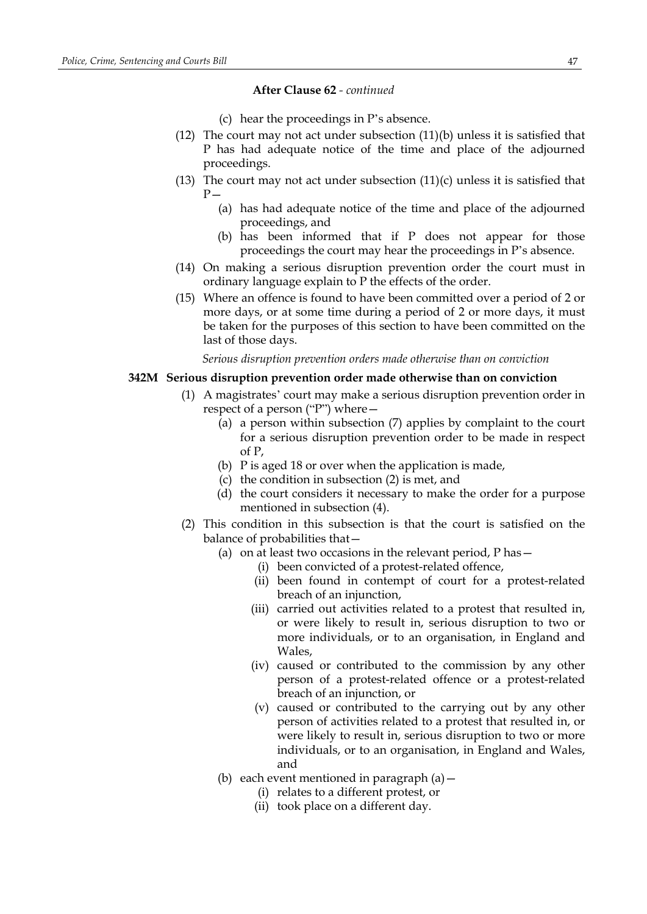**After Clause 62** - *continued*

(c) hear the proceedings in P's absence.

(12) The court may not act under subsection (11)(b) unless it is satisfied that P has had adequate notice of the time and place of the adjourned proceedings.

(13) The court may not act under subsection (11)(c) unless it is satisfied that P—

(a) has had adequate notice of the time and place of the adjourned proceedings, and

(b) has been informed that if P does not appear for those proceedings the court may hear the proceedings in P's absence.

(14) On making a serious disruption prevention order the court must in ordinary language explain to P the effects of the order.

(15) Where an offence is found to have been committed over a period of 2 or more days, or at some time during a period of 2 or more days, it must be taken for the purposes of this section to have been committed on the last of those days.

*Serious disruption prevention orders made otherwise than on conviction*

**342M Serious disruption prevention order made otherwise than on conviction**

(1) A magistrates' court may make a serious disruption prevention order in respect of a person ("P") where—

(a) a person within subsection (7) applies by complaint to the court for a serious disruption prevention order to be made in respect of P,

(b) P is aged 18 or over when the application is made,

(c) the condition in subsection (2) is met, and

(d) the court considers it necessary to make the order for a purpose mentioned in subsection (4).

(2) This condition in this subsection is that the court is satisfied on the balance of probabilities that—

(a) on at least two occasions in the relevant period, P has—

(i) been convicted of a protest-related offence,

(ii) been found in contempt of court for a protest-related breach of an injunction,

(iii) carried out activities related to a protest that resulted in, or were likely to result in, serious disruption to two or more individuals, or to an organisation, in England and Wales,

(iv) caused or contributed to the commission by any other person of a protest-related offence or a protest-related breach of an injunction, or

(v) caused or contributed to the carrying out by any other person of activities related to a protest that resulted in, or were likely to result in, serious disruption to two or more individuals, or to an organisation, in England and Wales, and

(b) each event mentioned in paragraph (a)—

(i) relates to a different protest, or

(ii) took place on a different day.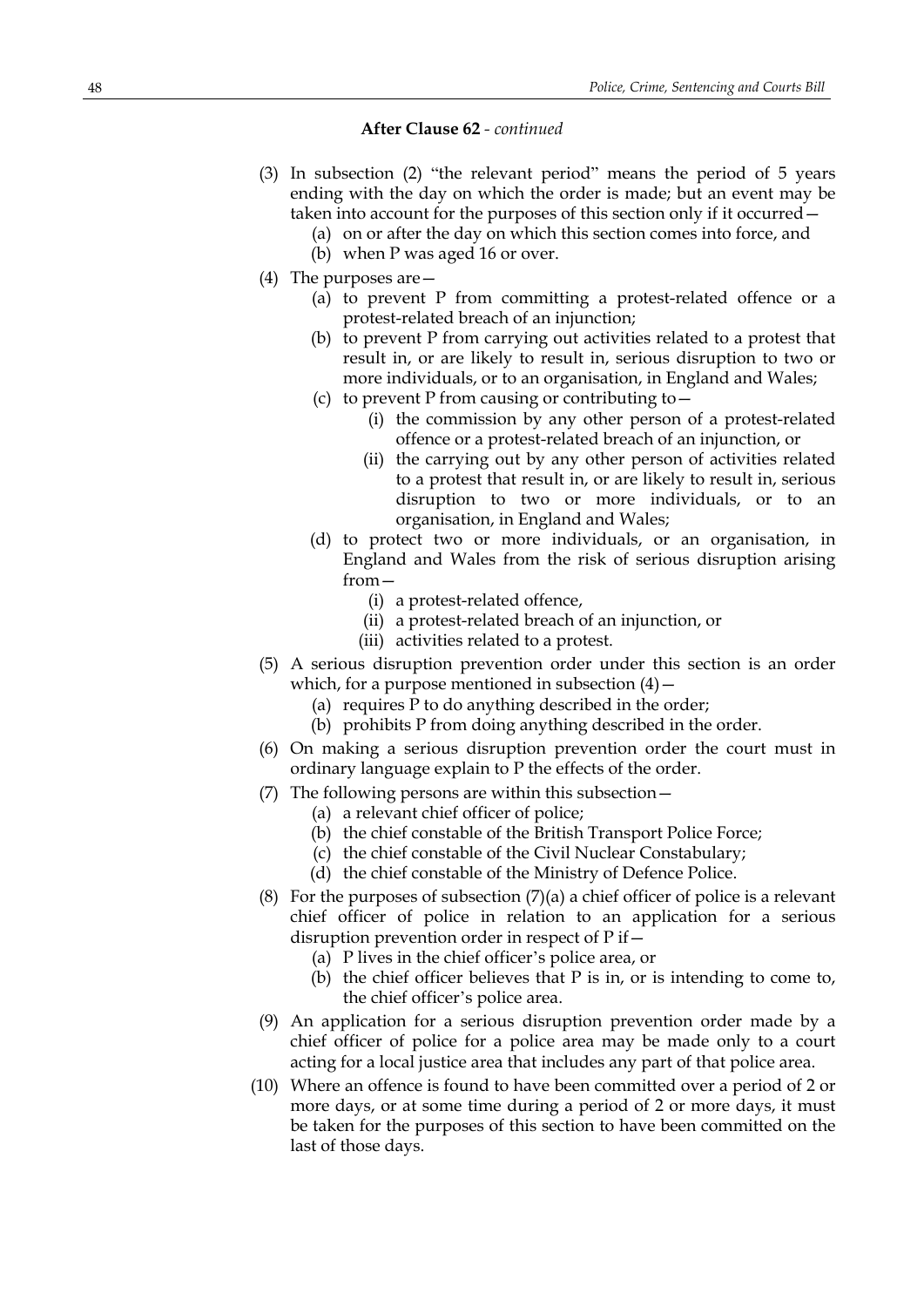**After Clause 62** - *continued*

(3) In subsection (2) "the relevant period" means the period of 5 years ending with the day on which the order is made; but an event may be taken into account for the purposes of this section only if it occurred—

- (a) on or after the day on which this section comes into force, and
- (b) when P was aged 16 or over.

(4) The purposes are—

- (a) to prevent P from committing a protest-related offence or a protest-related breach of an injunction;
- (b) to prevent P from carrying out activities related to a protest that result in, or are likely to result in, serious disruption to two or more individuals, or to an organisation, in England and Wales;
- (c) to prevent P from causing or contributing to—
  - (i) the commission by any other person of a protest-related offence or a protest-related breach of an injunction, or
  - (ii) the carrying out by any other person of activities related to a protest that result in, or are likely to result in, serious disruption to two or more individuals, or to an organisation, in England and Wales;
- (d) to protect two or more individuals, or an organisation, in England and Wales from the risk of serious disruption arising from—
  - (i) a protest-related offence,
  - (ii) a protest-related breach of an injunction, or
  - (iii) activities related to a protest.

(5) A serious disruption prevention order under this section is an order which, for a purpose mentioned in subsection (4)—

- (a) requires P to do anything described in the order;
- (b) prohibits P from doing anything described in the order.

(6) On making a serious disruption prevention order the court must in ordinary language explain to P the effects of the order.

(7) The following persons are within this subsection—

- (a) a relevant chief officer of police;
- (b) the chief constable of the British Transport Police Force;
- (c) the chief constable of the Civil Nuclear Constabulary;
- (d) the chief constable of the Ministry of Defence Police.

(8) For the purposes of subsection (7)(a) a chief officer of police is a relevant chief officer of police in relation to an application for a serious disruption prevention order in respect of P if—

- (a) P lives in the chief officer's police area, or
- (b) the chief officer believes that P is in, or is intending to come to, the chief officer's police area.

(9) An application for a serious disruption prevention order made by a chief officer of police for a police area may be made only to a court acting for a local justice area that includes any part of that police area.

(10) Where an offence is found to have been committed over a period of 2 or more days, or at some time during a period of 2 or more days, it must be taken for the purposes of this section to have been committed on the last of those days.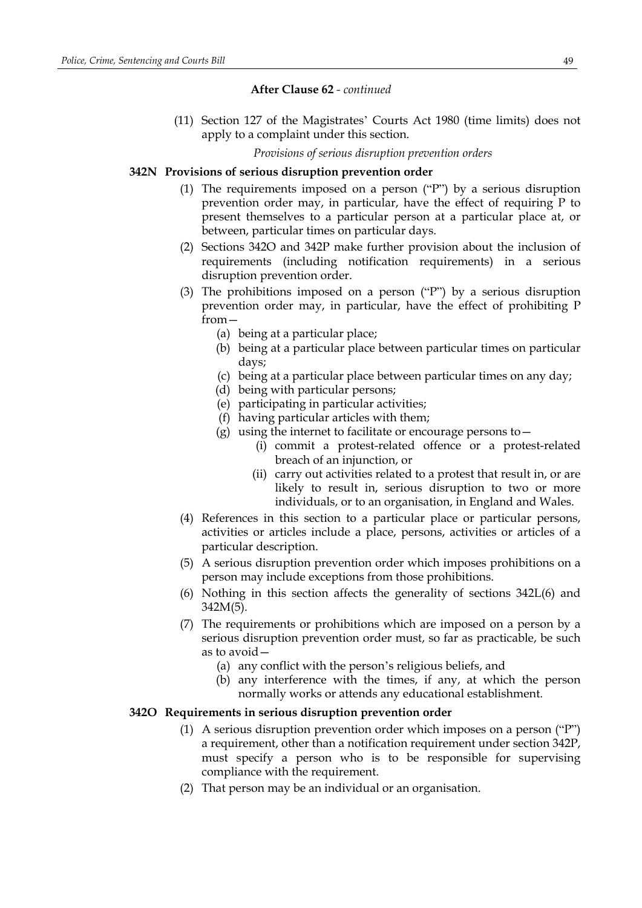**After Clause 62** - *continued*

(11) Section 127 of the Magistrates' Courts Act 1980 (time limits) does not apply to a complaint under this section.

*Provisions of serious disruption prevention orders*

**342N Provisions of serious disruption prevention order**

(1) The requirements imposed on a person ("P") by a serious disruption prevention order may, in particular, have the effect of requiring P to present themselves to a particular person at a particular place at, or between, particular times on particular days.

(2) Sections 342O and 342P make further provision about the inclusion of requirements (including notification requirements) in a serious disruption prevention order.

(3) The prohibitions imposed on a person ("P") by a serious disruption prevention order may, in particular, have the effect of prohibiting P from—

(a) being at a particular place;

(b) being at a particular place between particular times on particular days;

(c) being at a particular place between particular times on any day;

(d) being with particular persons;

(e) participating in particular activities;

(f) having particular articles with them;

(g) using the internet to facilitate or encourage persons to—

(i) commit a protest-related offence or a protest-related breach of an injunction, or

(ii) carry out activities related to a protest that result in, or are likely to result in, serious disruption to two or more individuals, or to an organisation, in England and Wales.

(4) References in this section to a particular place or particular persons, activities or articles include a place, persons, activities or articles of a particular description.

(5) A serious disruption prevention order which imposes prohibitions on a person may include exceptions from those prohibitions.

(6) Nothing in this section affects the generality of sections 342L(6) and 342M(5).

(7) The requirements or prohibitions which are imposed on a person by a serious disruption prevention order must, so far as practicable, be such as to avoid—

(a) any conflict with the person's religious beliefs, and

(b) any interference with the times, if any, at which the person normally works or attends any educational establishment.

**342O Requirements in serious disruption prevention order**

(1) A serious disruption prevention order which imposes on a person ("P") a requirement, other than a notification requirement under section 342P, must specify a person who is to be responsible for supervising compliance with the requirement.

(2) That person may be an individual or an organisation.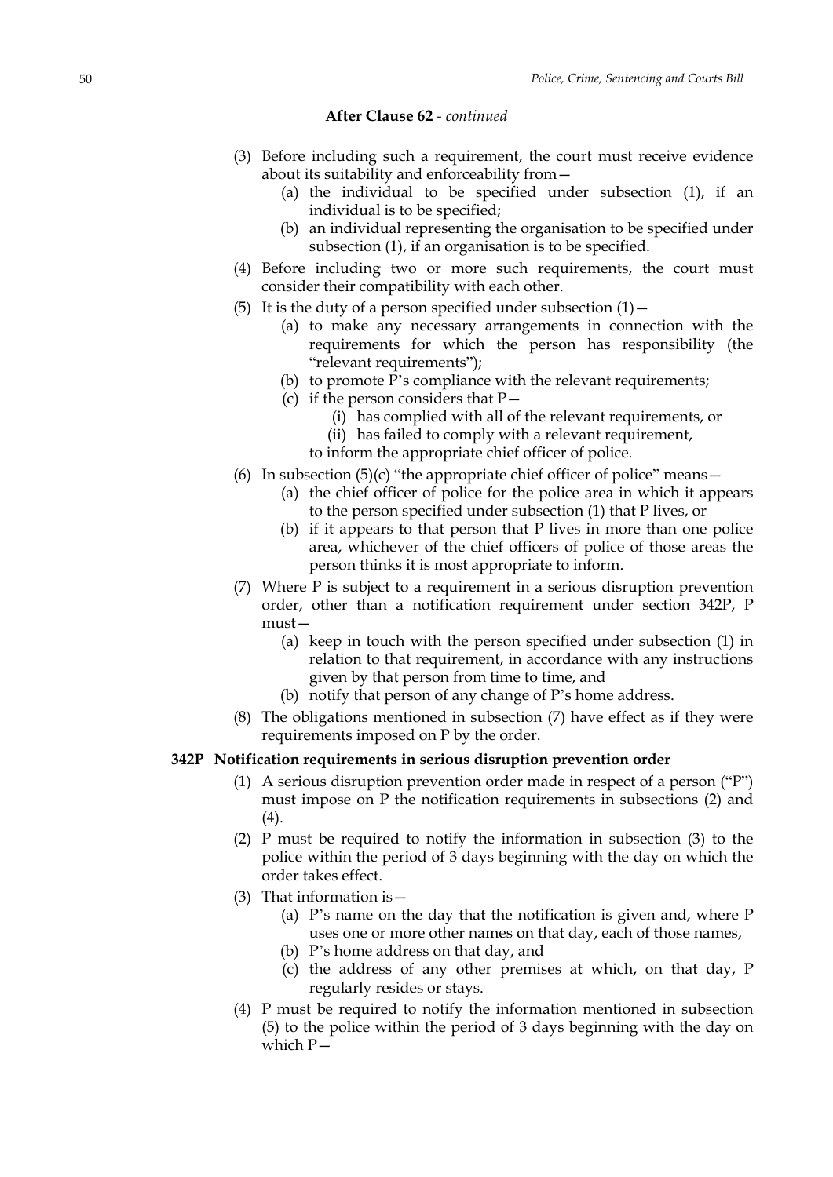**After Clause 62** - *continued*

(3) Before including such a requirement, the court must receive evidence about its suitability and enforceability from—

(a) the individual to be specified under subsection (1), if an individual is to be specified;

(b) an individual representing the organisation to be specified under subsection (1), if an organisation is to be specified.

(4) Before including two or more such requirements, the court must consider their compatibility with each other.

(5) It is the duty of a person specified under subsection (1)—

(a) to make any necessary arrangements in connection with the requirements for which the person has responsibility (the "relevant requirements");

(b) to promote P's compliance with the relevant requirements;

(c) if the person considers that P—

(i) has complied with all of the relevant requirements, or

(ii) has failed to comply with a relevant requirement,

to inform the appropriate chief officer of police.

(6) In subsection (5)(c) "the appropriate chief officer of police" means—

(a) the chief officer of police for the police area in which it appears to the person specified under subsection (1) that P lives, or

(b) if it appears to that person that P lives in more than one police area, whichever of the chief officers of police of those areas the person thinks it is most appropriate to inform.

(7) Where P is subject to a requirement in a serious disruption prevention order, other than a notification requirement under section 342P, P must—

(a) keep in touch with the person specified under subsection (1) in relation to that requirement, in accordance with any instructions given by that person from time to time, and

(b) notify that person of any change of P's home address.

(8) The obligations mentioned in subsection (7) have effect as if they were requirements imposed on P by the order.

**342P Notification requirements in serious disruption prevention order**

(1) A serious disruption prevention order made in respect of a person ("P") must impose on P the notification requirements in subsections (2) and (4).

(2) P must be required to notify the information in subsection (3) to the police within the period of 3 days beginning with the day on which the order takes effect.

(3) That information is—

(a) P's name on the day that the notification is given and, where P uses one or more other names on that day, each of those names,

(b) P's home address on that day, and

(c) the address of any other premises at which, on that day, P regularly resides or stays.

(4) P must be required to notify the information mentioned in subsection (5) to the police within the period of 3 days beginning with the day on which P—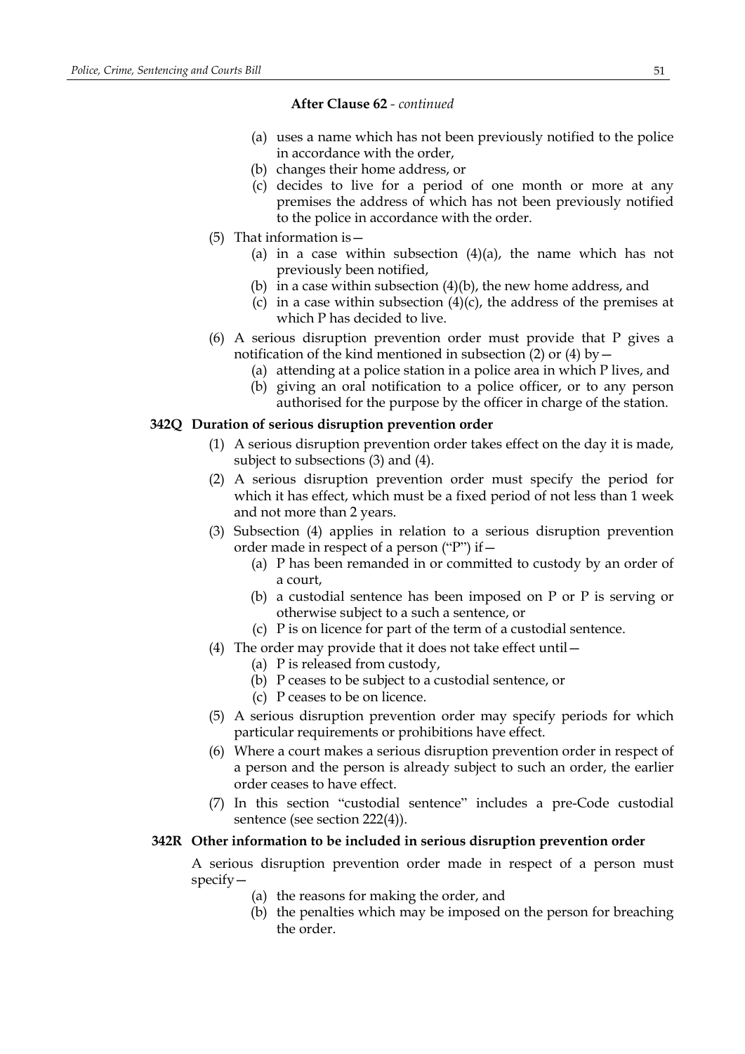**After Clause 62** - *continued*

(a) uses a name which has not been previously notified to the police in accordance with the order,

(b) changes their home address, or

(c) decides to live for a period of one month or more at any premises the address of which has not been previously notified to the police in accordance with the order.

(5) That information is—

(a) in a case within subsection (4)(a), the name which has not previously been notified,

(b) in a case within subsection (4)(b), the new home address, and

(c) in a case within subsection (4)(c), the address of the premises at which P has decided to live.

(6) A serious disruption prevention order must provide that P gives a notification of the kind mentioned in subsection (2) or (4) by—

(a) attending at a police station in a police area in which P lives, and

(b) giving an oral notification to a police officer, or to any person authorised for the purpose by the officer in charge of the station.

**342Q Duration of serious disruption prevention order**

(1) A serious disruption prevention order takes effect on the day it is made, subject to subsections (3) and (4).

(2) A serious disruption prevention order must specify the period for which it has effect, which must be a fixed period of not less than 1 week and not more than 2 years.

(3) Subsection (4) applies in relation to a serious disruption prevention order made in respect of a person ("P") if—

(a) P has been remanded in or committed to custody by an order of a court,

(b) a custodial sentence has been imposed on P or P is serving or otherwise subject to a such a sentence, or

(c) P is on licence for part of the term of a custodial sentence.

(4) The order may provide that it does not take effect until—

(a) P is released from custody,

(b) P ceases to be subject to a custodial sentence, or

(c) P ceases to be on licence.

(5) A serious disruption prevention order may specify periods for which particular requirements or prohibitions have effect.

(6) Where a court makes a serious disruption prevention order in respect of a person and the person is already subject to such an order, the earlier order ceases to have effect.

(7) In this section "custodial sentence" includes a pre-Code custodial sentence (see section 222(4)).

**342R Other information to be included in serious disruption prevention order**

A serious disruption prevention order made in respect of a person must specify—

(a) the reasons for making the order, and

(b) the penalties which may be imposed on the person for breaching the order.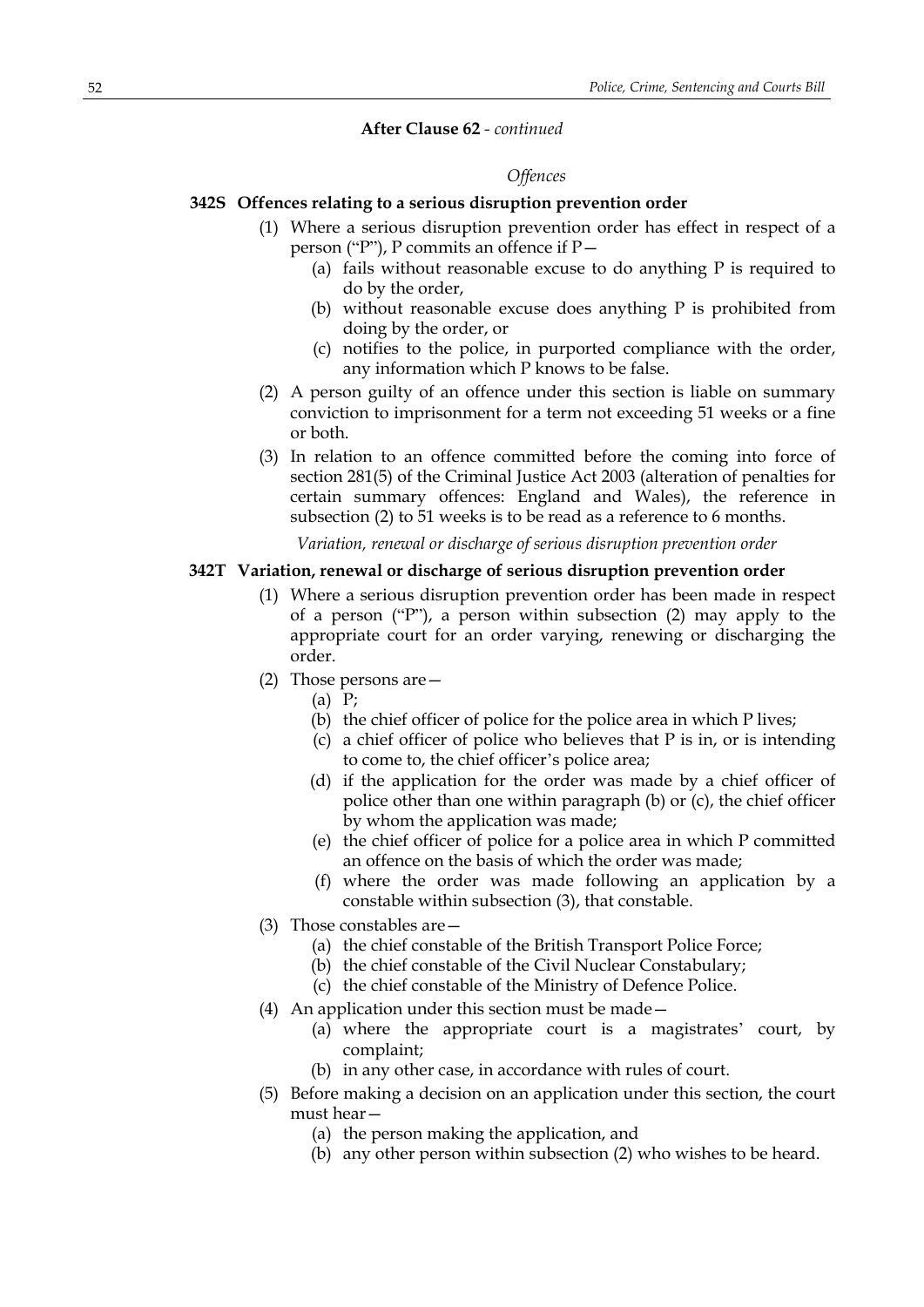**After Clause 62** - *continued*

*Offences*

**342S Offences relating to a serious disruption prevention order**

(1) Where a serious disruption prevention order has effect in respect of a person ("P"), P commits an offence if P—

(a) fails without reasonable excuse to do anything P is required to do by the order,

(b) without reasonable excuse does anything P is prohibited from doing by the order, or

(c) notifies to the police, in purported compliance with the order, any information which P knows to be false.

(2) A person guilty of an offence under this section is liable on summary conviction to imprisonment for a term not exceeding 51 weeks or a fine or both.

(3) In relation to an offence committed before the coming into force of section 281(5) of the Criminal Justice Act 2003 (alteration of penalties for certain summary offences: England and Wales), the reference in subsection (2) to 51 weeks is to be read as a reference to 6 months.

*Variation, renewal or discharge of serious disruption prevention order*

**342T Variation, renewal or discharge of serious disruption prevention order**

(1) Where a serious disruption prevention order has been made in respect of a person ("P"), a person within subsection (2) may apply to the appropriate court for an order varying, renewing or discharging the order.

(2) Those persons are—

(a) P;

(b) the chief officer of police for the police area in which P lives;

(c) a chief officer of police who believes that P is in, or is intending to come to, the chief officer's police area;

(d) if the application for the order was made by a chief officer of police other than one within paragraph (b) or (c), the chief officer by whom the application was made;

(e) the chief officer of police for a police area in which P committed an offence on the basis of which the order was made;

(f) where the order was made following an application by a constable within subsection (3), that constable.

(3) Those constables are—

(a) the chief constable of the British Transport Police Force;

(b) the chief constable of the Civil Nuclear Constabulary;

(c) the chief constable of the Ministry of Defence Police.

(4) An application under this section must be made—

(a) where the appropriate court is a magistrates' court, by complaint;

(b) in any other case, in accordance with rules of court.

(5) Before making a decision on an application under this section, the court must hear—

(a) the person making the application, and

(b) any other person within subsection (2) who wishes to be heard.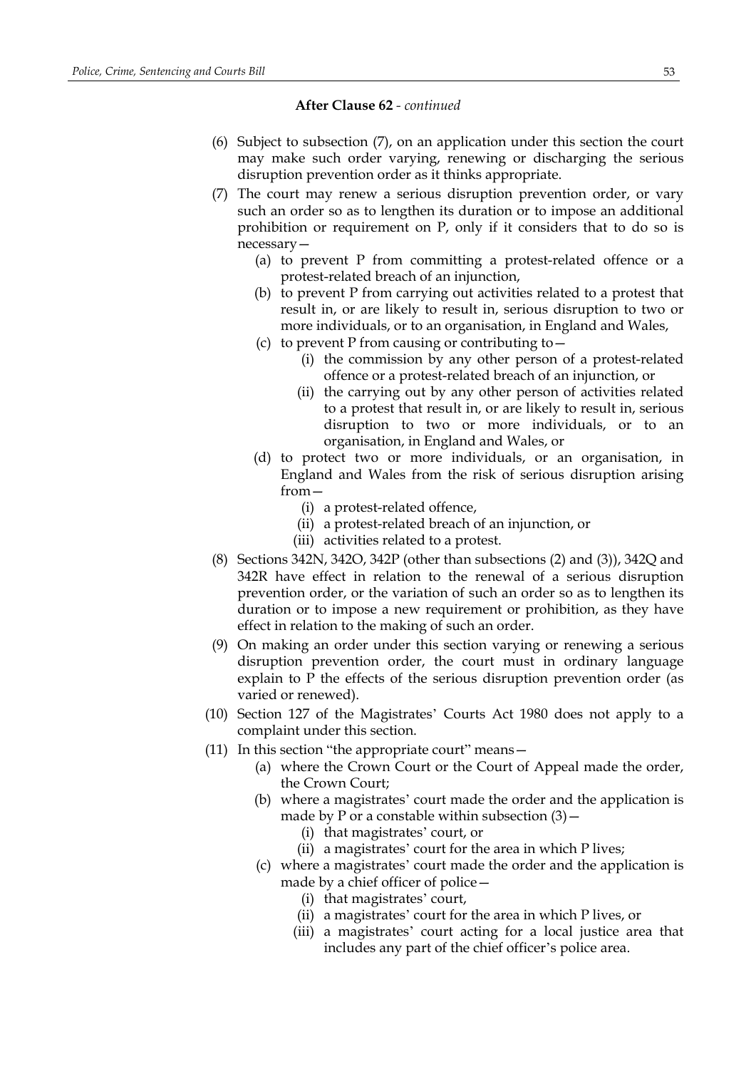**After Clause 62** - *continued*

(6) Subject to subsection (7), on an application under this section the court may make such order varying, renewing or discharging the serious disruption prevention order as it thinks appropriate.

(7) The court may renew a serious disruption prevention order, or vary such an order so as to lengthen its duration or to impose an additional prohibition or requirement on P, only if it considers that to do so is necessary—

  (a) to prevent P from committing a protest-related offence or a protest-related breach of an injunction,

  (b) to prevent P from carrying out activities related to a protest that result in, or are likely to result in, serious disruption to two or more individuals, or to an organisation, in England and Wales,

  (c) to prevent P from causing or contributing to—

    (i) the commission by any other person of a protest-related offence or a protest-related breach of an injunction, or

    (ii) the carrying out by any other person of activities related to a protest that result in, or are likely to result in, serious disruption to two or more individuals, or to an organisation, in England and Wales, or

  (d) to protect two or more individuals, or an organisation, in England and Wales from the risk of serious disruption arising from—

    (i) a protest-related offence,

    (ii) a protest-related breach of an injunction, or

    (iii) activities related to a protest.

(8) Sections 342N, 342O, 342P (other than subsections (2) and (3)), 342Q and 342R have effect in relation to the renewal of a serious disruption prevention order, or the variation of such an order so as to lengthen its duration or to impose a new requirement or prohibition, as they have effect in relation to the making of such an order.

(9) On making an order under this section varying or renewing a serious disruption prevention order, the court must in ordinary language explain to P the effects of the serious disruption prevention order (as varied or renewed).

(10) Section 127 of the Magistrates' Courts Act 1980 does not apply to a complaint under this section.

(11) In this section "the appropriate court" means—

  (a) where the Crown Court or the Court of Appeal made the order, the Crown Court;

  (b) where a magistrates' court made the order and the application is made by P or a constable within subsection (3)—

    (i) that magistrates' court, or

    (ii) a magistrates' court for the area in which P lives;

  (c) where a magistrates' court made the order and the application is made by a chief officer of police—

    (i) that magistrates' court,

    (ii) a magistrates' court for the area in which P lives, or

    (iii) a magistrates' court acting for a local justice area that includes any part of the chief officer's police area.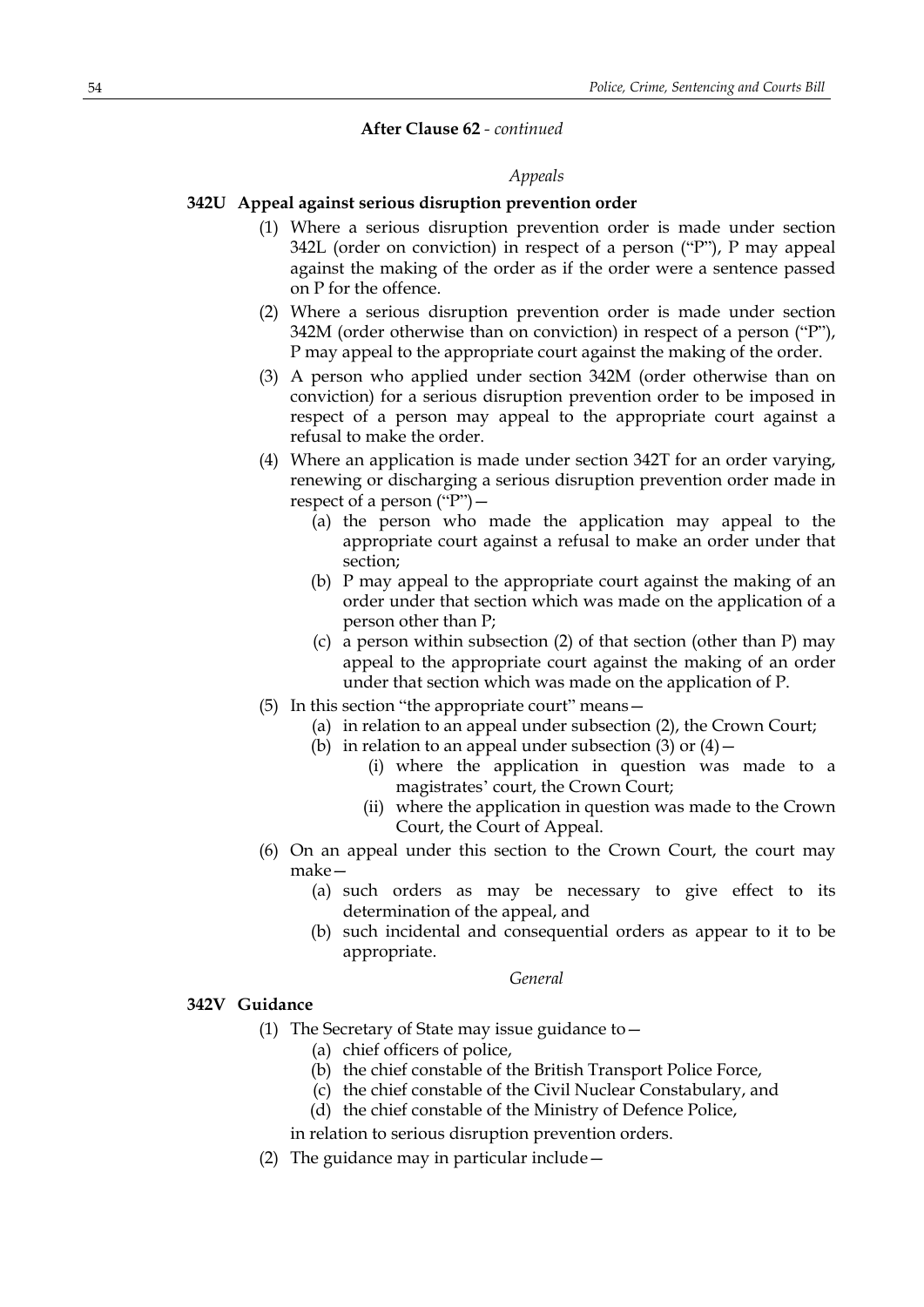**After Clause 62** - *continued*

*Appeals*

**342U Appeal against serious disruption prevention order**

(1) Where a serious disruption prevention order is made under section 342L (order on conviction) in respect of a person ("P"), P may appeal against the making of the order as if the order were a sentence passed on P for the offence.

(2) Where a serious disruption prevention order is made under section 342M (order otherwise than on conviction) in respect of a person ("P"), P may appeal to the appropriate court against the making of the order.

(3) A person who applied under section 342M (order otherwise than on conviction) for a serious disruption prevention order to be imposed in respect of a person may appeal to the appropriate court against a refusal to make the order.

(4) Where an application is made under section 342T for an order varying, renewing or discharging a serious disruption prevention order made in respect of a person ("P")—

- (a) the person who made the application may appeal to the appropriate court against a refusal to make an order under that section;
- (b) P may appeal to the appropriate court against the making of an order under that section which was made on the application of a person other than P;
- (c) a person within subsection (2) of that section (other than P) may appeal to the appropriate court against the making of an order under that section which was made on the application of P.

(5) In this section "the appropriate court" means—

- (a) in relation to an appeal under subsection (2), the Crown Court;
- (b) in relation to an appeal under subsection (3) or (4)—
  - (i) where the application in question was made to a magistrates' court, the Crown Court;
  - (ii) where the application in question was made to the Crown Court, the Court of Appeal.

(6) On an appeal under this section to the Crown Court, the court may make—

- (a) such orders as may be necessary to give effect to its determination of the appeal, and
- (b) such incidental and consequential orders as appear to it to be appropriate.

*General*

**342V Guidance**

(1) The Secretary of State may issue guidance to—

- (a) chief officers of police,
- (b) the chief constable of the British Transport Police Force,
- (c) the chief constable of the Civil Nuclear Constabulary, and
- (d) the chief constable of the Ministry of Defence Police,

in relation to serious disruption prevention orders.

(2) The guidance may in particular include—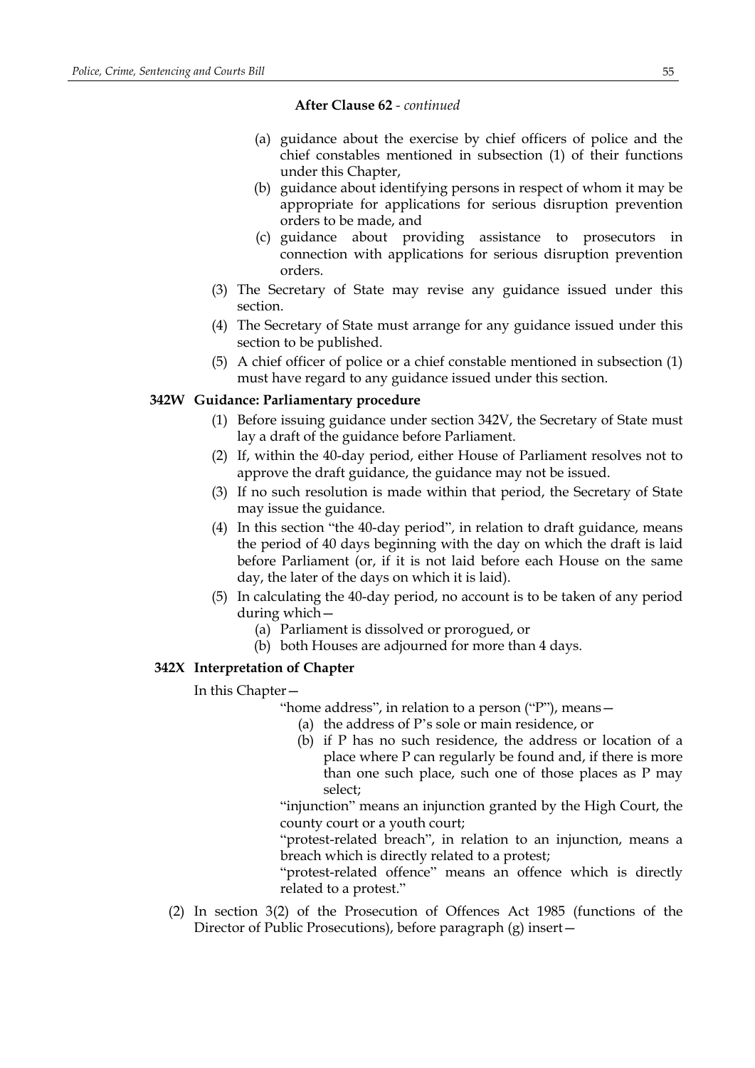**After Clause 62** - *continued*

(a) guidance about the exercise by chief officers of police and the chief constables mentioned in subsection (1) of their functions under this Chapter,

(b) guidance about identifying persons in respect of whom it may be appropriate for applications for serious disruption prevention orders to be made, and

(c) guidance about providing assistance to prosecutors in connection with applications for serious disruption prevention orders.

(3) The Secretary of State may revise any guidance issued under this section.

(4) The Secretary of State must arrange for any guidance issued under this section to be published.

(5) A chief officer of police or a chief constable mentioned in subsection (1) must have regard to any guidance issued under this section.

**342W Guidance: Parliamentary procedure**

(1) Before issuing guidance under section 342V, the Secretary of State must lay a draft of the guidance before Parliament.

(2) If, within the 40-day period, either House of Parliament resolves not to approve the draft guidance, the guidance may not be issued.

(3) If no such resolution is made within that period, the Secretary of State may issue the guidance.

(4) In this section "the 40-day period", in relation to draft guidance, means the period of 40 days beginning with the day on which the draft is laid before Parliament (or, if it is not laid before each House on the same day, the later of the days on which it is laid).

(5) In calculating the 40-day period, no account is to be taken of any period during which—

(a) Parliament is dissolved or prorogued, or

(b) both Houses are adjourned for more than 4 days.

**342X Interpretation of Chapter**

In this Chapter—

"home address", in relation to a person ("P"), means—

(a) the address of P's sole or main residence, or

(b) if P has no such residence, the address or location of a place where P can regularly be found and, if there is more than one such place, such one of those places as P may select;

"injunction" means an injunction granted by the High Court, the county court or a youth court;

"protest-related breach", in relation to an injunction, means a breach which is directly related to a protest;

"protest-related offence" means an offence which is directly related to a protest."

(2) In section 3(2) of the Prosecution of Offences Act 1985 (functions of the Director of Public Prosecutions), before paragraph (g) insert—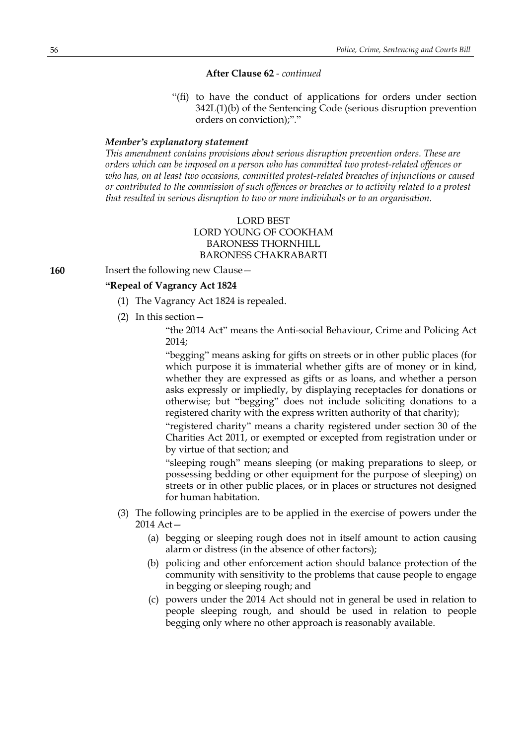**After Clause 62** - *continued*

"(fi) to have the conduct of applications for orders under section 342L(1)(b) of the Sentencing Code (serious disruption prevention orders on conviction);"."

***Member's explanatory statement***

*This amendment contains provisions about serious disruption prevention orders. These are orders which can be imposed on a person who has committed two protest-related offences or who has, on at least two occasions, committed protest-related breaches of injunctions or caused or contributed to the commission of such offences or breaches or to activity related to a protest that resulted in serious disruption to two or more individuals or to an organisation.*

LORD BEST
LORD YOUNG OF COOKHAM
BARONESS THORNHILL
BARONESS CHAKRABARTI

**160** Insert the following new Clause—

**"Repeal of Vagrancy Act 1824**

(1) The Vagrancy Act 1824 is repealed.

(2) In this section—

"the 2014 Act" means the Anti-social Behaviour, Crime and Policing Act 2014;

"begging" means asking for gifts on streets or in other public places (for which purpose it is immaterial whether gifts are of money or in kind, whether they are expressed as gifts or as loans, and whether a person asks expressly or impliedly, by displaying receptacles for donations or otherwise; but "begging" does not include soliciting donations to a registered charity with the express written authority of that charity);

"registered charity" means a charity registered under section 30 of the Charities Act 2011, or exempted or excepted from registration under or by virtue of that section; and

"sleeping rough" means sleeping (or making preparations to sleep, or possessing bedding or other equipment for the purpose of sleeping) on streets or in other public places, or in places or structures not designed for human habitation.

(3) The following principles are to be applied in the exercise of powers under the 2014 Act—

(a) begging or sleeping rough does not in itself amount to action causing alarm or distress (in the absence of other factors);

(b) policing and other enforcement action should balance protection of the community with sensitivity to the problems that cause people to engage in begging or sleeping rough; and

(c) powers under the 2014 Act should not in general be used in relation to people sleeping rough, and should be used in relation to people begging only where no other approach is reasonably available.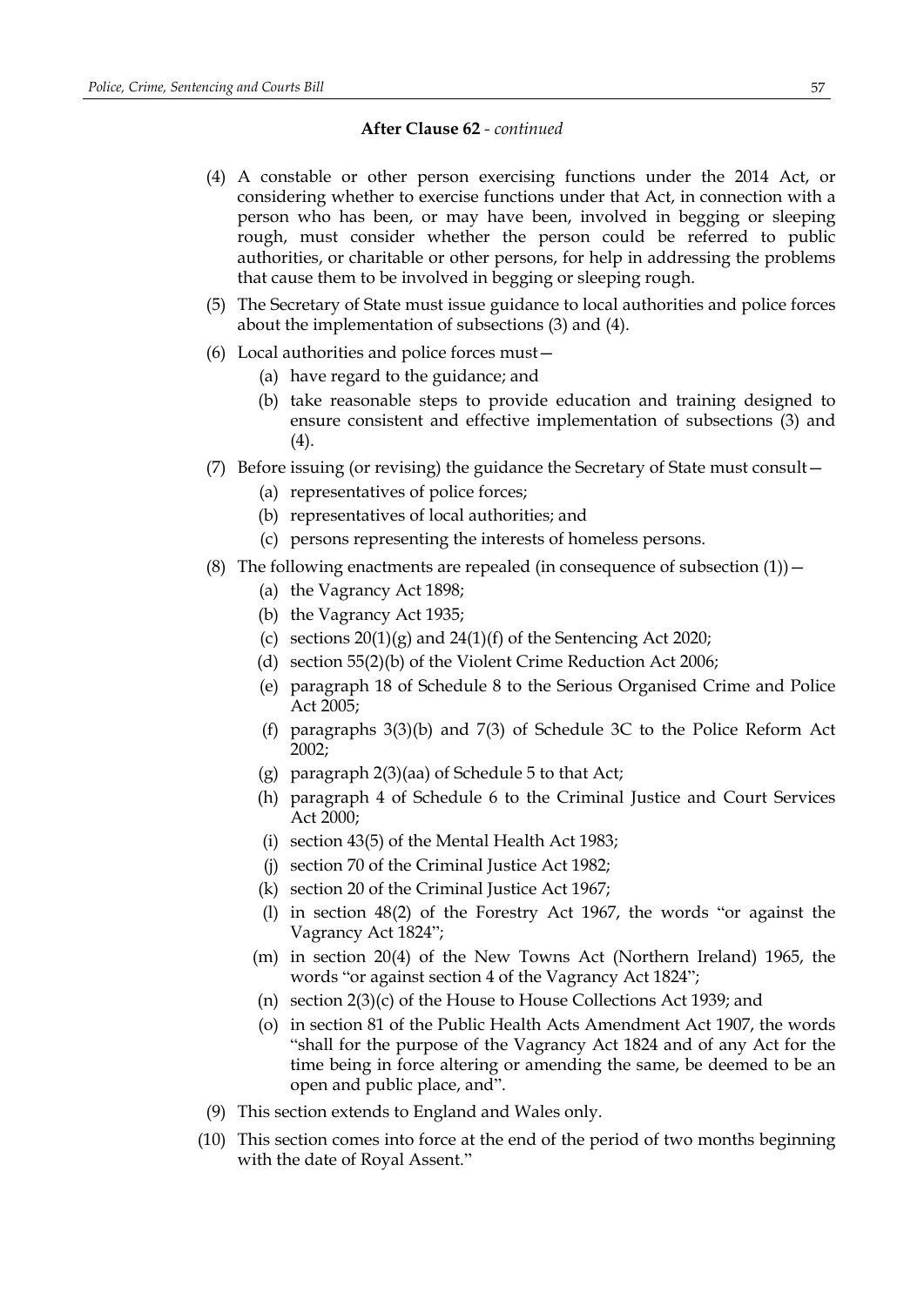**After Clause 62** - *continued*

(4) A constable or other person exercising functions under the 2014 Act, or considering whether to exercise functions under that Act, in connection with a person who has been, or may have been, involved in begging or sleeping rough, must consider whether the person could be referred to public authorities, or charitable or other persons, for help in addressing the problems that cause them to be involved in begging or sleeping rough.

(5) The Secretary of State must issue guidance to local authorities and police forces about the implementation of subsections (3) and (4).

(6) Local authorities and police forces must—

- (a) have regard to the guidance; and
- (b) take reasonable steps to provide education and training designed to ensure consistent and effective implementation of subsections (3) and (4).

(7) Before issuing (or revising) the guidance the Secretary of State must consult—

- (a) representatives of police forces;
- (b) representatives of local authorities; and
- (c) persons representing the interests of homeless persons.

(8) The following enactments are repealed (in consequence of subsection (1))—

- (a) the Vagrancy Act 1898;
- (b) the Vagrancy Act 1935;
- (c) sections 20(1)(g) and 24(1)(f) of the Sentencing Act 2020;
- (d) section 55(2)(b) of the Violent Crime Reduction Act 2006;
- (e) paragraph 18 of Schedule 8 to the Serious Organised Crime and Police Act 2005;
- (f) paragraphs 3(3)(b) and 7(3) of Schedule 3C to the Police Reform Act 2002;
- (g) paragraph 2(3)(aa) of Schedule 5 to that Act;
- (h) paragraph 4 of Schedule 6 to the Criminal Justice and Court Services Act 2000;
- (i) section 43(5) of the Mental Health Act 1983;
- (j) section 70 of the Criminal Justice Act 1982;
- (k) section 20 of the Criminal Justice Act 1967;
- (l) in section 48(2) of the Forestry Act 1967, the words "or against the Vagrancy Act 1824";
- (m) in section 20(4) of the New Towns Act (Northern Ireland) 1965, the words "or against section 4 of the Vagrancy Act 1824";
- (n) section 2(3)(c) of the House to House Collections Act 1939; and
- (o) in section 81 of the Public Health Acts Amendment Act 1907, the words "shall for the purpose of the Vagrancy Act 1824 and of any Act for the time being in force altering or amending the same, be deemed to be an open and public place, and".

(9) This section extends to England and Wales only.

(10) This section comes into force at the end of the period of two months beginning with the date of Royal Assent."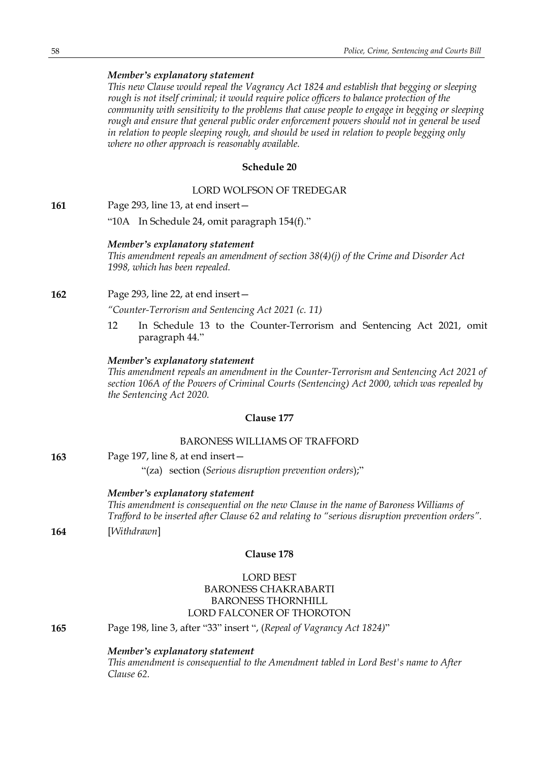*Member's explanatory statement*

*This new Clause would repeal the Vagrancy Act 1824 and establish that begging or sleeping rough is not itself criminal; it would require police officers to balance protection of the community with sensitivity to the problems that cause people to engage in begging or sleeping rough and ensure that general public order enforcement powers should not in general be used in relation to people sleeping rough, and should be used in relation to people begging only where no other approach is reasonably available.*

### Schedule 20

LORD WOLFSON OF TREDEGAR

**161** Page 293, line 13, at end insert—

"10A In Schedule 24, omit paragraph 154(f)."

*Member's explanatory statement*

*This amendment repeals an amendment of section 38(4)(j) of the Crime and Disorder Act 1998, which has been repealed.*

**162** Page 293, line 22, at end insert—

*"Counter-Terrorism and Sentencing Act 2021 (c. 11)*

12 In Schedule 13 to the Counter-Terrorism and Sentencing Act 2021, omit paragraph 44."

*Member's explanatory statement*

*This amendment repeals an amendment in the Counter-Terrorism and Sentencing Act 2021 of section 106A of the Powers of Criminal Courts (Sentencing) Act 2000, which was repealed by the Sentencing Act 2020.*

### Clause 177

BARONESS WILLIAMS OF TRAFFORD

**163** Page 197, line 8, at end insert—

"(za) section (*Serious disruption prevention orders*);"

*Member's explanatory statement*

*This amendment is consequential on the new Clause in the name of Baroness Williams of Trafford to be inserted after Clause 62 and relating to "serious disruption prevention orders".*

**164** [*Withdrawn*]

### Clause 178

LORD BEST
BARONESS CHAKRABARTI
BARONESS THORNHILL
LORD FALCONER OF THOROTON

**165** Page 198, line 3, after "33" insert ", (*Repeal of Vagrancy Act 1824)*"

*Member's explanatory statement*

*This amendment is consequential to the Amendment tabled in Lord Best's name to After Clause 62.*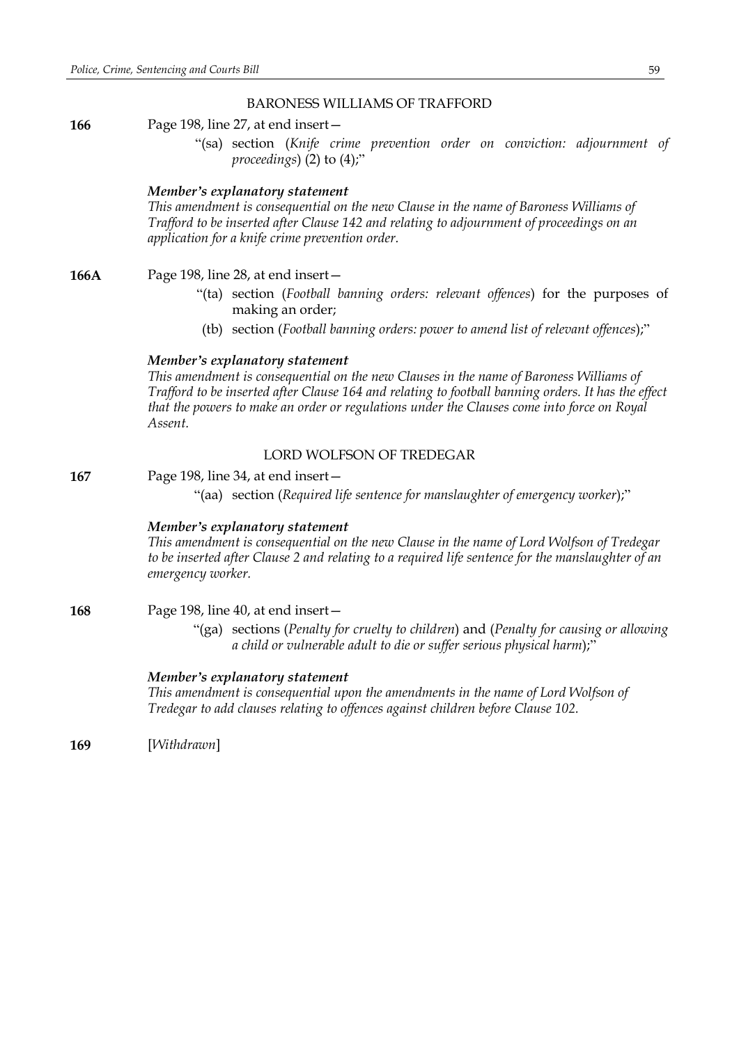BARONESS WILLIAMS OF TRAFFORD

**166** Page 198, line 27, at end insert—

"(sa) section (*Knife crime prevention order on conviction: adjournment of proceedings*) (2) to (4);"

***Member's explanatory statement***

*This amendment is consequential on the new Clause in the name of Baroness Williams of Trafford to be inserted after Clause 142 and relating to adjournment of proceedings on an application for a knife crime prevention order.*

**166A** Page 198, line 28, at end insert—

"(ta) section (*Football banning orders: relevant offences*) for the purposes of making an order;

(tb) section (*Football banning orders: power to amend list of relevant offences*);"

***Member's explanatory statement***

*This amendment is consequential on the new Clauses in the name of Baroness Williams of Trafford to be inserted after Clause 164 and relating to football banning orders. It has the effect that the powers to make an order or regulations under the Clauses come into force on Royal Assent.*

LORD WOLFSON OF TREDEGAR

**167** Page 198, line 34, at end insert—

"(aa) section (*Required life sentence for manslaughter of emergency worker*);"

***Member's explanatory statement***

*This amendment is consequential on the new Clause in the name of Lord Wolfson of Tredegar to be inserted after Clause 2 and relating to a required life sentence for the manslaughter of an emergency worker.*

**168** Page 198, line 40, at end insert—

"(ga) sections (*Penalty for cruelty to children*) and (*Penalty for causing or allowing a child or vulnerable adult to die or suffer serious physical harm*);"

***Member's explanatory statement***

*This amendment is consequential upon the amendments in the name of Lord Wolfson of Tredegar to add clauses relating to offences against children before Clause 102.*

**169** [*Withdrawn*]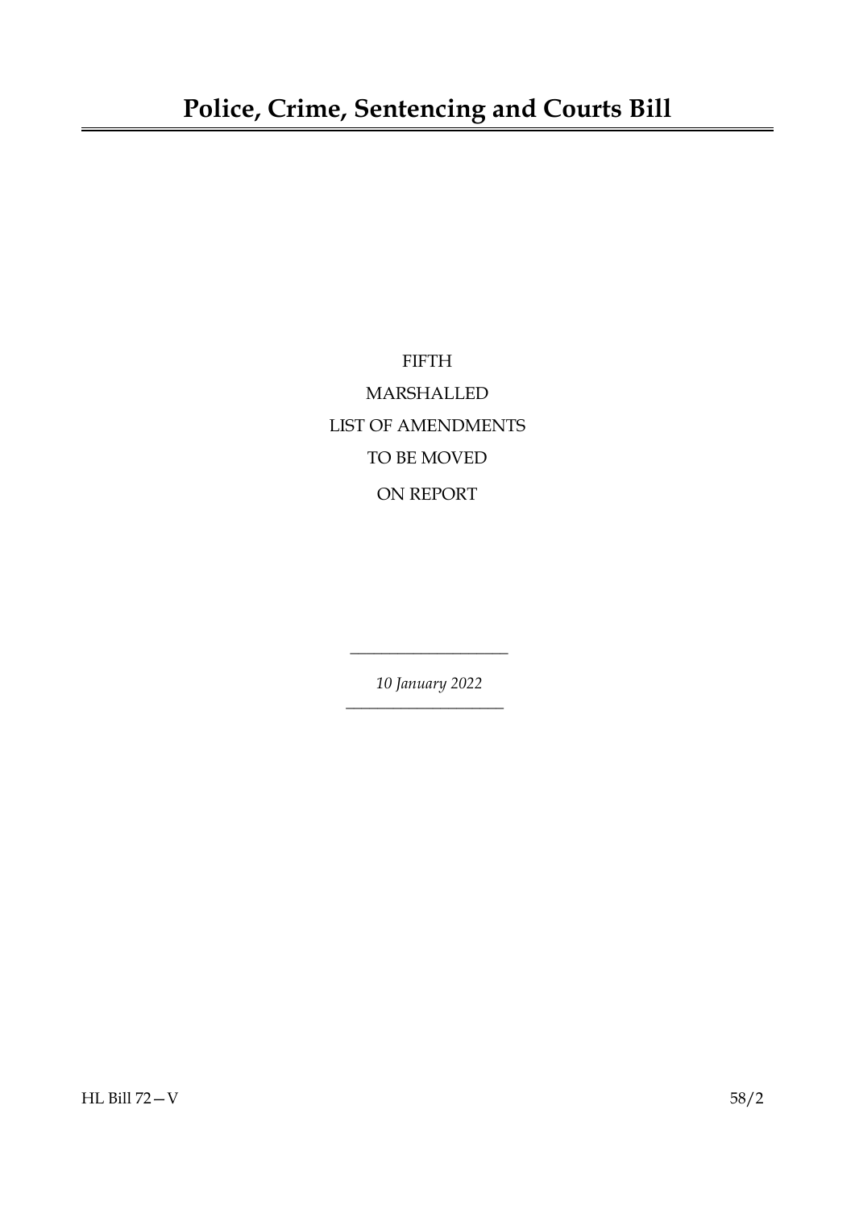# Police, Crime, Sentencing and Courts Bill

FIFTH

MARSHALLED

LIST OF AMENDMENTS

TO BE MOVED

ON REPORT

---

*10 January 2022*

---

HL Bill 72—V

58/2